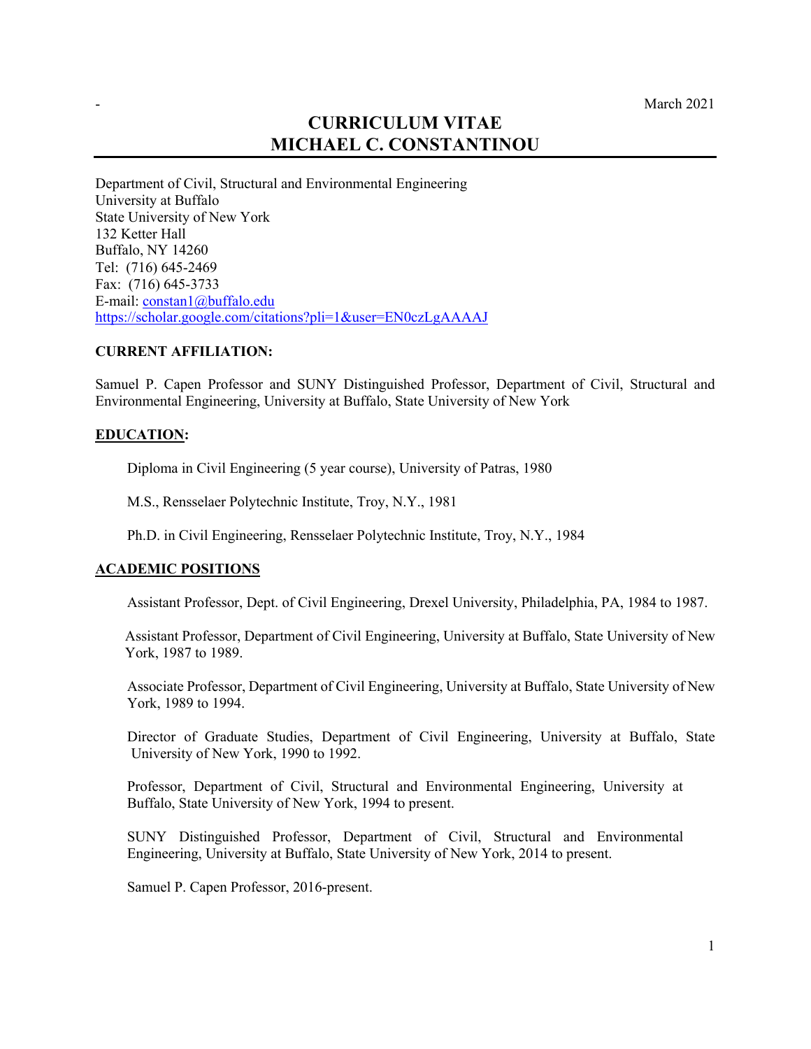March 2021

# CURRICULUM VITAE
# MICHAEL C. CONSTANTINOU

Department of Civil, Structural and Environmental Engineering
University at Buffalo
State University of New York
132 Ketter Hall
Buffalo, NY 14260
Tel: (716) 645-2469
Fax: (716) 645-3733
E-mail: [constan1@buffalo.edu](mailto:constan1@buffalo.edu)
[https://scholar.google.com/citations?pli=1&user=EN0czLgAAAAJ](https://scholar.google.com/citations?pli=1&user=EN0czLgAAAAJ)

## CURRENT AFFILIATION:

Samuel P. Capen Professor and SUNY Distinguished Professor, Department of Civil, Structural and Environmental Engineering, University at Buffalo, State University of New York

## EDUCATION:

Diploma in Civil Engineering (5 year course), University of Patras, 1980

M.S., Rensselaer Polytechnic Institute, Troy, N.Y., 1981

Ph.D. in Civil Engineering, Rensselaer Polytechnic Institute, Troy, N.Y., 1984

## ACADEMIC POSITIONS

Assistant Professor, Dept. of Civil Engineering, Drexel University, Philadelphia, PA, 1984 to 1987.

Assistant Professor, Department of Civil Engineering, University at Buffalo, State University of New York, 1987 to 1989.

Associate Professor, Department of Civil Engineering, University at Buffalo, State University of New York, 1989 to 1994.

Director of Graduate Studies, Department of Civil Engineering, University at Buffalo, State University of New York, 1990 to 1992.

Professor, Department of Civil, Structural and Environmental Engineering, University at Buffalo, State University of New York, 1994 to present.

SUNY Distinguished Professor, Department of Civil, Structural and Environmental Engineering, University at Buffalo, State University of New York, 2014 to present.

Samuel P. Capen Professor, 2016-present.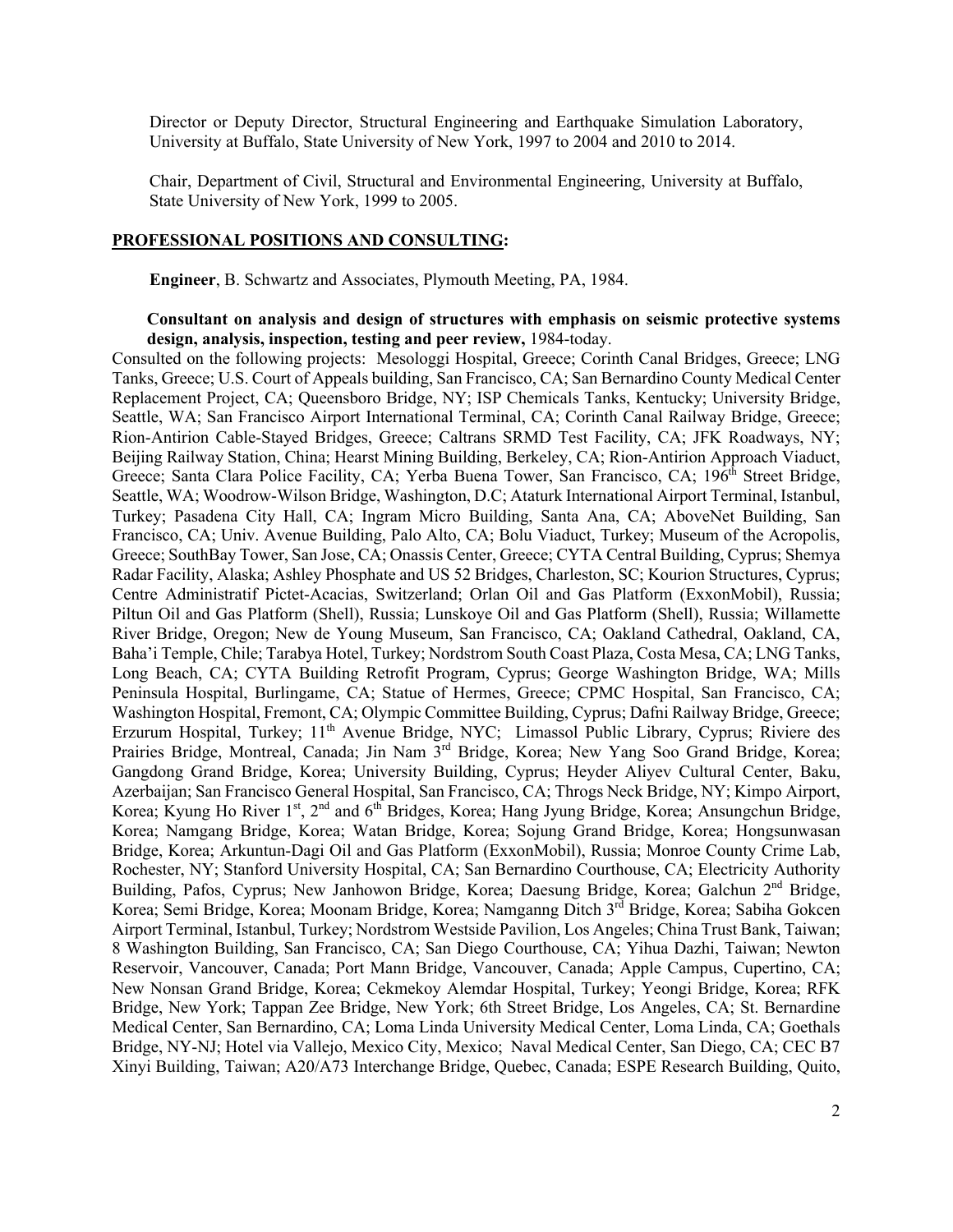Director or Deputy Director, Structural Engineering and Earthquake Simulation Laboratory, University at Buffalo, State University of New York, 1997 to 2004 and 2010 to 2014.

Chair, Department of Civil, Structural and Environmental Engineering, University at Buffalo, State University of New York, 1999 to 2005.

## PROFESSIONAL POSITIONS AND CONSULTING:

**Engineer**, B. Schwartz and Associates, Plymouth Meeting, PA, 1984.

**Consultant on analysis and design of structures with emphasis on seismic protective systems design, analysis, inspection, testing and peer review,** 1984-today.

Consulted on the following projects: Mesologgi Hospital, Greece; Corinth Canal Bridges, Greece; LNG Tanks, Greece; U.S. Court of Appeals building, San Francisco, CA; San Bernardino County Medical Center Replacement Project, CA; Queensboro Bridge, NY; ISP Chemicals Tanks, Kentucky; University Bridge, Seattle, WA; San Francisco Airport International Terminal, CA; Corinth Canal Railway Bridge, Greece; Rion-Antirion Cable-Stayed Bridges, Greece; Caltrans SRMD Test Facility, CA; JFK Roadways, NY; Beijing Railway Station, China; Hearst Mining Building, Berkeley, CA; Rion-Antirion Approach Viaduct, Greece; Santa Clara Police Facility, CA; Yerba Buena Tower, San Francisco, CA; 196th Street Bridge, Seattle, WA; Woodrow-Wilson Bridge, Washington, D.C; Ataturk International Airport Terminal, Istanbul, Turkey; Pasadena City Hall, CA; Ingram Micro Building, Santa Ana, CA; AboveNet Building, San Francisco, CA; Univ. Avenue Building, Palo Alto, CA; Bolu Viaduct, Turkey; Museum of the Acropolis, Greece; SouthBay Tower, San Jose, CA; Onassis Center, Greece; CYTA Central Building, Cyprus; Shemya Radar Facility, Alaska; Ashley Phosphate and US 52 Bridges, Charleston, SC; Kourion Structures, Cyprus; Centre Administratif Pictet-Acacias, Switzerland; Orlan Oil and Gas Platform (ExxonMobil), Russia; Piltun Oil and Gas Platform (Shell), Russia; Lunskoye Oil and Gas Platform (Shell), Russia; Willamette River Bridge, Oregon; New de Young Museum, San Francisco, CA; Oakland Cathedral, Oakland, CA, Baha'i Temple, Chile; Tarabya Hotel, Turkey; Nordstrom South Coast Plaza, Costa Mesa, CA; LNG Tanks, Long Beach, CA; CYTA Building Retrofit Program, Cyprus; George Washington Bridge, WA; Mills Peninsula Hospital, Burlingame, CA; Statue of Hermes, Greece; CPMC Hospital, San Francisco, CA; Washington Hospital, Fremont, CA; Olympic Committee Building, Cyprus; Dafni Railway Bridge, Greece; Erzurum Hospital, Turkey; 11th Avenue Bridge, NYC; Limassol Public Library, Cyprus; Riviere des Prairies Bridge, Montreal, Canada; Jin Nam 3rd Bridge, Korea; New Yang Soo Grand Bridge, Korea; Gangdong Grand Bridge, Korea; University Building, Cyprus; Heyder Aliyev Cultural Center, Baku, Azerbaijan; San Francisco General Hospital, San Francisco, CA; Throgs Neck Bridge, NY; Kimpo Airport, Korea; Kyung Ho River 1st, 2nd and 6th Bridges, Korea; Hang Jyung Bridge, Korea; Ansungchun Bridge, Korea; Namgang Bridge, Korea; Watan Bridge, Korea; Sojung Grand Bridge, Korea; Hongsunwasan Bridge, Korea; Arkuntun-Dagi Oil and Gas Platform (ExxonMobil), Russia; Monroe County Crime Lab, Rochester, NY; Stanford University Hospital, CA; San Bernardino Courthouse, CA; Electricity Authority Building, Pafos, Cyprus; New Janhowon Bridge, Korea; Daesung Bridge, Korea; Galchun 2nd Bridge, Korea; Semi Bridge, Korea; Moonam Bridge, Korea; Namganng Ditch 3rd Bridge, Korea; Sabiha Gokcen Airport Terminal, Istanbul, Turkey; Nordstrom Westside Pavilion, Los Angeles; China Trust Bank, Taiwan; 8 Washington Building, San Francisco, CA; San Diego Courthouse, CA; Yihua Dazhi, Taiwan; Newton Reservoir, Vancouver, Canada; Port Mann Bridge, Vancouver, Canada; Apple Campus, Cupertino, CA; New Nonsan Grand Bridge, Korea; Cekmekoy Alemdar Hospital, Turkey; Yeongi Bridge, Korea; RFK Bridge, New York; Tappan Zee Bridge, New York; 6th Street Bridge, Los Angeles, CA; St. Bernardine Medical Center, San Bernardino, CA; Loma Linda University Medical Center, Loma Linda, CA; Goethals Bridge, NY-NJ; Hotel via Vallejo, Mexico City, Mexico; Naval Medical Center, San Diego, CA; CEC B7 Xinyi Building, Taiwan; A20/A73 Interchange Bridge, Quebec, Canada; ESPE Research Building, Quito,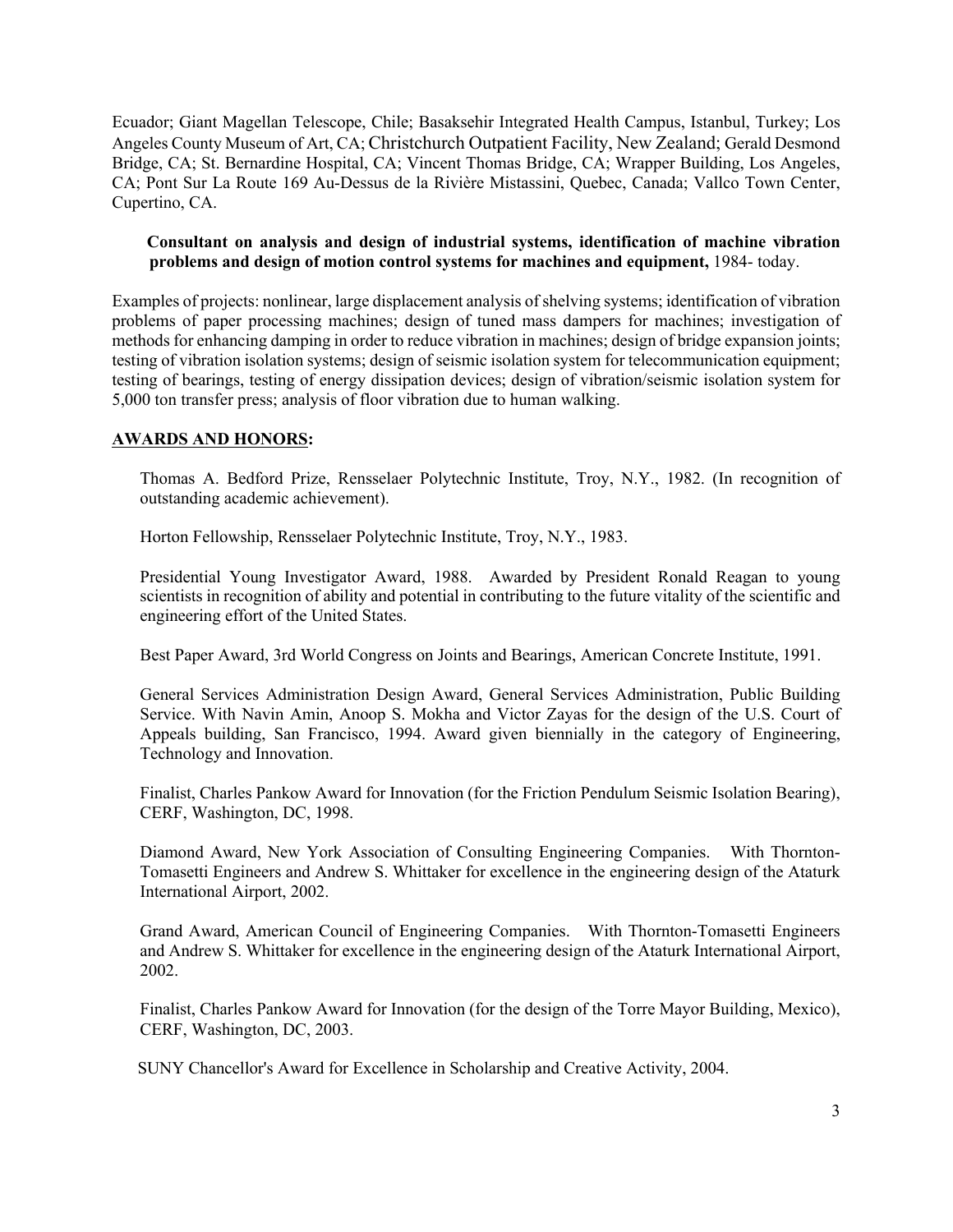Ecuador; Giant Magellan Telescope, Chile; Basaksehir Integrated Health Campus, Istanbul, Turkey; Los Angeles County Museum of Art, CA; Christchurch Outpatient Facility, New Zealand; Gerald Desmond Bridge, CA; St. Bernardine Hospital, CA; Vincent Thomas Bridge, CA; Wrapper Building, Los Angeles, CA; Pont Sur La Route 169 Au-Dessus de la Rivière Mistassini, Quebec, Canada; Vallco Town Center, Cupertino, CA.

**Consultant on analysis and design of industrial systems, identification of machine vibration problems and design of motion control systems for machines and equipment,** 1984- today.

Examples of projects: nonlinear, large displacement analysis of shelving systems; identification of vibration problems of paper processing machines; design of tuned mass dampers for machines; investigation of methods for enhancing damping in order to reduce vibration in machines; design of bridge expansion joints; testing of vibration isolation systems; design of seismic isolation system for telecommunication equipment; testing of bearings, testing of energy dissipation devices; design of vibration/seismic isolation system for 5,000 ton transfer press; analysis of floor vibration due to human walking.

## AWARDS AND HONORS:

Thomas A. Bedford Prize, Rensselaer Polytechnic Institute, Troy, N.Y., 1982. (In recognition of outstanding academic achievement).

Horton Fellowship, Rensselaer Polytechnic Institute, Troy, N.Y., 1983.

Presidential Young Investigator Award, 1988. Awarded by President Ronald Reagan to young scientists in recognition of ability and potential in contributing to the future vitality of the scientific and engineering effort of the United States.

Best Paper Award, 3rd World Congress on Joints and Bearings, American Concrete Institute, 1991.

General Services Administration Design Award, General Services Administration, Public Building Service. With Navin Amin, Anoop S. Mokha and Victor Zayas for the design of the U.S. Court of Appeals building, San Francisco, 1994. Award given biennially in the category of Engineering, Technology and Innovation.

Finalist, Charles Pankow Award for Innovation (for the Friction Pendulum Seismic Isolation Bearing), CERF, Washington, DC, 1998.

Diamond Award, New York Association of Consulting Engineering Companies. With Thornton-Tomasetti Engineers and Andrew S. Whittaker for excellence in the engineering design of the Ataturk International Airport, 2002.

Grand Award, American Council of Engineering Companies. With Thornton-Tomasetti Engineers and Andrew S. Whittaker for excellence in the engineering design of the Ataturk International Airport, 2002.

Finalist, Charles Pankow Award for Innovation (for the design of the Torre Mayor Building, Mexico), CERF, Washington, DC, 2003.

SUNY Chancellor's Award for Excellence in Scholarship and Creative Activity, 2004.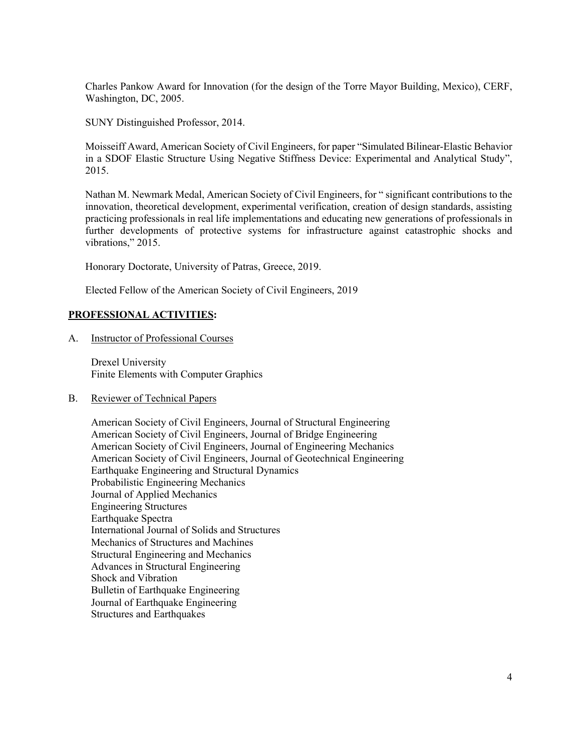Charles Pankow Award for Innovation (for the design of the Torre Mayor Building, Mexico), CERF, Washington, DC, 2005.

SUNY Distinguished Professor, 2014.

Moisseiff Award, American Society of Civil Engineers, for paper "Simulated Bilinear-Elastic Behavior in a SDOF Elastic Structure Using Negative Stiffness Device: Experimental and Analytical Study", 2015.

Nathan M. Newmark Medal, American Society of Civil Engineers, for " significant contributions to the innovation, theoretical development, experimental verification, creation of design standards, assisting practicing professionals in real life implementations and educating new generations of professionals in further developments of protective systems for infrastructure against catastrophic shocks and vibrations," 2015.

Honorary Doctorate, University of Patras, Greece, 2019.

Elected Fellow of the American Society of Civil Engineers, 2019

## PROFESSIONAL ACTIVITIES:

A. Instructor of Professional Courses

Drexel University
Finite Elements with Computer Graphics

B. Reviewer of Technical Papers

American Society of Civil Engineers, Journal of Structural Engineering
American Society of Civil Engineers, Journal of Bridge Engineering
American Society of Civil Engineers, Journal of Engineering Mechanics
American Society of Civil Engineers, Journal of Geotechnical Engineering
Earthquake Engineering and Structural Dynamics
Probabilistic Engineering Mechanics
Journal of Applied Mechanics
Engineering Structures
Earthquake Spectra
International Journal of Solids and Structures
Mechanics of Structures and Machines
Structural Engineering and Mechanics
Advances in Structural Engineering
Shock and Vibration
Bulletin of Earthquake Engineering
Journal of Earthquake Engineering
Structures and Earthquakes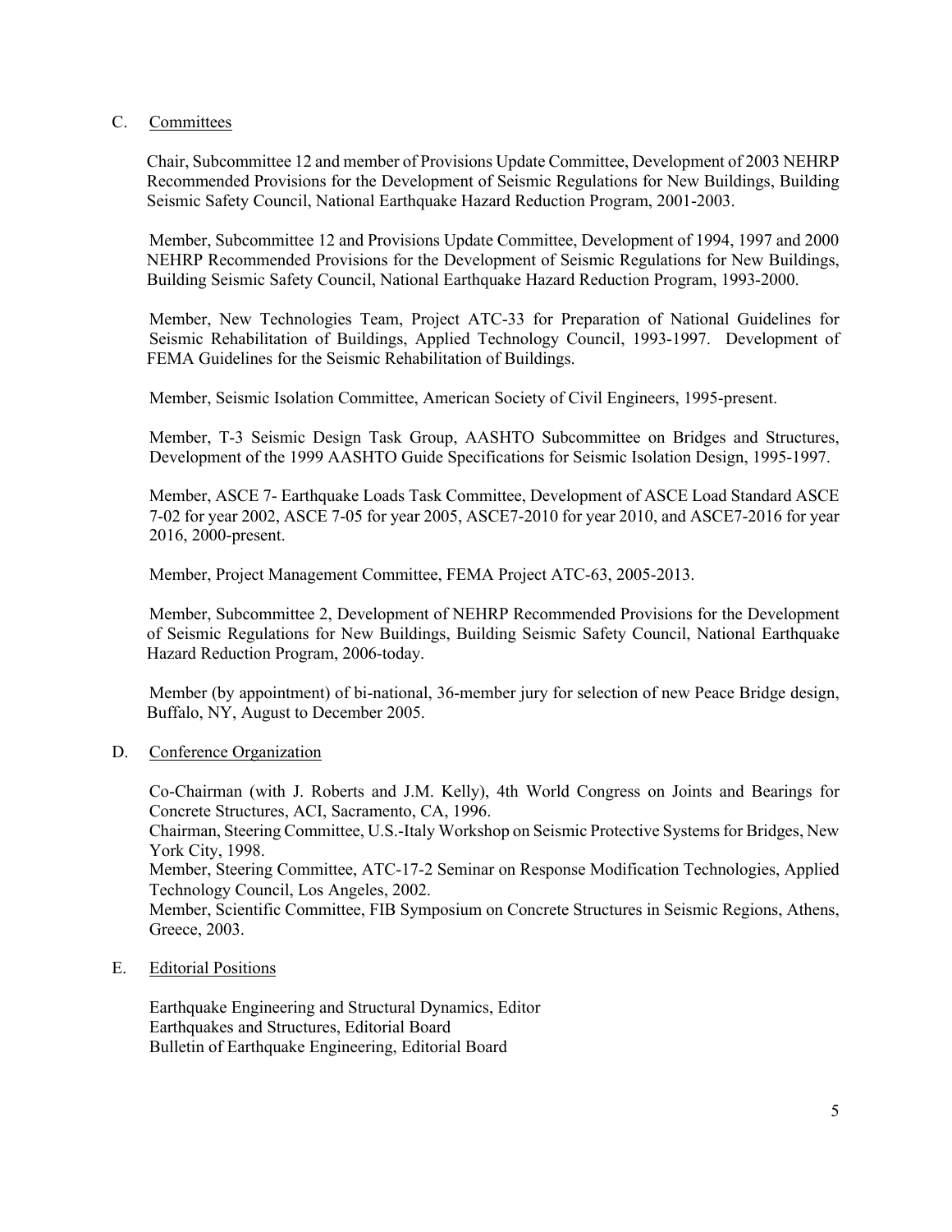C. Committees

Chair, Subcommittee 12 and member of Provisions Update Committee, Development of 2003 NEHRP Recommended Provisions for the Development of Seismic Regulations for New Buildings, Building Seismic Safety Council, National Earthquake Hazard Reduction Program, 2001-2003.

Member, Subcommittee 12 and Provisions Update Committee, Development of 1994, 1997 and 2000 NEHRP Recommended Provisions for the Development of Seismic Regulations for New Buildings, Building Seismic Safety Council, National Earthquake Hazard Reduction Program, 1993-2000.

Member, New Technologies Team, Project ATC-33 for Preparation of National Guidelines for Seismic Rehabilitation of Buildings, Applied Technology Council, 1993-1997. Development of FEMA Guidelines for the Seismic Rehabilitation of Buildings.

Member, Seismic Isolation Committee, American Society of Civil Engineers, 1995-present.

Member, T-3 Seismic Design Task Group, AASHTO Subcommittee on Bridges and Structures, Development of the 1999 AASHTO Guide Specifications for Seismic Isolation Design, 1995-1997.

Member, ASCE 7- Earthquake Loads Task Committee, Development of ASCE Load Standard ASCE 7-02 for year 2002, ASCE 7-05 for year 2005, ASCE7-2010 for year 2010, and ASCE7-2016 for year 2016, 2000-present.

Member, Project Management Committee, FEMA Project ATC-63, 2005-2013.

Member, Subcommittee 2, Development of NEHRP Recommended Provisions for the Development of Seismic Regulations for New Buildings, Building Seismic Safety Council, National Earthquake Hazard Reduction Program, 2006-today.

Member (by appointment) of bi-national, 36-member jury for selection of new Peace Bridge design, Buffalo, NY, August to December 2005.

D. Conference Organization

Co-Chairman (with J. Roberts and J.M. Kelly), 4th World Congress on Joints and Bearings for Concrete Structures, ACI, Sacramento, CA, 1996.
Chairman, Steering Committee, U.S.-Italy Workshop on Seismic Protective Systems for Bridges, New York City, 1998.
Member, Steering Committee, ATC-17-2 Seminar on Response Modification Technologies, Applied Technology Council, Los Angeles, 2002.
Member, Scientific Committee, FIB Symposium on Concrete Structures in Seismic Regions, Athens, Greece, 2003.

E. Editorial Positions

Earthquake Engineering and Structural Dynamics, Editor
Earthquakes and Structures, Editorial Board
Bulletin of Earthquake Engineering, Editorial Board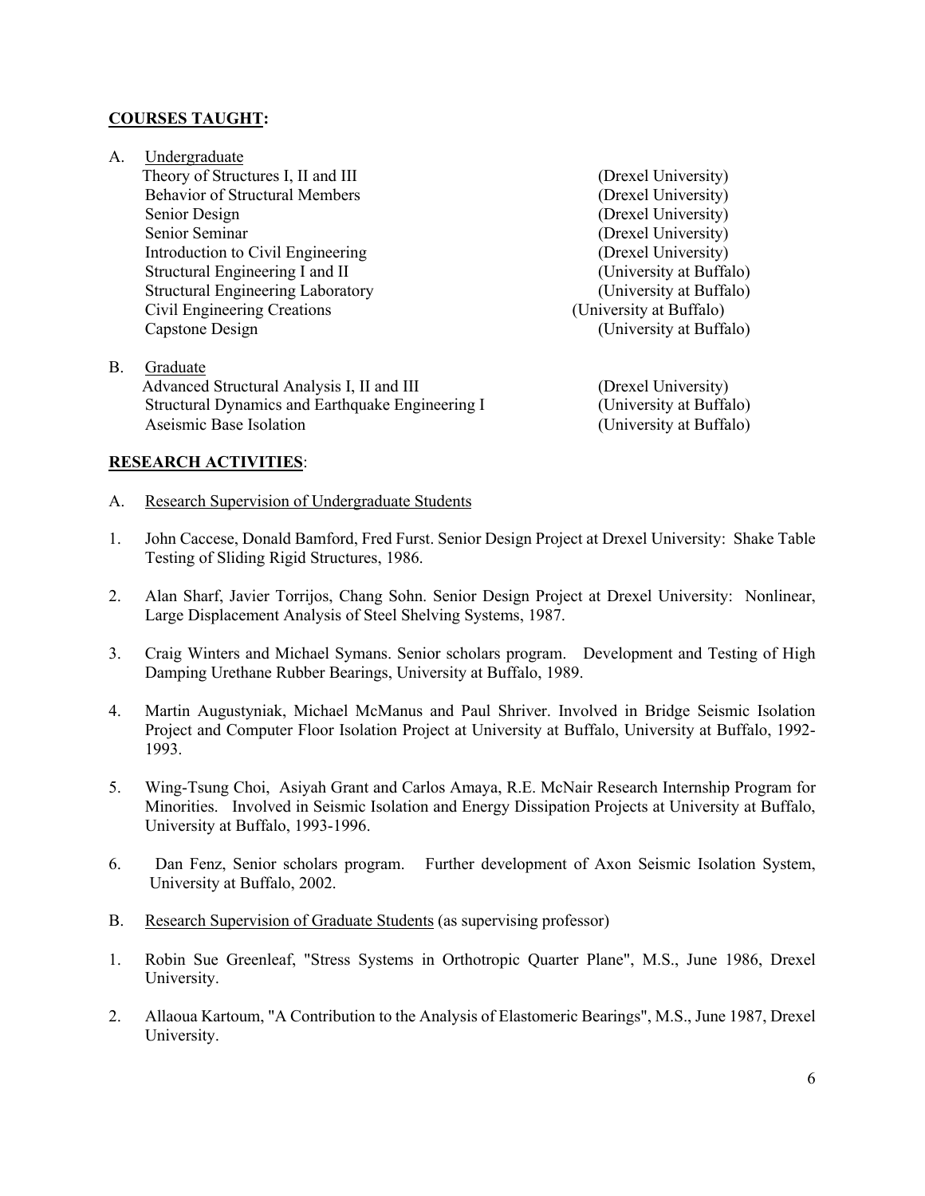**COURSES TAUGHT:**

A. Undergraduate

| | |
|---|---|
| Theory of Structures I, II and III | (Drexel University) |
| Behavior of Structural Members | (Drexel University) |
| Senior Design | (Drexel University) |
| Senior Seminar | (Drexel University) |
| Introduction to Civil Engineering | (Drexel University) |
| Structural Engineering I and II | (University at Buffalo) |
| Structural Engineering Laboratory | (University at Buffalo) |
| Civil Engineering Creations | (University at Buffalo) |
| Capstone Design | (University at Buffalo) |

B. Graduate

| | |
|---|---|
| Advanced Structural Analysis I, II and III | (Drexel University) |
| Structural Dynamics and Earthquake Engineering I | (University at Buffalo) |
| Aseismic Base Isolation | (University at Buffalo) |

**RESEARCH ACTIVITIES**:

A. Research Supervision of Undergraduate Students

1. John Caccese, Donald Bamford, Fred Furst. Senior Design Project at Drexel University: Shake Table Testing of Sliding Rigid Structures, 1986.

2. Alan Sharf, Javier Torrijos, Chang Sohn. Senior Design Project at Drexel University: Nonlinear, Large Displacement Analysis of Steel Shelving Systems, 1987.

3. Craig Winters and Michael Symans. Senior scholars program. Development and Testing of High Damping Urethane Rubber Bearings, University at Buffalo, 1989.

4. Martin Augustyniak, Michael McManus and Paul Shriver. Involved in Bridge Seismic Isolation Project and Computer Floor Isolation Project at University at Buffalo, University at Buffalo, 1992-1993.

5. Wing-Tsung Choi, Asiyah Grant and Carlos Amaya, R.E. McNair Research Internship Program for Minorities. Involved in Seismic Isolation and Energy Dissipation Projects at University at Buffalo, University at Buffalo, 1993-1996.

6. Dan Fenz, Senior scholars program. Further development of Axon Seismic Isolation System, University at Buffalo, 2002.

B. Research Supervision of Graduate Students (as supervising professor)

1. Robin Sue Greenleaf, "Stress Systems in Orthotropic Quarter Plane", M.S., June 1986, Drexel University.

2. Allaoua Kartoum, "A Contribution to the Analysis of Elastomeric Bearings", M.S., June 1987, Drexel University.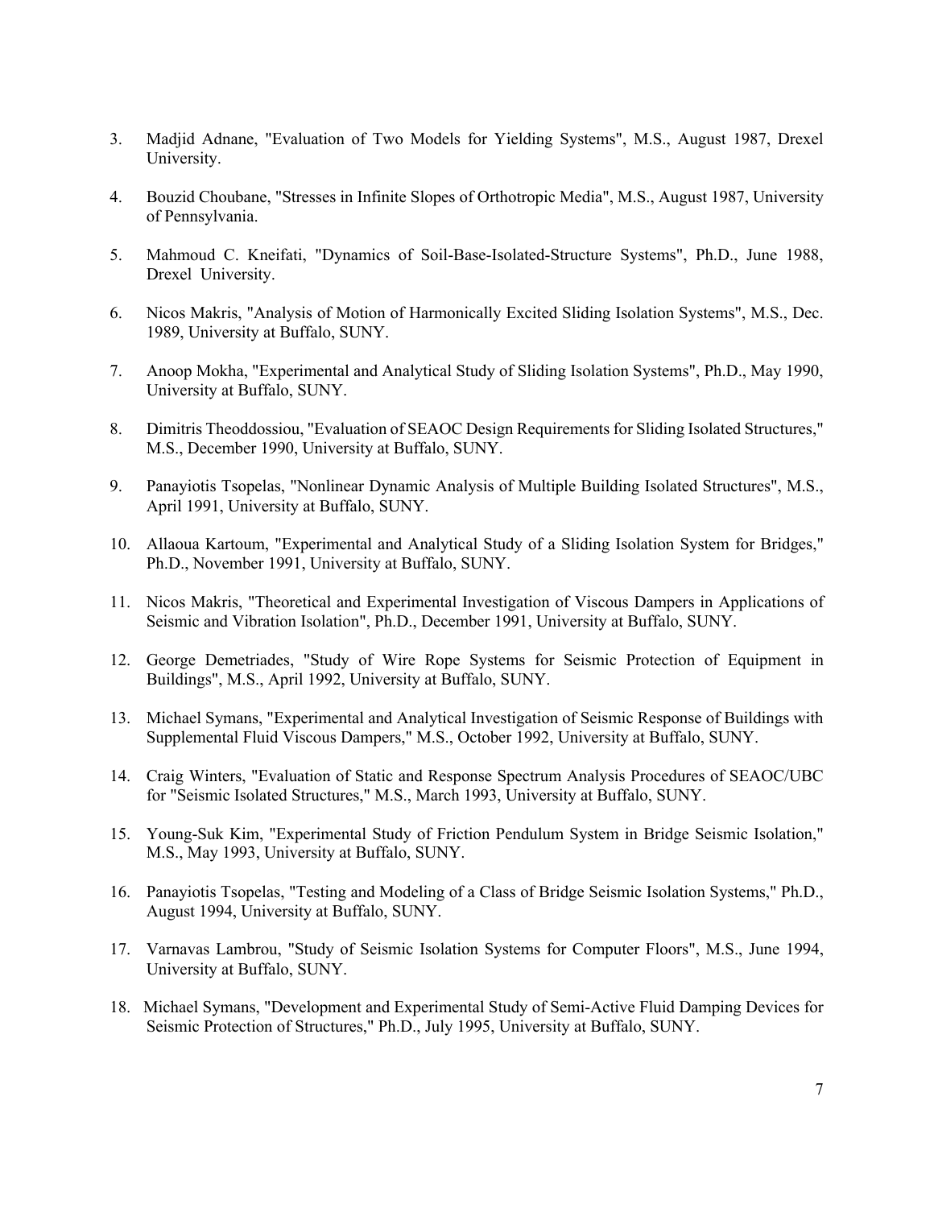3. Madjid Adnane, "Evaluation of Two Models for Yielding Systems", M.S., August 1987, Drexel University.

4. Bouzid Choubane, "Stresses in Infinite Slopes of Orthotropic Media", M.S., August 1987, University of Pennsylvania.

5. Mahmoud C. Kneifati, "Dynamics of Soil-Base-Isolated-Structure Systems", Ph.D., June 1988, Drexel University.

6. Nicos Makris, "Analysis of Motion of Harmonically Excited Sliding Isolation Systems", M.S., Dec. 1989, University at Buffalo, SUNY.

7. Anoop Mokha, "Experimental and Analytical Study of Sliding Isolation Systems", Ph.D., May 1990, University at Buffalo, SUNY.

8. Dimitris Theoddossiou, "Evaluation of SEAOC Design Requirements for Sliding Isolated Structures," M.S., December 1990, University at Buffalo, SUNY.

9. Panayiotis Tsopelas, "Nonlinear Dynamic Analysis of Multiple Building Isolated Structures", M.S., April 1991, University at Buffalo, SUNY.

10. Allaoua Kartoum, "Experimental and Analytical Study of a Sliding Isolation System for Bridges," Ph.D., November 1991, University at Buffalo, SUNY.

11. Nicos Makris, "Theoretical and Experimental Investigation of Viscous Dampers in Applications of Seismic and Vibration Isolation", Ph.D., December 1991, University at Buffalo, SUNY.

12. George Demetriades, "Study of Wire Rope Systems for Seismic Protection of Equipment in Buildings", M.S., April 1992, University at Buffalo, SUNY.

13. Michael Symans, "Experimental and Analytical Investigation of Seismic Response of Buildings with Supplemental Fluid Viscous Dampers," M.S., October 1992, University at Buffalo, SUNY.

14. Craig Winters, "Evaluation of Static and Response Spectrum Analysis Procedures of SEAOC/UBC for "Seismic Isolated Structures," M.S., March 1993, University at Buffalo, SUNY.

15. Young-Suk Kim, "Experimental Study of Friction Pendulum System in Bridge Seismic Isolation," M.S., May 1993, University at Buffalo, SUNY.

16. Panayiotis Tsopelas, "Testing and Modeling of a Class of Bridge Seismic Isolation Systems," Ph.D., August 1994, University at Buffalo, SUNY.

17. Varnavas Lambrou, "Study of Seismic Isolation Systems for Computer Floors", M.S., June 1994, University at Buffalo, SUNY.

18. Michael Symans, "Development and Experimental Study of Semi-Active Fluid Damping Devices for Seismic Protection of Structures," Ph.D., July 1995, University at Buffalo, SUNY.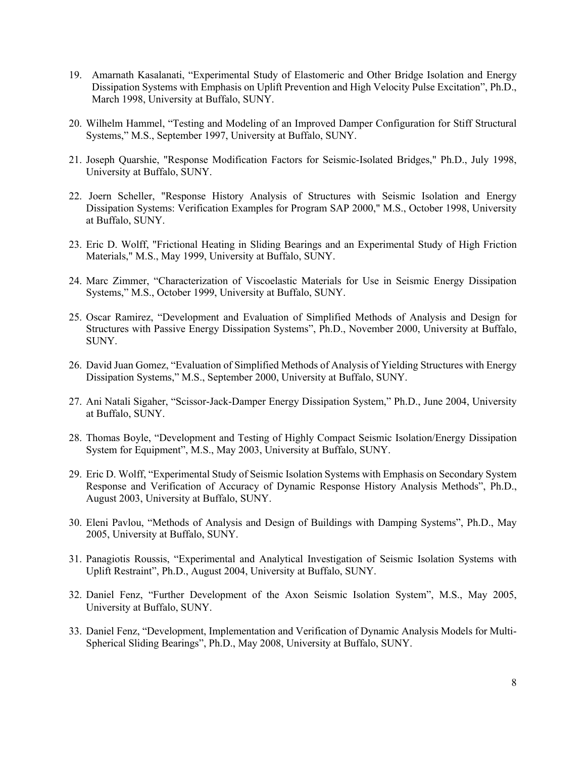19. Amarnath Kasalanati, “Experimental Study of Elastomeric and Other Bridge Isolation and Energy Dissipation Systems with Emphasis on Uplift Prevention and High Velocity Pulse Excitation”, Ph.D., March 1998, University at Buffalo, SUNY.

20. Wilhelm Hammel, “Testing and Modeling of an Improved Damper Configuration for Stiff Structural Systems,” M.S., September 1997, University at Buffalo, SUNY.

21. Joseph Quarshie, "Response Modification Factors for Seismic-Isolated Bridges," Ph.D., July 1998, University at Buffalo, SUNY.

22. Joern Scheller, "Response History Analysis of Structures with Seismic Isolation and Energy Dissipation Systems: Verification Examples for Program SAP 2000," M.S., October 1998, University at Buffalo, SUNY.

23. Eric D. Wolff, "Frictional Heating in Sliding Bearings and an Experimental Study of High Friction Materials," M.S., May 1999, University at Buffalo, SUNY.

24. Marc Zimmer, “Characterization of Viscoelastic Materials for Use in Seismic Energy Dissipation Systems,” M.S., October 1999, University at Buffalo, SUNY.

25. Oscar Ramirez, “Development and Evaluation of Simplified Methods of Analysis and Design for Structures with Passive Energy Dissipation Systems”, Ph.D., November 2000, University at Buffalo, SUNY.

26. David Juan Gomez, “Evaluation of Simplified Methods of Analysis of Yielding Structures with Energy Dissipation Systems,” M.S., September 2000, University at Buffalo, SUNY.

27. Ani Natali Sigaher, “Scissor-Jack-Damper Energy Dissipation System,” Ph.D., June 2004, University at Buffalo, SUNY.

28. Thomas Boyle, “Development and Testing of Highly Compact Seismic Isolation/Energy Dissipation System for Equipment”, M.S., May 2003, University at Buffalo, SUNY.

29. Eric D. Wolff, “Experimental Study of Seismic Isolation Systems with Emphasis on Secondary System Response and Verification of Accuracy of Dynamic Response History Analysis Methods”, Ph.D., August 2003, University at Buffalo, SUNY.

30. Eleni Pavlou, “Methods of Analysis and Design of Buildings with Damping Systems”, Ph.D., May 2005, University at Buffalo, SUNY.

31. Panagiotis Roussis, “Experimental and Analytical Investigation of Seismic Isolation Systems with Uplift Restraint”, Ph.D., August 2004, University at Buffalo, SUNY.

32. Daniel Fenz, “Further Development of the Axon Seismic Isolation System”, M.S., May 2005, University at Buffalo, SUNY.

33. Daniel Fenz, “Development, Implementation and Verification of Dynamic Analysis Models for Multi-Spherical Sliding Bearings”, Ph.D., May 2008, University at Buffalo, SUNY.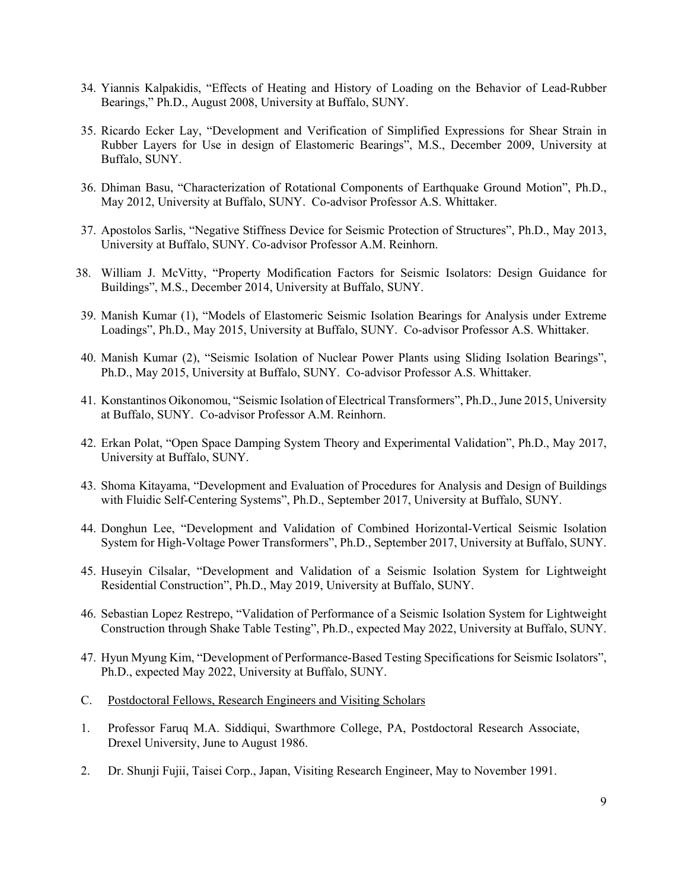34. Yiannis Kalpakidis, "Effects of Heating and History of Loading on the Behavior of Lead-Rubber Bearings," Ph.D., August 2008, University at Buffalo, SUNY.

35. Ricardo Ecker Lay, "Development and Verification of Simplified Expressions for Shear Strain in Rubber Layers for Use in design of Elastomeric Bearings", M.S., December 2009, University at Buffalo, SUNY.

36. Dhiman Basu, "Characterization of Rotational Components of Earthquake Ground Motion", Ph.D., May 2012, University at Buffalo, SUNY. Co-advisor Professor A.S. Whittaker.

37. Apostolos Sarlis, "Negative Stiffness Device for Seismic Protection of Structures", Ph.D., May 2013, University at Buffalo, SUNY. Co-advisor Professor A.M. Reinhorn.

38. William J. McVitty, "Property Modification Factors for Seismic Isolators: Design Guidance for Buildings", M.S., December 2014, University at Buffalo, SUNY.

39. Manish Kumar (1), "Models of Elastomeric Seismic Isolation Bearings for Analysis under Extreme Loadings", Ph.D., May 2015, University at Buffalo, SUNY. Co-advisor Professor A.S. Whittaker.

40. Manish Kumar (2), "Seismic Isolation of Nuclear Power Plants using Sliding Isolation Bearings", Ph.D., May 2015, University at Buffalo, SUNY. Co-advisor Professor A.S. Whittaker.

41. Konstantinos Oikonomou, "Seismic Isolation of Electrical Transformers", Ph.D., June 2015, University at Buffalo, SUNY. Co-advisor Professor A.M. Reinhorn.

42. Erkan Polat, "Open Space Damping System Theory and Experimental Validation", Ph.D., May 2017, University at Buffalo, SUNY.

43. Shoma Kitayama, "Development and Evaluation of Procedures for Analysis and Design of Buildings with Fluidic Self-Centering Systems", Ph.D., September 2017, University at Buffalo, SUNY.

44. Donghun Lee, "Development and Validation of Combined Horizontal-Vertical Seismic Isolation System for High-Voltage Power Transformers", Ph.D., September 2017, University at Buffalo, SUNY.

45. Huseyin Cilsalar, "Development and Validation of a Seismic Isolation System for Lightweight Residential Construction", Ph.D., May 2019, University at Buffalo, SUNY.

46. Sebastian Lopez Restrepo, "Validation of Performance of a Seismic Isolation System for Lightweight Construction through Shake Table Testing", Ph.D., expected May 2022, University at Buffalo, SUNY.

47. Hyun Myung Kim, "Development of Performance-Based Testing Specifications for Seismic Isolators", Ph.D., expected May 2022, University at Buffalo, SUNY.

C. Postdoctoral Fellows, Research Engineers and Visiting Scholars

1. Professor Faruq M.A. Siddiqui, Swarthmore College, PA, Postdoctoral Research Associate, Drexel University, June to August 1986.

2. Dr. Shunji Fujii, Taisei Corp., Japan, Visiting Research Engineer, May to November 1991.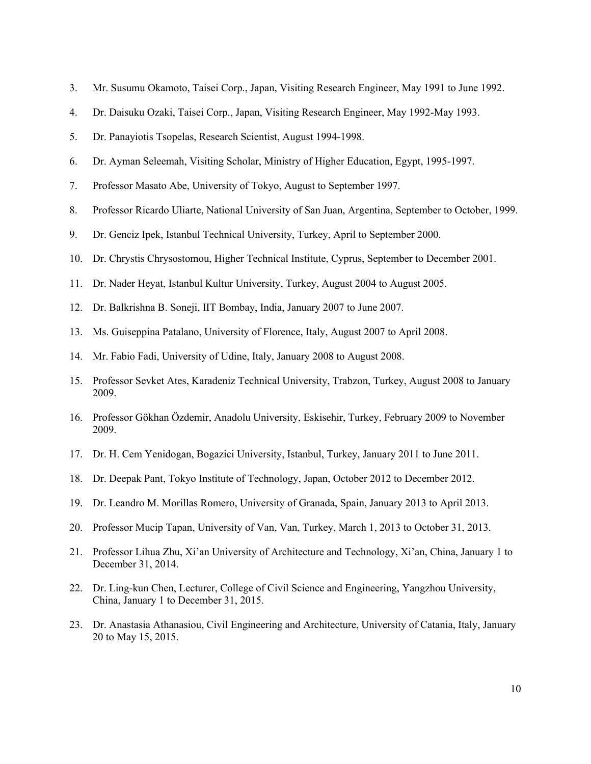3. Mr. Susumu Okamoto, Taisei Corp., Japan, Visiting Research Engineer, May 1991 to June 1992.
4. Dr. Daisuku Ozaki, Taisei Corp., Japan, Visiting Research Engineer, May 1992-May 1993.
5. Dr. Panayiotis Tsopelas, Research Scientist, August 1994-1998.
6. Dr. Ayman Seleemah, Visiting Scholar, Ministry of Higher Education, Egypt, 1995-1997.
7. Professor Masato Abe, University of Tokyo, August to September 1997.
8. Professor Ricardo Uliarte, National University of San Juan, Argentina, September to October, 1999.
9. Dr. Genciz Ipek, Istanbul Technical University, Turkey, April to September 2000.
10. Dr. Chrystis Chrysostomou, Higher Technical Institute, Cyprus, September to December 2001.
11. Dr. Nader Heyat, Istanbul Kultur University, Turkey, August 2004 to August 2005.
12. Dr. Balkrishna B. Soneji, IIT Bombay, India, January 2007 to June 2007.
13. Ms. Guiseppina Patalano, University of Florence, Italy, August 2007 to April 2008.
14. Mr. Fabio Fadi, University of Udine, Italy, January 2008 to August 2008.
15. Professor Sevket Ates, Karadeniz Technical University, Trabzon, Turkey, August 2008 to January 2009.
16. Professor Gökhan Özdemir, Anadolu University, Eskisehir, Turkey, February 2009 to November 2009.
17. Dr. H. Cem Yenidogan, Bogazici University, Istanbul, Turkey, January 2011 to June 2011.
18. Dr. Deepak Pant, Tokyo Institute of Technology, Japan, October 2012 to December 2012.
19. Dr. Leandro M. Morillas Romero, University of Granada, Spain, January 2013 to April 2013.
20. Professor Mucip Tapan, University of Van, Van, Turkey, March 1, 2013 to October 31, 2013.
21. Professor Lihua Zhu, Xi'an University of Architecture and Technology, Xi'an, China, January 1 to December 31, 2014.
22. Dr. Ling-kun Chen, Lecturer, College of Civil Science and Engineering, Yangzhou University, China, January 1 to December 31, 2015.
23. Dr. Anastasia Athanasiou, Civil Engineering and Architecture, University of Catania, Italy, January 20 to May 15, 2015.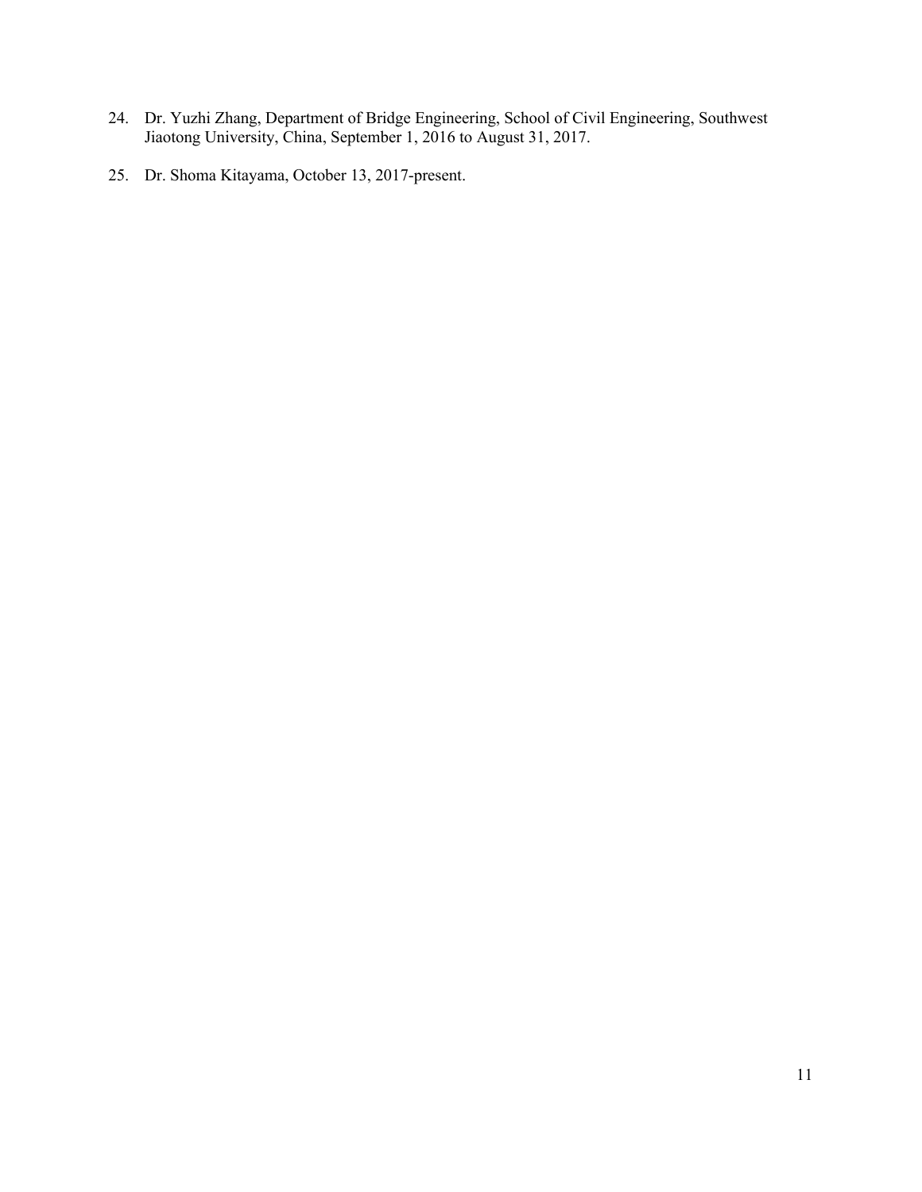24. Dr. Yuzhi Zhang, Department of Bridge Engineering, School of Civil Engineering, Southwest Jiaotong University, China, September 1, 2016 to August 31, 2017.
25. Dr. Shoma Kitayama, October 13, 2017-present.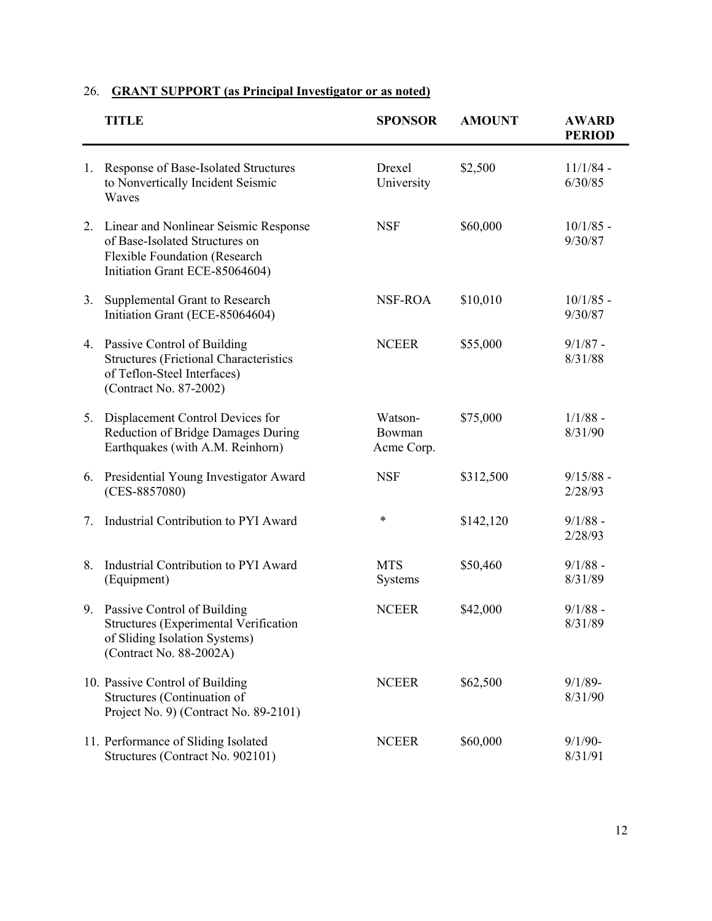26. **<u>GRANT SUPPORT (as Principal Investigator or as noted)</u>**

| | TITLE | SPONSOR | AMOUNT | AWARD PERIOD |
|---|---|---|---|---|
| 1. | Response of Base-Isolated Structures to Nonvertically Incident Seismic Waves | Drexel University | $2,500 | 11/1/84 - 6/30/85 |
| 2. | Linear and Nonlinear Seismic Response of Base-Isolated Structures on Flexible Foundation (Research Initiation Grant ECE-85064604) | NSF | $60,000 | 10/1/85 - 9/30/87 |
| 3. | Supplemental Grant to Research Initiation Grant (ECE-85064604) | NSF-ROA | $10,010 | 10/1/85 - 9/30/87 |
| 4. | Passive Control of Building Structures (Frictional Characteristics of Teflon-Steel Interfaces) (Contract No. 87-2002) | NCEER | $55,000 | 9/1/87 - 8/31/88 |
| 5. | Displacement Control Devices for Reduction of Bridge Damages During Earthquakes (with A.M. Reinhorn) | Watson-Bowman Acme Corp. | $75,000 | 1/1/88 - 8/31/90 |
| 6. | Presidential Young Investigator Award (CES-8857080) | NSF | $312,500 | 9/15/88 - 2/28/93 |
| 7. | Industrial Contribution to PYI Award | * | $142,120 | 9/1/88 - 2/28/93 |
| 8. | Industrial Contribution to PYI Award (Equipment) | MTS Systems | $50,460 | 9/1/88 - 8/31/89 |
| 9. | Passive Control of Building Structures (Experimental Verification of Sliding Isolation Systems) (Contract No. 88-2002A) | NCEER | $42,000 | 9/1/88 - 8/31/89 |
| 10. | Passive Control of Building Structures (Continuation of Project No. 9) (Contract No. 89-2101) | NCEER | $62,500 | 9/1/89- 8/31/90 |
| 11. | Performance of Sliding Isolated Structures (Contract No. 902101) | NCEER | $60,000 | 9/1/90- 8/31/91 |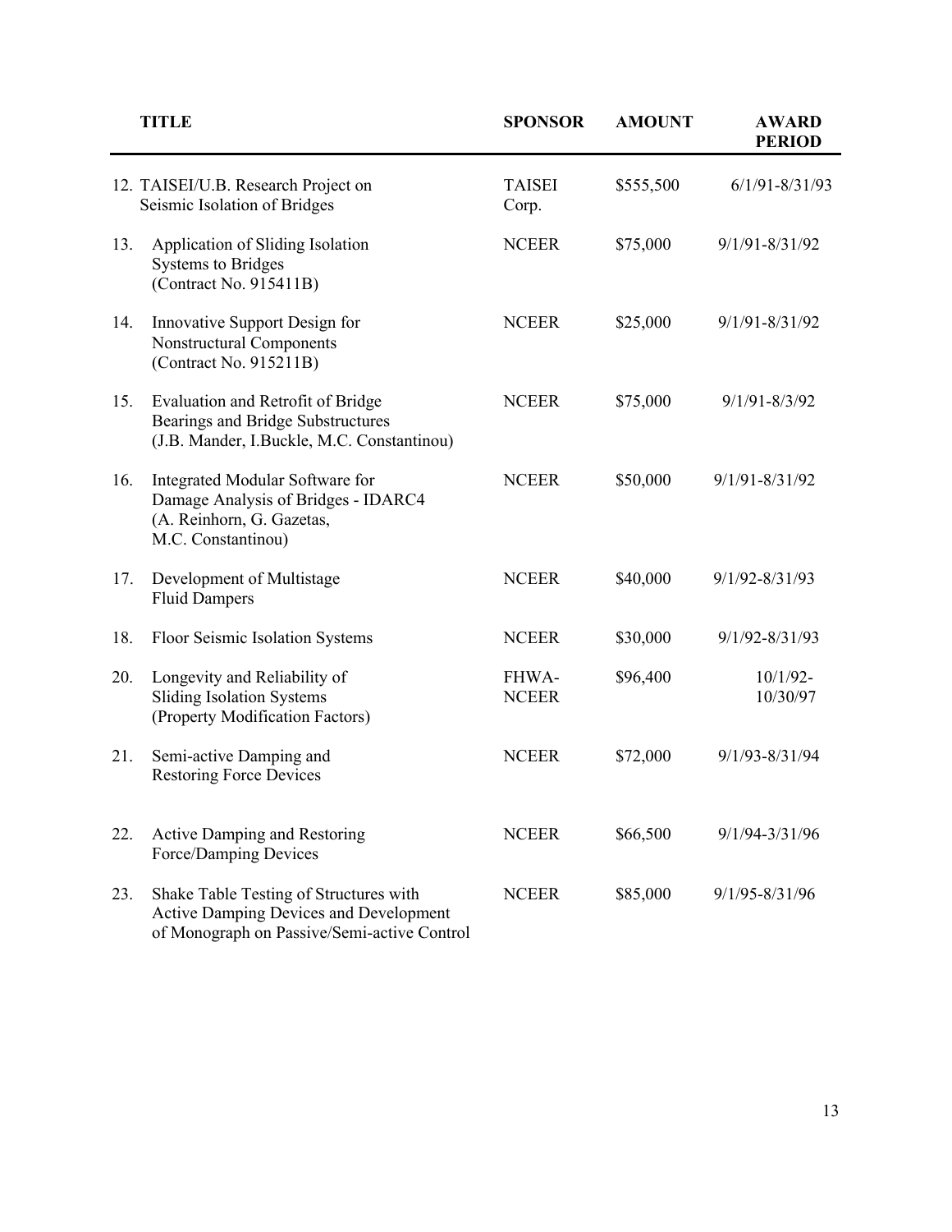| | TITLE | SPONSOR | AMOUNT | AWARD PERIOD |
|---|---|---|---|---|
| 12. | TAISEI/U.B. Research Project on Seismic Isolation of Bridges | TAISEI Corp. | \$555,500 | 6/1/91-8/31/93 |
| 13. | Application of Sliding Isolation Systems to Bridges (Contract No. 915411B) | NCEER | \$75,000 | 9/1/91-8/31/92 |
| 14. | Innovative Support Design for Nonstructural Components (Contract No. 915211B) | NCEER | \$25,000 | 9/1/91-8/31/92 |
| 15. | Evaluation and Retrofit of Bridge Bearings and Bridge Substructures (J.B. Mander, I.Buckle, M.C. Constantinou) | NCEER | \$75,000 | 9/1/91-8/3/92 |
| 16. | Integrated Modular Software for Damage Analysis of Bridges - IDARC4 (A. Reinhorn, G. Gazetas, M.C. Constantinou) | NCEER | \$50,000 | 9/1/91-8/31/92 |
| 17. | Development of Multistage Fluid Dampers | NCEER | \$40,000 | 9/1/92-8/31/93 |
| 18. | Floor Seismic Isolation Systems | NCEER | \$30,000 | 9/1/92-8/31/93 |
| 20. | Longevity and Reliability of Sliding Isolation Systems (Property Modification Factors) | FHWA-NCEER | \$96,400 | 10/1/92-10/30/97 |
| 21. | Semi-active Damping and Restoring Force Devices | NCEER | \$72,000 | 9/1/93-8/31/94 |
| 22. | Active Damping and Restoring Force/Damping Devices | NCEER | \$66,500 | 9/1/94-3/31/96 |
| 23. | Shake Table Testing of Structures with Active Damping Devices and Development of Monograph on Passive/Semi-active Control | NCEER | \$85,000 | 9/1/95-8/31/96 |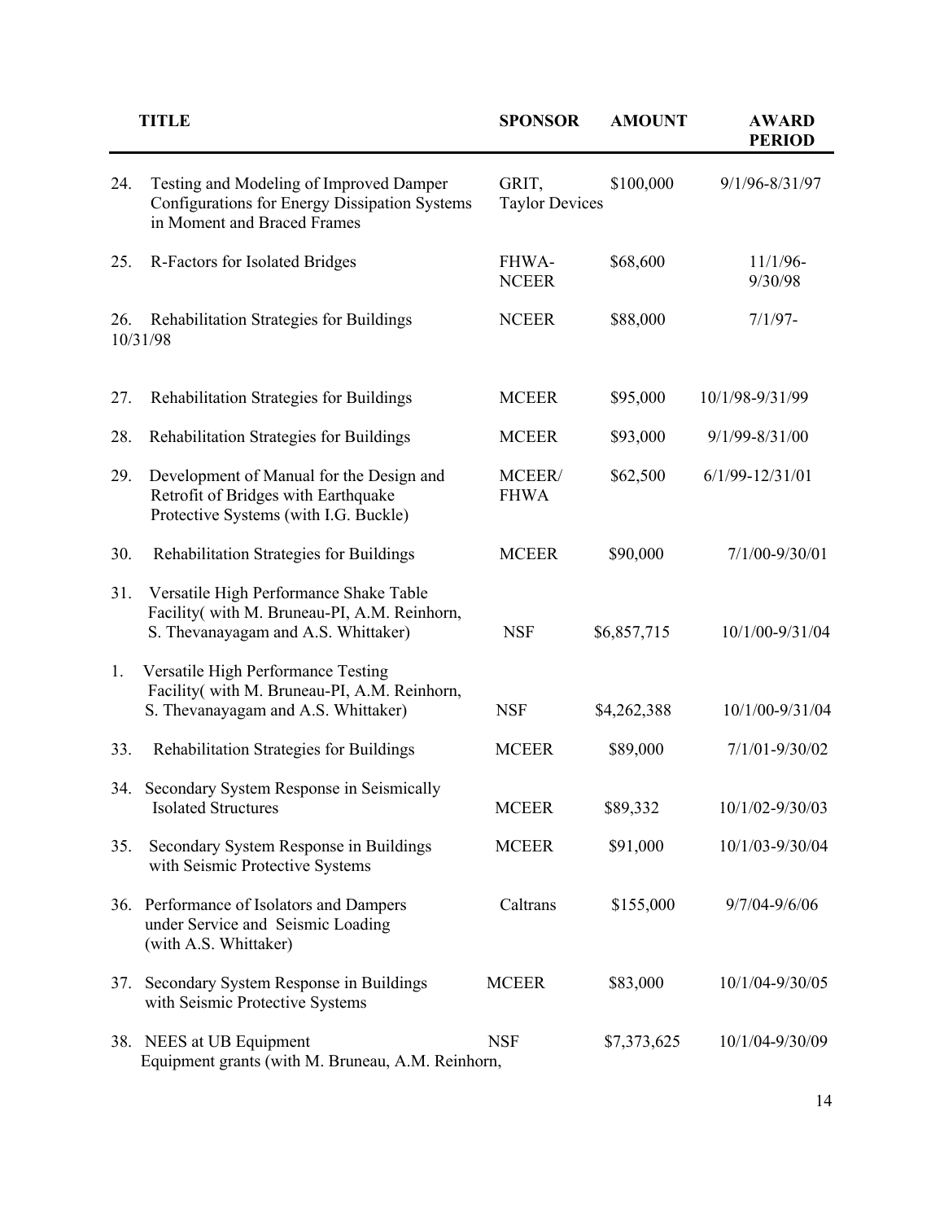| | TITLE | SPONSOR | AMOUNT | AWARD PERIOD |
|---|---|---|---|---|
| 24. | Testing and Modeling of Improved Damper Configurations for Energy Dissipation Systems in Moment and Braced Frames | GRIT, Taylor Devices | \$100,000 | 9/1/96-8/31/97 |
| 25. | R-Factors for Isolated Bridges | FHWA-NCEER | \$68,600 | 11/1/96-9/30/98 |
| 26. | Rehabilitation Strategies for Buildings | NCEER | \$88,000 | 7/1/97-10/31/98 |
| 27. | Rehabilitation Strategies for Buildings | MCEER | \$95,000 | 10/1/98-9/31/99 |
| 28. | Rehabilitation Strategies for Buildings | MCEER | \$93,000 | 9/1/99-8/31/00 |
| 29. | Development of Manual for the Design and Retrofit of Bridges with Earthquake Protective Systems (with I.G. Buckle) | MCEER/FHWA | \$62,500 | 6/1/99-12/31/01 |
| 30. | Rehabilitation Strategies for Buildings | MCEER | \$90,000 | 7/1/00-9/30/01 |
| 31. | Versatile High Performance Shake Table Facility( with M. Bruneau-PI, A.M. Reinhorn, S. Thevanayagam and A.S. Whittaker) | NSF | \$6,857,715 | 10/1/00-9/31/04 |
| 1. | Versatile High Performance Testing Facility( with M. Bruneau-PI, A.M. Reinhorn, S. Thevanayagam and A.S. Whittaker) | NSF | \$4,262,388 | 10/1/00-9/31/04 |
| 33. | Rehabilitation Strategies for Buildings | MCEER | \$89,000 | 7/1/01-9/30/02 |
| 34. | Secondary System Response in Seismically Isolated Structures | MCEER | \$89,332 | 10/1/02-9/30/03 |
| 35. | Secondary System Response in Buildings with Seismic Protective Systems | MCEER | \$91,000 | 10/1/03-9/30/04 |
| 36. | Performance of Isolators and Dampers under Service and Seismic Loading (with A.S. Whittaker) | Caltrans | \$155,000 | 9/7/04-9/6/06 |
| 37. | Secondary System Response in Buildings with Seismic Protective Systems | MCEER | \$83,000 | 10/1/04-9/30/05 |
| 38. | NEES at UB Equipment Equipment grants (with M. Bruneau, A.M. Reinhorn, | NSF | \$7,373,625 | 10/1/04-9/30/09 |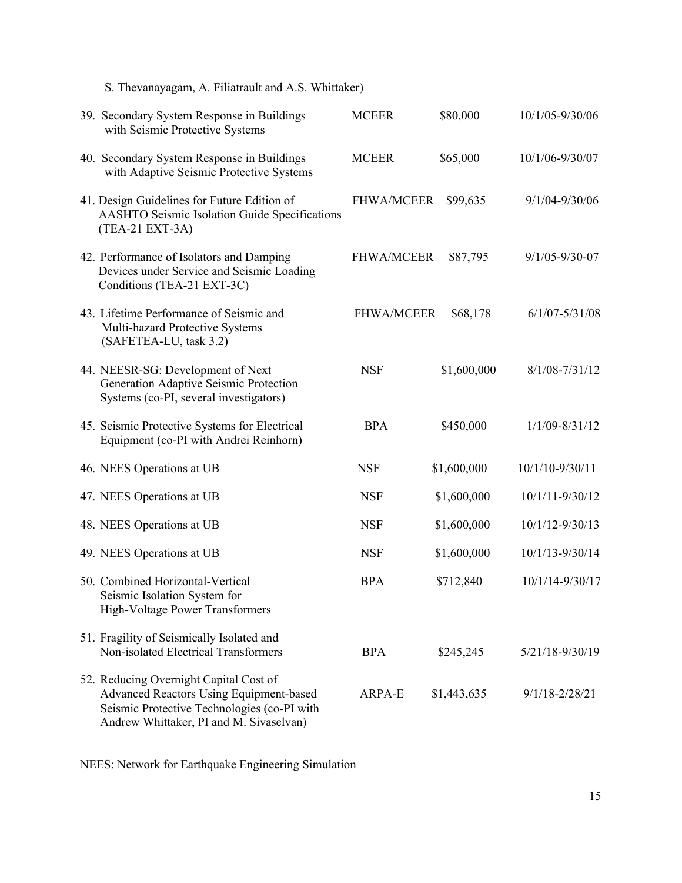S. Thevanayagam, A. Filiatrault and A.S. Whittaker)

| | | | |
|---|---|---|---|
| 39. Secondary System Response in Buildings with Seismic Protective Systems | MCEER | \$80,000 | 10/1/05-9/30/06 |
| 40. Secondary System Response in Buildings with Adaptive Seismic Protective Systems | MCEER | \$65,000 | 10/1/06-9/30/07 |
| 41. Design Guidelines for Future Edition of AASHTO Seismic Isolation Guide Specifications (TEA-21 EXT-3A) | FHWA/MCEER | \$99,635 | 9/1/04-9/30/06 |
| 42. Performance of Isolators and Damping Devices under Service and Seismic Loading Conditions (TEA-21 EXT-3C) | FHWA/MCEER | \$87,795 | 9/1/05-9/30-07 |
| 43. Lifetime Performance of Seismic and Multi-hazard Protective Systems (SAFETEA-LU, task 3.2) | FHWA/MCEER | \$68,178 | 6/1/07-5/31/08 |
| 44. NEESR-SG: Development of Next Generation Adaptive Seismic Protection Systems (co-PI, several investigators) | NSF | \$1,600,000 | 8/1/08-7/31/12 |
| 45. Seismic Protective Systems for Electrical Equipment (co-PI with Andrei Reinhorn) | BPA | \$450,000 | 1/1/09-8/31/12 |
| 46. NEES Operations at UB | NSF | \$1,600,000 | 10/1/10-9/30/11 |
| 47. NEES Operations at UB | NSF | \$1,600,000 | 10/1/11-9/30/12 |
| 48. NEES Operations at UB | NSF | \$1,600,000 | 10/1/12-9/30/13 |
| 49. NEES Operations at UB | NSF | \$1,600,000 | 10/1/13-9/30/14 |
| 50. Combined Horizontal-Vertical Seismic Isolation System for High-Voltage Power Transformers | BPA | \$712,840 | 10/1/14-9/30/17 |
| 51. Fragility of Seismically Isolated and Non-isolated Electrical Transformers | BPA | \$245,245 | 5/21/18-9/30/19 |
| 52. Reducing Overnight Capital Cost of Advanced Reactors Using Equipment-based Seismic Protective Technologies (co-PI with Andrew Whittaker, PI and M. Sivaselvan) | ARPA-E | \$1,443,635 | 9/1/18-2/28/21 |

NEES: Network for Earthquake Engineering Simulation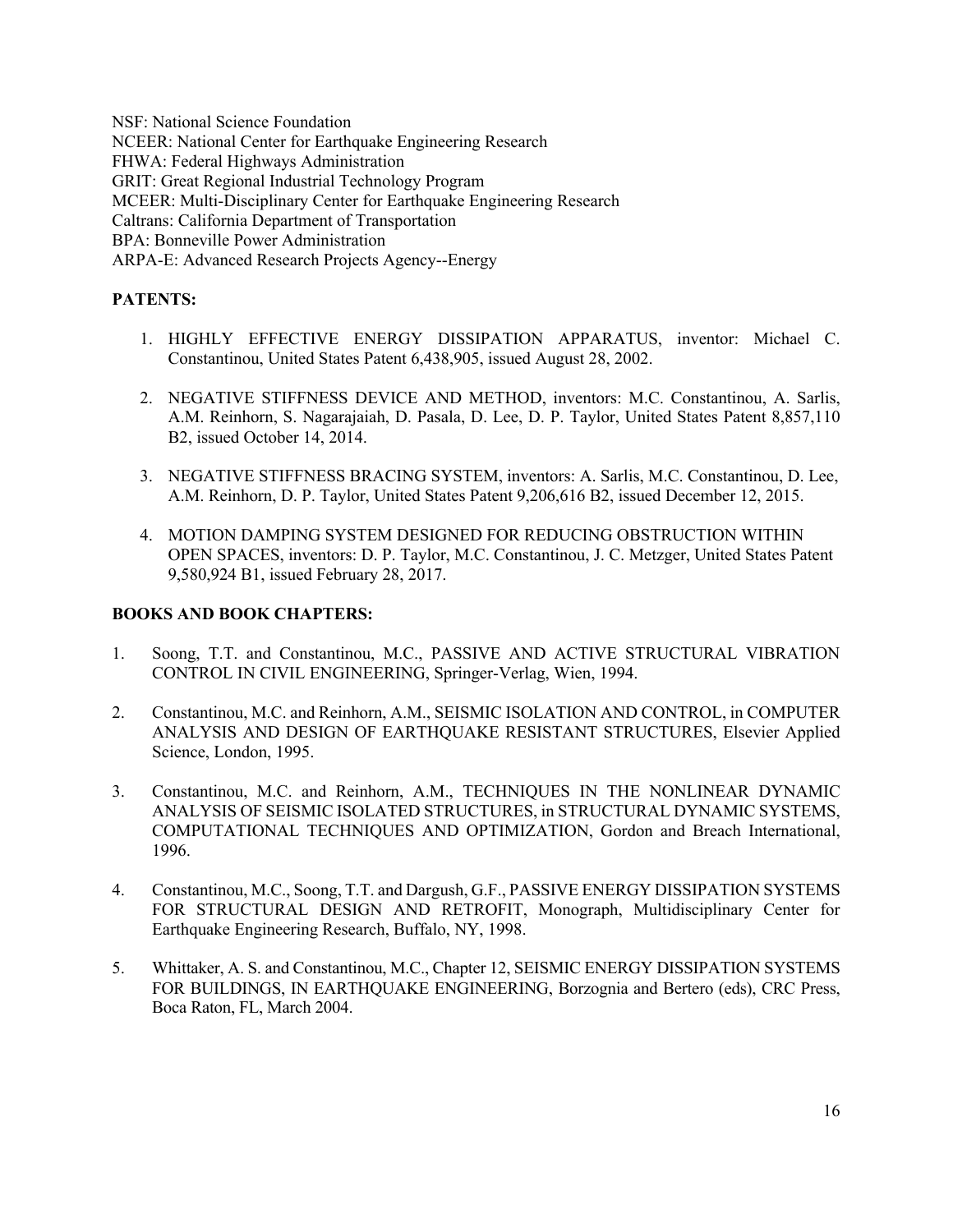NSF: National Science Foundation
NCEER: National Center for Earthquake Engineering Research
FHWA: Federal Highways Administration
GRIT: Great Regional Industrial Technology Program
MCEER: Multi-Disciplinary Center for Earthquake Engineering Research
Caltrans: California Department of Transportation
BPA: Bonneville Power Administration
ARPA-E: Advanced Research Projects Agency--Energy

**PATENTS:**

1. HIGHLY EFFECTIVE ENERGY DISSIPATION APPARATUS, inventor: Michael C. Constantinou, United States Patent 6,438,905, issued August 28, 2002.

2. NEGATIVE STIFFNESS DEVICE AND METHOD, inventors: M.C. Constantinou, A. Sarlis, A.M. Reinhorn, S. Nagarajaiah, D. Pasala, D. Lee, D. P. Taylor, United States Patent 8,857,110 B2, issued October 14, 2014.

3. NEGATIVE STIFFNESS BRACING SYSTEM, inventors: A. Sarlis, M.C. Constantinou, D. Lee, A.M. Reinhorn, D. P. Taylor, United States Patent 9,206,616 B2, issued December 12, 2015.

4. MOTION DAMPING SYSTEM DESIGNED FOR REDUCING OBSTRUCTION WITHIN OPEN SPACES, inventors: D. P. Taylor, M.C. Constantinou, J. C. Metzger, United States Patent 9,580,924 B1, issued February 28, 2017.

**BOOKS AND BOOK CHAPTERS:**

1. Soong, T.T. and Constantinou, M.C., PASSIVE AND ACTIVE STRUCTURAL VIBRATION CONTROL IN CIVIL ENGINEERING, Springer-Verlag, Wien, 1994.

2. Constantinou, M.C. and Reinhorn, A.M., SEISMIC ISOLATION AND CONTROL, in COMPUTER ANALYSIS AND DESIGN OF EARTHQUAKE RESISTANT STRUCTURES, Elsevier Applied Science, London, 1995.

3. Constantinou, M.C. and Reinhorn, A.M., TECHNIQUES IN THE NONLINEAR DYNAMIC ANALYSIS OF SEISMIC ISOLATED STRUCTURES, in STRUCTURAL DYNAMIC SYSTEMS, COMPUTATIONAL TECHNIQUES AND OPTIMIZATION, Gordon and Breach International, 1996.

4. Constantinou, M.C., Soong, T.T. and Dargush, G.F., PASSIVE ENERGY DISSIPATION SYSTEMS FOR STRUCTURAL DESIGN AND RETROFIT, Monograph, Multidisciplinary Center for Earthquake Engineering Research, Buffalo, NY, 1998.

5. Whittaker, A. S. and Constantinou, M.C., Chapter 12, SEISMIC ENERGY DISSIPATION SYSTEMS FOR BUILDINGS, IN EARTHQUAKE ENGINEERING, Borzognia and Bertero (eds), CRC Press, Boca Raton, FL, March 2004.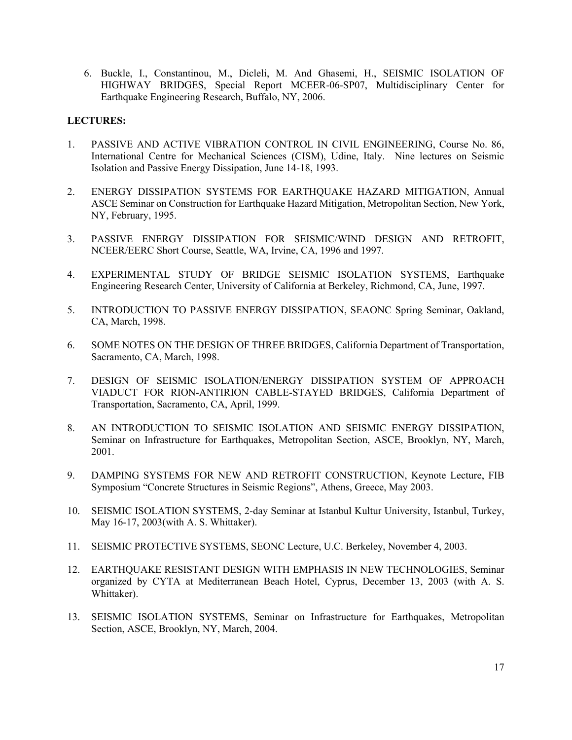6. Buckle, I., Constantinou, M., Dicleli, M. And Ghasemi, H., SEISMIC ISOLATION OF HIGHWAY BRIDGES, Special Report MCEER-06-SP07, Multidisciplinary Center for Earthquake Engineering Research, Buffalo, NY, 2006.

**LECTURES:**

1. PASSIVE AND ACTIVE VIBRATION CONTROL IN CIVIL ENGINEERING, Course No. 86, International Centre for Mechanical Sciences (CISM), Udine, Italy. Nine lectures on Seismic Isolation and Passive Energy Dissipation, June 14-18, 1993.

2. ENERGY DISSIPATION SYSTEMS FOR EARTHQUAKE HAZARD MITIGATION, Annual ASCE Seminar on Construction for Earthquake Hazard Mitigation, Metropolitan Section, New York, NY, February, 1995.

3. PASSIVE ENERGY DISSIPATION FOR SEISMIC/WIND DESIGN AND RETROFIT, NCEER/EERC Short Course, Seattle, WA, Irvine, CA, 1996 and 1997.

4. EXPERIMENTAL STUDY OF BRIDGE SEISMIC ISOLATION SYSTEMS, Earthquake Engineering Research Center, University of California at Berkeley, Richmond, CA, June, 1997.

5. INTRODUCTION TO PASSIVE ENERGY DISSIPATION, SEAONC Spring Seminar, Oakland, CA, March, 1998.

6. SOME NOTES ON THE DESIGN OF THREE BRIDGES, California Department of Transportation, Sacramento, CA, March, 1998.

7. DESIGN OF SEISMIC ISOLATION/ENERGY DISSIPATION SYSTEM OF APPROACH VIADUCT FOR RION-ANTIRION CABLE-STAYED BRIDGES, California Department of Transportation, Sacramento, CA, April, 1999.

8. AN INTRODUCTION TO SEISMIC ISOLATION AND SEISMIC ENERGY DISSIPATION, Seminar on Infrastructure for Earthquakes, Metropolitan Section, ASCE, Brooklyn, NY, March, 2001.

9. DAMPING SYSTEMS FOR NEW AND RETROFIT CONSTRUCTION, Keynote Lecture, FIB Symposium "Concrete Structures in Seismic Regions", Athens, Greece, May 2003.

10. SEISMIC ISOLATION SYSTEMS, 2-day Seminar at Istanbul Kultur University, Istanbul, Turkey, May 16-17, 2003(with A. S. Whittaker).

11. SEISMIC PROTECTIVE SYSTEMS, SEONC Lecture, U.C. Berkeley, November 4, 2003.

12. EARTHQUAKE RESISTANT DESIGN WITH EMPHASIS IN NEW TECHNOLOGIES, Seminar organized by CYTA at Mediterranean Beach Hotel, Cyprus, December 13, 2003 (with A. S. Whittaker).

13. SEISMIC ISOLATION SYSTEMS, Seminar on Infrastructure for Earthquakes, Metropolitan Section, ASCE, Brooklyn, NY, March, 2004.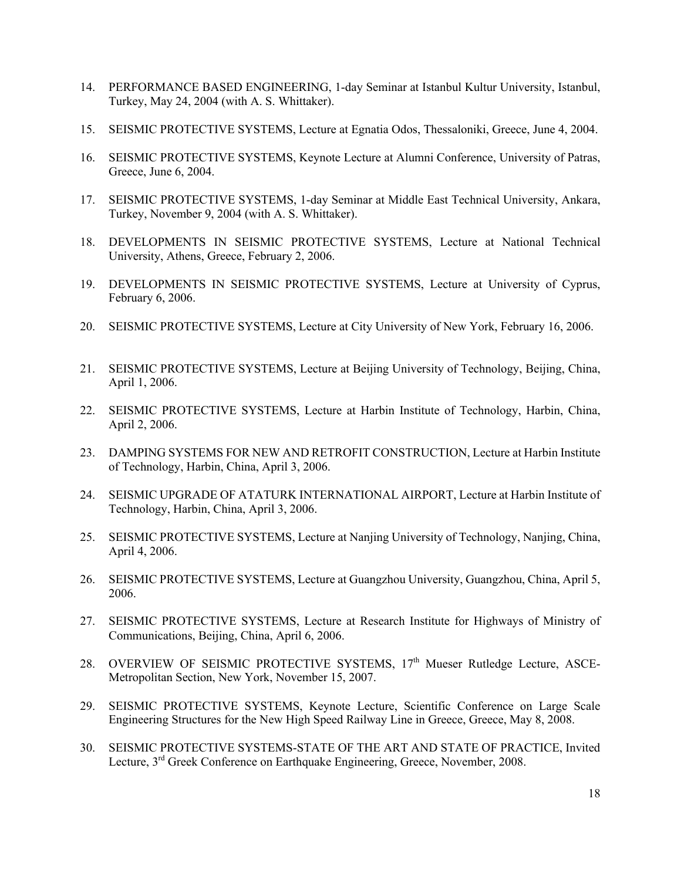14. PERFORMANCE BASED ENGINEERING, 1-day Seminar at Istanbul Kultur University, Istanbul, Turkey, May 24, 2004 (with A. S. Whittaker).

15. SEISMIC PROTECTIVE SYSTEMS, Lecture at Egnatia Odos, Thessaloniki, Greece, June 4, 2004.

16. SEISMIC PROTECTIVE SYSTEMS, Keynote Lecture at Alumni Conference, University of Patras, Greece, June 6, 2004.

17. SEISMIC PROTECTIVE SYSTEMS, 1-day Seminar at Middle East Technical University, Ankara, Turkey, November 9, 2004 (with A. S. Whittaker).

18. DEVELOPMENTS IN SEISMIC PROTECTIVE SYSTEMS, Lecture at National Technical University, Athens, Greece, February 2, 2006.

19. DEVELOPMENTS IN SEISMIC PROTECTIVE SYSTEMS, Lecture at University of Cyprus, February 6, 2006.

20. SEISMIC PROTECTIVE SYSTEMS, Lecture at City University of New York, February 16, 2006.

21. SEISMIC PROTECTIVE SYSTEMS, Lecture at Beijing University of Technology, Beijing, China, April 1, 2006.

22. SEISMIC PROTECTIVE SYSTEMS, Lecture at Harbin Institute of Technology, Harbin, China, April 2, 2006.

23. DAMPING SYSTEMS FOR NEW AND RETROFIT CONSTRUCTION, Lecture at Harbin Institute of Technology, Harbin, China, April 3, 2006.

24. SEISMIC UPGRADE OF ATATURK INTERNATIONAL AIRPORT, Lecture at Harbin Institute of Technology, Harbin, China, April 3, 2006.

25. SEISMIC PROTECTIVE SYSTEMS, Lecture at Nanjing University of Technology, Nanjing, China, April 4, 2006.

26. SEISMIC PROTECTIVE SYSTEMS, Lecture at Guangzhou University, Guangzhou, China, April 5, 2006.

27. SEISMIC PROTECTIVE SYSTEMS, Lecture at Research Institute for Highways of Ministry of Communications, Beijing, China, April 6, 2006.

28. OVERVIEW OF SEISMIC PROTECTIVE SYSTEMS, 17th Mueser Rutledge Lecture, ASCE-Metropolitan Section, New York, November 15, 2007.

29. SEISMIC PROTECTIVE SYSTEMS, Keynote Lecture, Scientific Conference on Large Scale Engineering Structures for the New High Speed Railway Line in Greece, Greece, May 8, 2008.

30. SEISMIC PROTECTIVE SYSTEMS-STATE OF THE ART AND STATE OF PRACTICE, Invited Lecture, 3rd Greek Conference on Earthquake Engineering, Greece, November, 2008.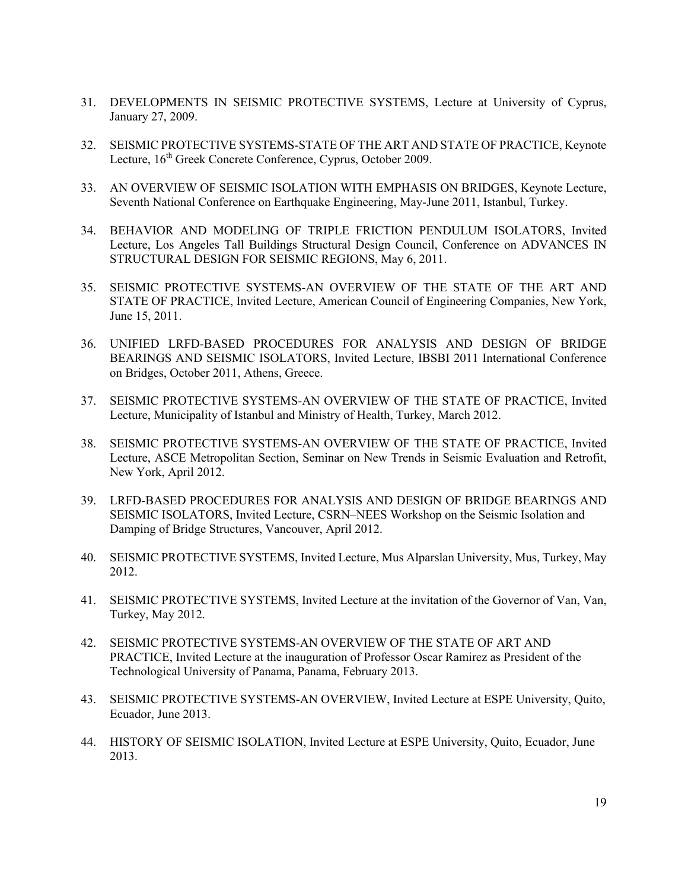31. DEVELOPMENTS IN SEISMIC PROTECTIVE SYSTEMS, Lecture at University of Cyprus, January 27, 2009.

32. SEISMIC PROTECTIVE SYSTEMS-STATE OF THE ART AND STATE OF PRACTICE, Keynote Lecture, 16th Greek Concrete Conference, Cyprus, October 2009.

33. AN OVERVIEW OF SEISMIC ISOLATION WITH EMPHASIS ON BRIDGES, Keynote Lecture, Seventh National Conference on Earthquake Engineering, May-June 2011, Istanbul, Turkey.

34. BEHAVIOR AND MODELING OF TRIPLE FRICTION PENDULUM ISOLATORS, Invited Lecture, Los Angeles Tall Buildings Structural Design Council, Conference on ADVANCES IN STRUCTURAL DESIGN FOR SEISMIC REGIONS, May 6, 2011.

35. SEISMIC PROTECTIVE SYSTEMS-AN OVERVIEW OF THE STATE OF THE ART AND STATE OF PRACTICE, Invited Lecture, American Council of Engineering Companies, New York, June 15, 2011.

36. UNIFIED LRFD-BASED PROCEDURES FOR ANALYSIS AND DESIGN OF BRIDGE BEARINGS AND SEISMIC ISOLATORS, Invited Lecture, IBSBI 2011 International Conference on Bridges, October 2011, Athens, Greece.

37. SEISMIC PROTECTIVE SYSTEMS-AN OVERVIEW OF THE STATE OF PRACTICE, Invited Lecture, Municipality of Istanbul and Ministry of Health, Turkey, March 2012.

38. SEISMIC PROTECTIVE SYSTEMS-AN OVERVIEW OF THE STATE OF PRACTICE, Invited Lecture, ASCE Metropolitan Section, Seminar on New Trends in Seismic Evaluation and Retrofit, New York, April 2012.

39. LRFD-BASED PROCEDURES FOR ANALYSIS AND DESIGN OF BRIDGE BEARINGS AND SEISMIC ISOLATORS, Invited Lecture, CSRN–NEES Workshop on the Seismic Isolation and Damping of Bridge Structures, Vancouver, April 2012.

40. SEISMIC PROTECTIVE SYSTEMS, Invited Lecture, Mus Alparslan University, Mus, Turkey, May 2012.

41. SEISMIC PROTECTIVE SYSTEMS, Invited Lecture at the invitation of the Governor of Van, Van, Turkey, May 2012.

42. SEISMIC PROTECTIVE SYSTEMS-AN OVERVIEW OF THE STATE OF ART AND PRACTICE, Invited Lecture at the inauguration of Professor Oscar Ramirez as President of the Technological University of Panama, Panama, February 2013.

43. SEISMIC PROTECTIVE SYSTEMS-AN OVERVIEW, Invited Lecture at ESPE University, Quito, Ecuador, June 2013.

44. HISTORY OF SEISMIC ISOLATION, Invited Lecture at ESPE University, Quito, Ecuador, June 2013.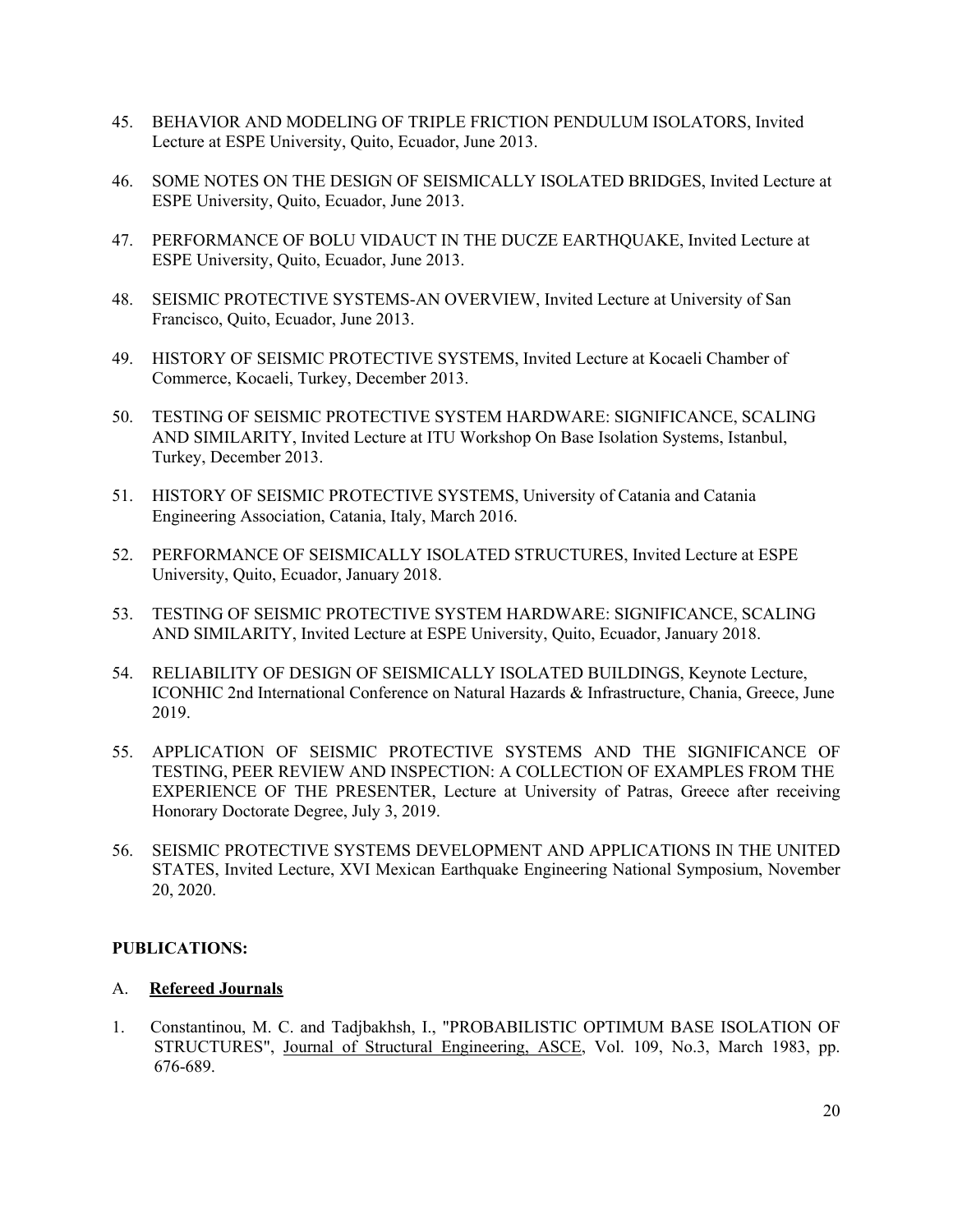45. BEHAVIOR AND MODELING OF TRIPLE FRICTION PENDULUM ISOLATORS, Invited Lecture at ESPE University, Quito, Ecuador, June 2013.

46. SOME NOTES ON THE DESIGN OF SEISMICALLY ISOLATED BRIDGES, Invited Lecture at ESPE University, Quito, Ecuador, June 2013.

47. PERFORMANCE OF BOLU VIDAUCT IN THE DUCZE EARTHQUAKE, Invited Lecture at ESPE University, Quito, Ecuador, June 2013.

48. SEISMIC PROTECTIVE SYSTEMS-AN OVERVIEW, Invited Lecture at University of San Francisco, Quito, Ecuador, June 2013.

49. HISTORY OF SEISMIC PROTECTIVE SYSTEMS, Invited Lecture at Kocaeli Chamber of Commerce, Kocaeli, Turkey, December 2013.

50. TESTING OF SEISMIC PROTECTIVE SYSTEM HARDWARE: SIGNIFICANCE, SCALING AND SIMILARITY, Invited Lecture at ITU Workshop On Base Isolation Systems, Istanbul, Turkey, December 2013.

51. HISTORY OF SEISMIC PROTECTIVE SYSTEMS, University of Catania and Catania Engineering Association, Catania, Italy, March 2016.

52. PERFORMANCE OF SEISMICALLY ISOLATED STRUCTURES, Invited Lecture at ESPE University, Quito, Ecuador, January 2018.

53. TESTING OF SEISMIC PROTECTIVE SYSTEM HARDWARE: SIGNIFICANCE, SCALING AND SIMILARITY, Invited Lecture at ESPE University, Quito, Ecuador, January 2018.

54. RELIABILITY OF DESIGN OF SEISMICALLY ISOLATED BUILDINGS, Keynote Lecture, ICONHIC 2nd International Conference on Natural Hazards & Infrastructure, Chania, Greece, June 2019.

55. APPLICATION OF SEISMIC PROTECTIVE SYSTEMS AND THE SIGNIFICANCE OF TESTING, PEER REVIEW AND INSPECTION: A COLLECTION OF EXAMPLES FROM THE EXPERIENCE OF THE PRESENTER, Lecture at University of Patras, Greece after receiving Honorary Doctorate Degree, July 3, 2019.

56. SEISMIC PROTECTIVE SYSTEMS DEVELOPMENT AND APPLICATIONS IN THE UNITED STATES, Invited Lecture, XVI Mexican Earthquake Engineering National Symposium, November 20, 2020.

**PUBLICATIONS:**

A. **Refereed Journals**

1. Constantinou, M. C. and Tadjbakhsh, I., "PROBABILISTIC OPTIMUM BASE ISOLATION OF STRUCTURES", Journal of Structural Engineering, ASCE, Vol. 109, No.3, March 1983, pp. 676-689.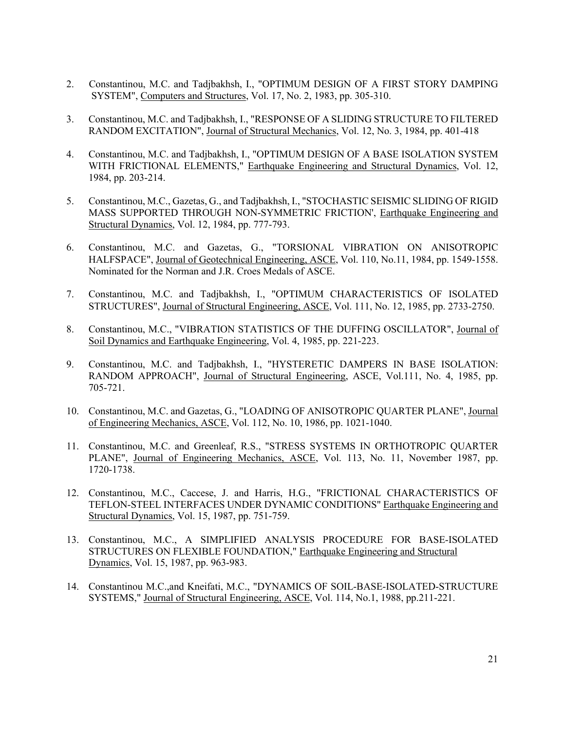2. Constantinou, M.C. and Tadjbakhsh, I., "OPTIMUM DESIGN OF A FIRST STORY DAMPING SYSTEM", Computers and Structures, Vol. 17, No. 2, 1983, pp. 305-310.

3. Constantinou, M.C. and Tadjbakhsh, I., "RESPONSE OF A SLIDING STRUCTURE TO FILTERED RANDOM EXCITATION", Journal of Structural Mechanics, Vol. 12, No. 3, 1984, pp. 401-418

4. Constantinou, M.C. and Tadjbakhsh, I., "OPTIMUM DESIGN OF A BASE ISOLATION SYSTEM WITH FRICTIONAL ELEMENTS," Earthquake Engineering and Structural Dynamics, Vol. 12, 1984, pp. 203-214.

5. Constantinou, M.C., Gazetas, G., and Tadjbakhsh, I., "STOCHASTIC SEISMIC SLIDING OF RIGID MASS SUPPORTED THROUGH NON-SYMMETRIC FRICTION', Earthquake Engineering and Structural Dynamics, Vol. 12, 1984, pp. 777-793.

6. Constantinou, M.C. and Gazetas, G., "TORSIONAL VIBRATION ON ANISOTROPIC HALFSPACE", Journal of Geotechnical Engineering, ASCE, Vol. 110, No.11, 1984, pp. 1549-1558. Nominated for the Norman and J.R. Croes Medals of ASCE.

7. Constantinou, M.C. and Tadjbakhsh, I., "OPTIMUM CHARACTERISTICS OF ISOLATED STRUCTURES", Journal of Structural Engineering, ASCE, Vol. 111, No. 12, 1985, pp. 2733-2750.

8. Constantinou, M.C., "VIBRATION STATISTICS OF THE DUFFING OSCILLATOR", Journal of Soil Dynamics and Earthquake Engineering, Vol. 4, 1985, pp. 221-223.

9. Constantinou, M.C. and Tadjbakhsh, I., "HYSTERETIC DAMPERS IN BASE ISOLATION: RANDOM APPROACH", Journal of Structural Engineering, ASCE, Vol.111, No. 4, 1985, pp. 705-721.

10. Constantinou, M.C. and Gazetas, G., "LOADING OF ANISOTROPIC QUARTER PLANE", Journal of Engineering Mechanics, ASCE, Vol. 112, No. 10, 1986, pp. 1021-1040.

11. Constantinou, M.C. and Greenleaf, R.S., "STRESS SYSTEMS IN ORTHOTROPIC QUARTER PLANE", Journal of Engineering Mechanics, ASCE, Vol. 113, No. 11, November 1987, pp. 1720-1738.

12. Constantinou, M.C., Caccese, J. and Harris, H.G., "FRICTIONAL CHARACTERISTICS OF TEFLON-STEEL INTERFACES UNDER DYNAMIC CONDITIONS" Earthquake Engineering and Structural Dynamics, Vol. 15, 1987, pp. 751-759.

13. Constantinou, M.C., A SIMPLIFIED ANALYSIS PROCEDURE FOR BASE-ISOLATED STRUCTURES ON FLEXIBLE FOUNDATION," Earthquake Engineering and Structural Dynamics, Vol. 15, 1987, pp. 963-983.

14. Constantinou M.C.,and Kneifati, M.C., "DYNAMICS OF SOIL-BASE-ISOLATED-STRUCTURE SYSTEMS," Journal of Structural Engineering, ASCE, Vol. 114, No.1, 1988, pp.211-221.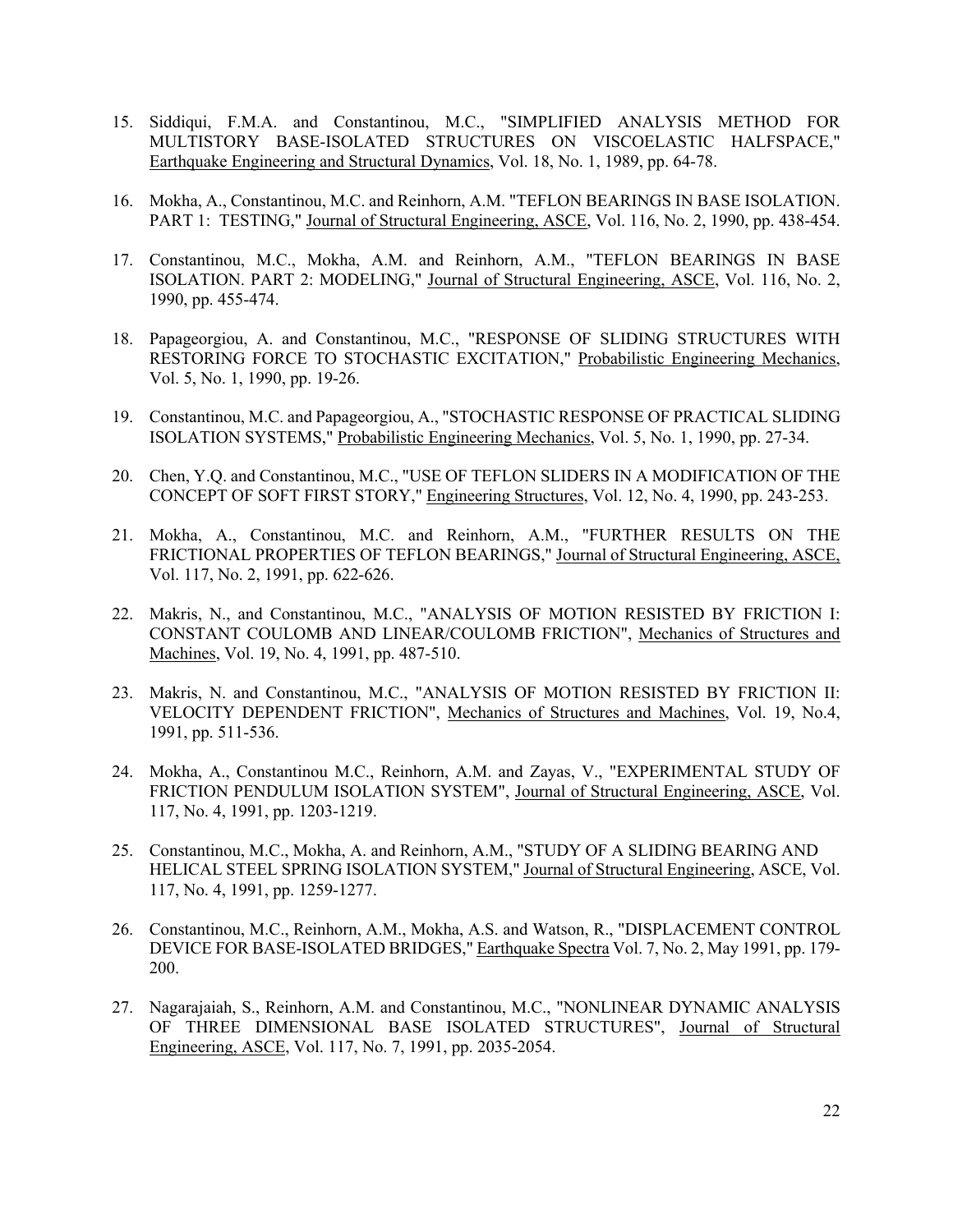15. Siddiqui, F.M.A. and Constantinou, M.C., "SIMPLIFIED ANALYSIS METHOD FOR MULTISTORY BASE-ISOLATED STRUCTURES ON VISCOELASTIC HALFSPACE," Earthquake Engineering and Structural Dynamics, Vol. 18, No. 1, 1989, pp. 64-78.

16. Mokha, A., Constantinou, M.C. and Reinhorn, A.M. "TEFLON BEARINGS IN BASE ISOLATION. PART 1: TESTING," Journal of Structural Engineering, ASCE, Vol. 116, No. 2, 1990, pp. 438-454.

17. Constantinou, M.C., Mokha, A.M. and Reinhorn, A.M., "TEFLON BEARINGS IN BASE ISOLATION. PART 2: MODELING," Journal of Structural Engineering, ASCE, Vol. 116, No. 2, 1990, pp. 455-474.

18. Papageorgiou, A. and Constantinou, M.C., "RESPONSE OF SLIDING STRUCTURES WITH RESTORING FORCE TO STOCHASTIC EXCITATION," Probabilistic Engineering Mechanics, Vol. 5, No. 1, 1990, pp. 19-26.

19. Constantinou, M.C. and Papageorgiou, A., "STOCHASTIC RESPONSE OF PRACTICAL SLIDING ISOLATION SYSTEMS," Probabilistic Engineering Mechanics, Vol. 5, No. 1, 1990, pp. 27-34.

20. Chen, Y.Q. and Constantinou, M.C., "USE OF TEFLON SLIDERS IN A MODIFICATION OF THE CONCEPT OF SOFT FIRST STORY," Engineering Structures, Vol. 12, No. 4, 1990, pp. 243-253.

21. Mokha, A., Constantinou, M.C. and Reinhorn, A.M., "FURTHER RESULTS ON THE FRICTIONAL PROPERTIES OF TEFLON BEARINGS," Journal of Structural Engineering, ASCE, Vol. 117, No. 2, 1991, pp. 622-626.

22. Makris, N., and Constantinou, M.C., "ANALYSIS OF MOTION RESISTED BY FRICTION I: CONSTANT COULOMB AND LINEAR/COULOMB FRICTION", Mechanics of Structures and Machines, Vol. 19, No. 4, 1991, pp. 487-510.

23. Makris, N. and Constantinou, M.C., "ANALYSIS OF MOTION RESISTED BY FRICTION II: VELOCITY DEPENDENT FRICTION", Mechanics of Structures and Machines, Vol. 19, No.4, 1991, pp. 511-536.

24. Mokha, A., Constantinou M.C., Reinhorn, A.M. and Zayas, V., "EXPERIMENTAL STUDY OF FRICTION PENDULUM ISOLATION SYSTEM", Journal of Structural Engineering, ASCE, Vol. 117, No. 4, 1991, pp. 1203-1219.

25. Constantinou, M.C., Mokha, A. and Reinhorn, A.M., "STUDY OF A SLIDING BEARING AND HELICAL STEEL SPRING ISOLATION SYSTEM," Journal of Structural Engineering, ASCE, Vol. 117, No. 4, 1991, pp. 1259-1277.

26. Constantinou, M.C., Reinhorn, A.M., Mokha, A.S. and Watson, R., "DISPLACEMENT CONTROL DEVICE FOR BASE-ISOLATED BRIDGES," Earthquake Spectra Vol. 7, No. 2, May 1991, pp. 179-200.

27. Nagarajaiah, S., Reinhorn, A.M. and Constantinou, M.C., "NONLINEAR DYNAMIC ANALYSIS OF THREE DIMENSIONAL BASE ISOLATED STRUCTURES", Journal of Structural Engineering, ASCE, Vol. 117, No. 7, 1991, pp. 2035-2054.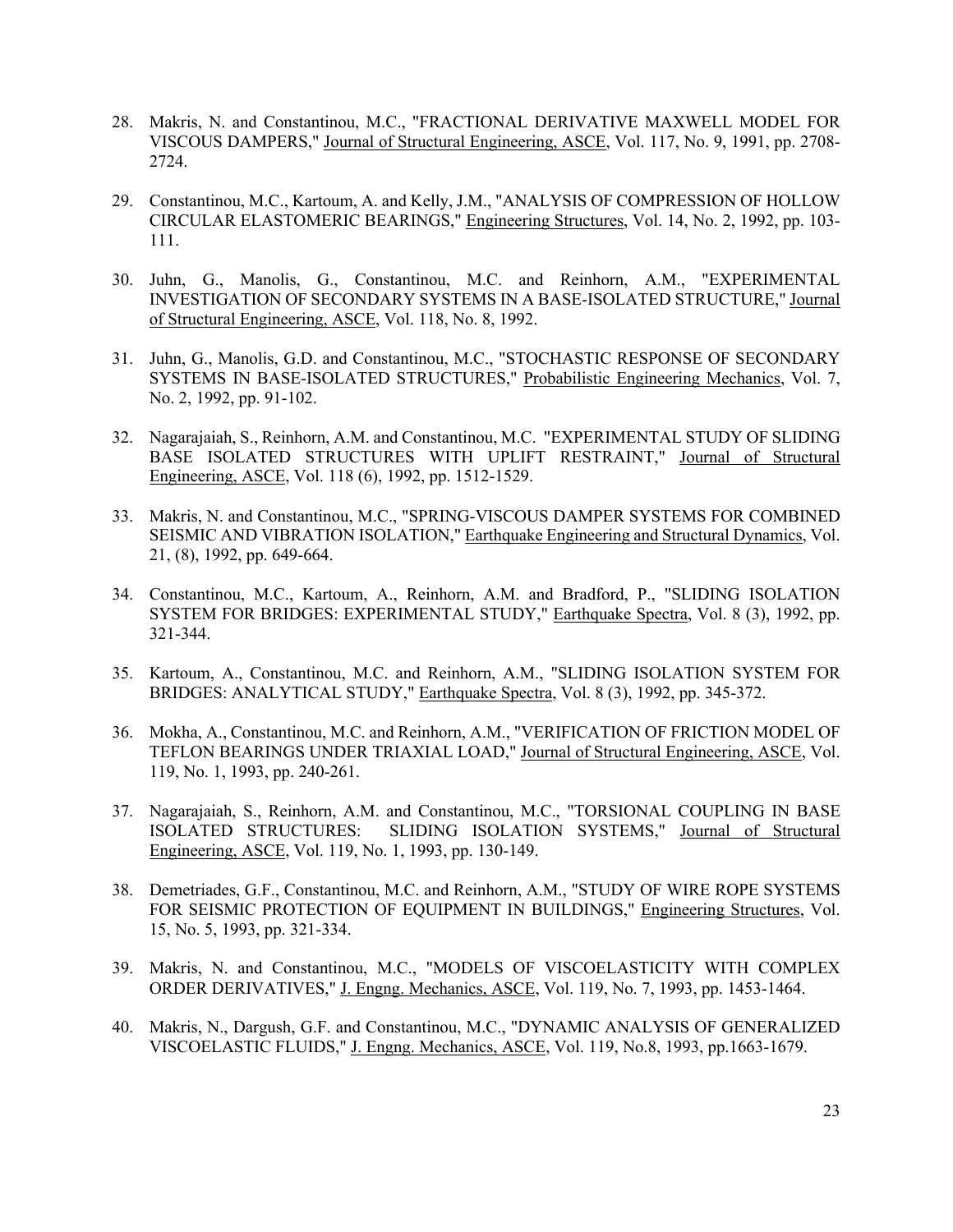28. Makris, N. and Constantinou, M.C., "FRACTIONAL DERIVATIVE MAXWELL MODEL FOR VISCOUS DAMPERS," Journal of Structural Engineering, ASCE, Vol. 117, No. 9, 1991, pp. 2708-2724.

29. Constantinou, M.C., Kartoum, A. and Kelly, J.M., "ANALYSIS OF COMPRESSION OF HOLLOW CIRCULAR ELASTOMERIC BEARINGS," Engineering Structures, Vol. 14, No. 2, 1992, pp. 103-111.

30. Juhn, G., Manolis, G., Constantinou, M.C. and Reinhorn, A.M., "EXPERIMENTAL INVESTIGATION OF SECONDARY SYSTEMS IN A BASE-ISOLATED STRUCTURE," Journal of Structural Engineering, ASCE, Vol. 118, No. 8, 1992.

31. Juhn, G., Manolis, G.D. and Constantinou, M.C., "STOCHASTIC RESPONSE OF SECONDARY SYSTEMS IN BASE-ISOLATED STRUCTURES," Probabilistic Engineering Mechanics, Vol. 7, No. 2, 1992, pp. 91-102.

32. Nagarajaiah, S., Reinhorn, A.M. and Constantinou, M.C. "EXPERIMENTAL STUDY OF SLIDING BASE ISOLATED STRUCTURES WITH UPLIFT RESTRAINT," Journal of Structural Engineering, ASCE, Vol. 118 (6), 1992, pp. 1512-1529.

33. Makris, N. and Constantinou, M.C., "SPRING-VISCOUS DAMPER SYSTEMS FOR COMBINED SEISMIC AND VIBRATION ISOLATION," Earthquake Engineering and Structural Dynamics, Vol. 21, (8), 1992, pp. 649-664.

34. Constantinou, M.C., Kartoum, A., Reinhorn, A.M. and Bradford, P., "SLIDING ISOLATION SYSTEM FOR BRIDGES: EXPERIMENTAL STUDY," Earthquake Spectra, Vol. 8 (3), 1992, pp. 321-344.

35. Kartoum, A., Constantinou, M.C. and Reinhorn, A.M., "SLIDING ISOLATION SYSTEM FOR BRIDGES: ANALYTICAL STUDY," Earthquake Spectra, Vol. 8 (3), 1992, pp. 345-372.

36. Mokha, A., Constantinou, M.C. and Reinhorn, A.M., "VERIFICATION OF FRICTION MODEL OF TEFLON BEARINGS UNDER TRIAXIAL LOAD," Journal of Structural Engineering, ASCE, Vol. 119, No. 1, 1993, pp. 240-261.

37. Nagarajaiah, S., Reinhorn, A.M. and Constantinou, M.C., "TORSIONAL COUPLING IN BASE ISOLATED STRUCTURES: SLIDING ISOLATION SYSTEMS," Journal of Structural Engineering, ASCE, Vol. 119, No. 1, 1993, pp. 130-149.

38. Demetriades, G.F., Constantinou, M.C. and Reinhorn, A.M., "STUDY OF WIRE ROPE SYSTEMS FOR SEISMIC PROTECTION OF EQUIPMENT IN BUILDINGS," Engineering Structures, Vol. 15, No. 5, 1993, pp. 321-334.

39. Makris, N. and Constantinou, M.C., "MODELS OF VISCOELASTICITY WITH COMPLEX ORDER DERIVATIVES," J. Engng. Mechanics, ASCE, Vol. 119, No. 7, 1993, pp. 1453-1464.

40. Makris, N., Dargush, G.F. and Constantinou, M.C., "DYNAMIC ANALYSIS OF GENERALIZED VISCOELASTIC FLUIDS," J. Engng. Mechanics, ASCE, Vol. 119, No.8, 1993, pp.1663-1679.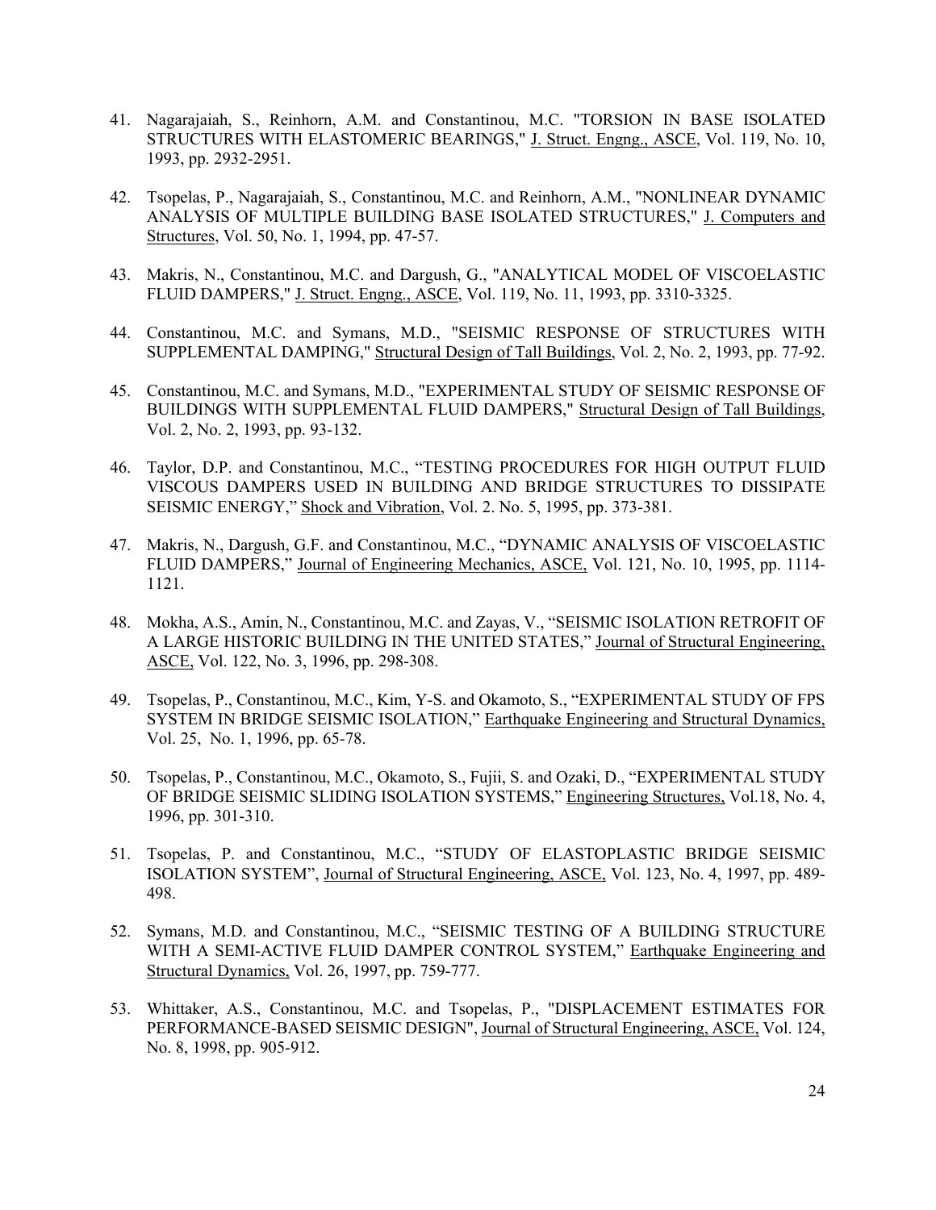41. Nagarajaiah, S., Reinhorn, A.M. and Constantinou, M.C. "TORSION IN BASE ISOLATED STRUCTURES WITH ELASTOMERIC BEARINGS," J. Struct. Engng., ASCE, Vol. 119, No. 10, 1993, pp. 2932-2951.

42. Tsopelas, P., Nagarajaiah, S., Constantinou, M.C. and Reinhorn, A.M., "NONLINEAR DYNAMIC ANALYSIS OF MULTIPLE BUILDING BASE ISOLATED STRUCTURES," J. Computers and Structures, Vol. 50, No. 1, 1994, pp. 47-57.

43. Makris, N., Constantinou, M.C. and Dargush, G., "ANALYTICAL MODEL OF VISCOELASTIC FLUID DAMPERS," J. Struct. Engng., ASCE, Vol. 119, No. 11, 1993, pp. 3310-3325.

44. Constantinou, M.C. and Symans, M.D., "SEISMIC RESPONSE OF STRUCTURES WITH SUPPLEMENTAL DAMPING," Structural Design of Tall Buildings, Vol. 2, No. 2, 1993, pp. 77-92.

45. Constantinou, M.C. and Symans, M.D., "EXPERIMENTAL STUDY OF SEISMIC RESPONSE OF BUILDINGS WITH SUPPLEMENTAL FLUID DAMPERS," Structural Design of Tall Buildings, Vol. 2, No. 2, 1993, pp. 93-132.

46. Taylor, D.P. and Constantinou, M.C., "TESTING PROCEDURES FOR HIGH OUTPUT FLUID VISCOUS DAMPERS USED IN BUILDING AND BRIDGE STRUCTURES TO DISSIPATE SEISMIC ENERGY," Shock and Vibration, Vol. 2. No. 5, 1995, pp. 373-381.

47. Makris, N., Dargush, G.F. and Constantinou, M.C., "DYNAMIC ANALYSIS OF VISCOELASTIC FLUID DAMPERS," Journal of Engineering Mechanics, ASCE, Vol. 121, No. 10, 1995, pp. 1114-1121.

48. Mokha, A.S., Amin, N., Constantinou, M.C. and Zayas, V., "SEISMIC ISOLATION RETROFIT OF A LARGE HISTORIC BUILDING IN THE UNITED STATES," Journal of Structural Engineering, ASCE, Vol. 122, No. 3, 1996, pp. 298-308.

49. Tsopelas, P., Constantinou, M.C., Kim, Y-S. and Okamoto, S., "EXPERIMENTAL STUDY OF FPS SYSTEM IN BRIDGE SEISMIC ISOLATION," Earthquake Engineering and Structural Dynamics, Vol. 25, No. 1, 1996, pp. 65-78.

50. Tsopelas, P., Constantinou, M.C., Okamoto, S., Fujii, S. and Ozaki, D., "EXPERIMENTAL STUDY OF BRIDGE SEISMIC SLIDING ISOLATION SYSTEMS," Engineering Structures, Vol.18, No. 4, 1996, pp. 301-310.

51. Tsopelas, P. and Constantinou, M.C., "STUDY OF ELASTOPLASTIC BRIDGE SEISMIC ISOLATION SYSTEM", Journal of Structural Engineering, ASCE, Vol. 123, No. 4, 1997, pp. 489-498.

52. Symans, M.D. and Constantinou, M.C., "SEISMIC TESTING OF A BUILDING STRUCTURE WITH A SEMI-ACTIVE FLUID DAMPER CONTROL SYSTEM," Earthquake Engineering and Structural Dynamics, Vol. 26, 1997, pp. 759-777.

53. Whittaker, A.S., Constantinou, M.C. and Tsopelas, P., "DISPLACEMENT ESTIMATES FOR PERFORMANCE-BASED SEISMIC DESIGN", Journal of Structural Engineering, ASCE, Vol. 124, No. 8, 1998, pp. 905-912.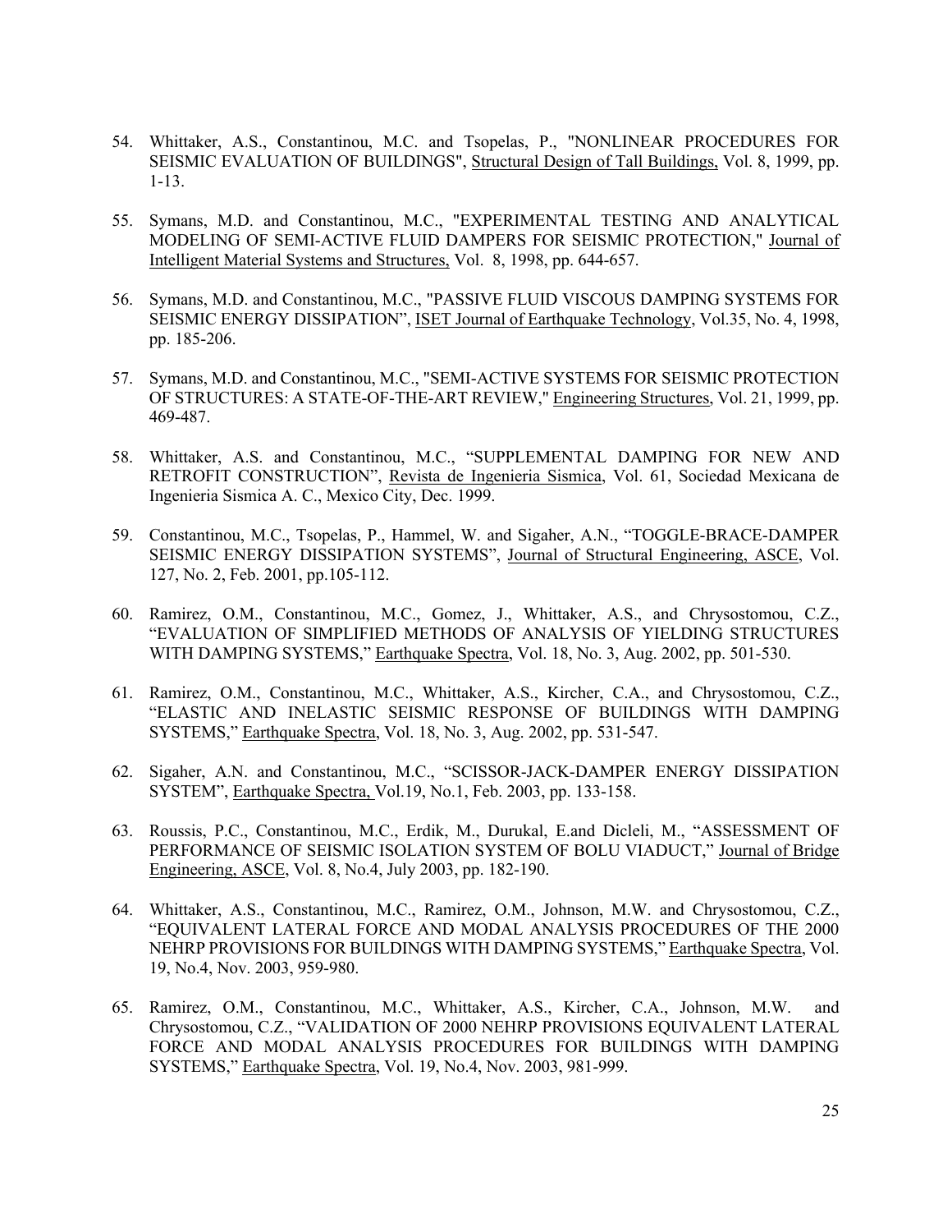54. Whittaker, A.S., Constantinou, M.C. and Tsopelas, P., "NONLINEAR PROCEDURES FOR SEISMIC EVALUATION OF BUILDINGS", Structural Design of Tall Buildings, Vol. 8, 1999, pp. 1-13.

55. Symans, M.D. and Constantinou, M.C., "EXPERIMENTAL TESTING AND ANALYTICAL MODELING OF SEMI-ACTIVE FLUID DAMPERS FOR SEISMIC PROTECTION," Journal of Intelligent Material Systems and Structures, Vol. 8, 1998, pp. 644-657.

56. Symans, M.D. and Constantinou, M.C., "PASSIVE FLUID VISCOUS DAMPING SYSTEMS FOR SEISMIC ENERGY DISSIPATION", ISET Journal of Earthquake Technology, Vol.35, No. 4, 1998, pp. 185-206.

57. Symans, M.D. and Constantinou, M.C., "SEMI-ACTIVE SYSTEMS FOR SEISMIC PROTECTION OF STRUCTURES: A STATE-OF-THE-ART REVIEW," Engineering Structures, Vol. 21, 1999, pp. 469-487.

58. Whittaker, A.S. and Constantinou, M.C., "SUPPLEMENTAL DAMPING FOR NEW AND RETROFIT CONSTRUCTION", Revista de Ingenieria Sismica, Vol. 61, Sociedad Mexicana de Ingenieria Sismica A. C., Mexico City, Dec. 1999.

59. Constantinou, M.C., Tsopelas, P., Hammel, W. and Sigaher, A.N., "TOGGLE-BRACE-DAMPER SEISMIC ENERGY DISSIPATION SYSTEMS", Journal of Structural Engineering, ASCE, Vol. 127, No. 2, Feb. 2001, pp.105-112.

60. Ramirez, O.M., Constantinou, M.C., Gomez, J., Whittaker, A.S., and Chrysostomou, C.Z., "EVALUATION OF SIMPLIFIED METHODS OF ANALYSIS OF YIELDING STRUCTURES WITH DAMPING SYSTEMS," Earthquake Spectra, Vol. 18, No. 3, Aug. 2002, pp. 501-530.

61. Ramirez, O.M., Constantinou, M.C., Whittaker, A.S., Kircher, C.A., and Chrysostomou, C.Z., "ELASTIC AND INELASTIC SEISMIC RESPONSE OF BUILDINGS WITH DAMPING SYSTEMS," Earthquake Spectra, Vol. 18, No. 3, Aug. 2002, pp. 531-547.

62. Sigaher, A.N. and Constantinou, M.C., "SCISSOR-JACK-DAMPER ENERGY DISSIPATION SYSTEM", Earthquake Spectra, Vol.19, No.1, Feb. 2003, pp. 133-158.

63. Roussis, P.C., Constantinou, M.C., Erdik, M., Durukal, E.and Dicleli, M., "ASSESSMENT OF PERFORMANCE OF SEISMIC ISOLATION SYSTEM OF BOLU VIADUCT," Journal of Bridge Engineering, ASCE, Vol. 8, No.4, July 2003, pp. 182-190.

64. Whittaker, A.S., Constantinou, M.C., Ramirez, O.M., Johnson, M.W. and Chrysostomou, C.Z., "EQUIVALENT LATERAL FORCE AND MODAL ANALYSIS PROCEDURES OF THE 2000 NEHRP PROVISIONS FOR BUILDINGS WITH DAMPING SYSTEMS," Earthquake Spectra, Vol. 19, No.4, Nov. 2003, 959-980.

65. Ramirez, O.M., Constantinou, M.C., Whittaker, A.S., Kircher, C.A., Johnson, M.W. and Chrysostomou, C.Z., "VALIDATION OF 2000 NEHRP PROVISIONS EQUIVALENT LATERAL FORCE AND MODAL ANALYSIS PROCEDURES FOR BUILDINGS WITH DAMPING SYSTEMS," Earthquake Spectra, Vol. 19, No.4, Nov. 2003, 981-999.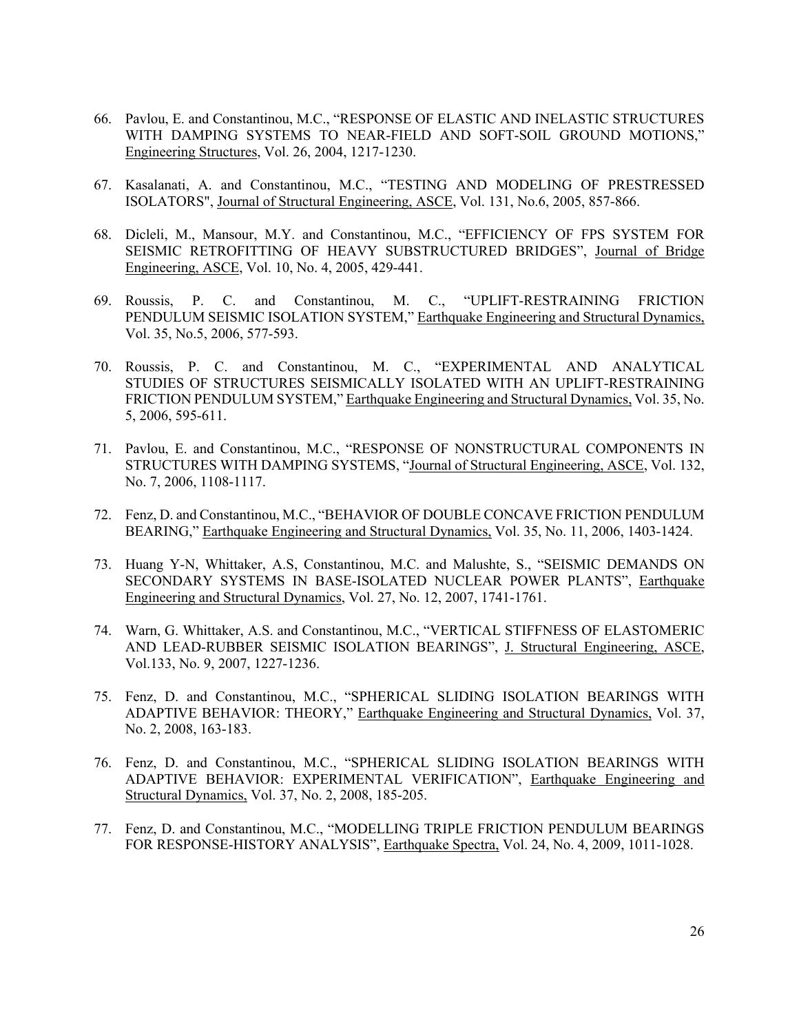66. Pavlou, E. and Constantinou, M.C., "RESPONSE OF ELASTIC AND INELASTIC STRUCTURES WITH DAMPING SYSTEMS TO NEAR-FIELD AND SOFT-SOIL GROUND MOTIONS," Engineering Structures, Vol. 26, 2004, 1217-1230.

67. Kasalanati, A. and Constantinou, M.C., "TESTING AND MODELING OF PRESTRESSED ISOLATORS", Journal of Structural Engineering, ASCE, Vol. 131, No.6, 2005, 857-866.

68. Dicleli, M., Mansour, M.Y. and Constantinou, M.C., "EFFICIENCY OF FPS SYSTEM FOR SEISMIC RETROFITTING OF HEAVY SUBSTRUCTURED BRIDGES", Journal of Bridge Engineering, ASCE, Vol. 10, No. 4, 2005, 429-441.

69. Roussis, P. C. and Constantinou, M. C., "UPLIFT-RESTRAINING FRICTION PENDULUM SEISMIC ISOLATION SYSTEM," Earthquake Engineering and Structural Dynamics, Vol. 35, No.5, 2006, 577-593.

70. Roussis, P. C. and Constantinou, M. C., "EXPERIMENTAL AND ANALYTICAL STUDIES OF STRUCTURES SEISMICALLY ISOLATED WITH AN UPLIFT-RESTRAINING FRICTION PENDULUM SYSTEM," Earthquake Engineering and Structural Dynamics, Vol. 35, No. 5, 2006, 595-611.

71. Pavlou, E. and Constantinou, M.C., "RESPONSE OF NONSTRUCTURAL COMPONENTS IN STRUCTURES WITH DAMPING SYSTEMS, "Journal of Structural Engineering, ASCE, Vol. 132, No. 7, 2006, 1108-1117.

72. Fenz, D. and Constantinou, M.C., "BEHAVIOR OF DOUBLE CONCAVE FRICTION PENDULUM BEARING," Earthquake Engineering and Structural Dynamics, Vol. 35, No. 11, 2006, 1403-1424.

73. Huang Y-N, Whittaker, A.S, Constantinou, M.C. and Malushte, S., "SEISMIC DEMANDS ON SECONDARY SYSTEMS IN BASE-ISOLATED NUCLEAR POWER PLANTS", Earthquake Engineering and Structural Dynamics, Vol. 27, No. 12, 2007, 1741-1761.

74. Warn, G. Whittaker, A.S. and Constantinou, M.C., "VERTICAL STIFFNESS OF ELASTOMERIC AND LEAD-RUBBER SEISMIC ISOLATION BEARINGS", J. Structural Engineering, ASCE, Vol.133, No. 9, 2007, 1227-1236.

75. Fenz, D. and Constantinou, M.C., "SPHERICAL SLIDING ISOLATION BEARINGS WITH ADAPTIVE BEHAVIOR: THEORY," Earthquake Engineering and Structural Dynamics, Vol. 37, No. 2, 2008, 163-183.

76. Fenz, D. and Constantinou, M.C., "SPHERICAL SLIDING ISOLATION BEARINGS WITH ADAPTIVE BEHAVIOR: EXPERIMENTAL VERIFICATION", Earthquake Engineering and Structural Dynamics, Vol. 37, No. 2, 2008, 185-205.

77. Fenz, D. and Constantinou, M.C., "MODELLING TRIPLE FRICTION PENDULUM BEARINGS FOR RESPONSE-HISTORY ANALYSIS", Earthquake Spectra, Vol. 24, No. 4, 2009, 1011-1028.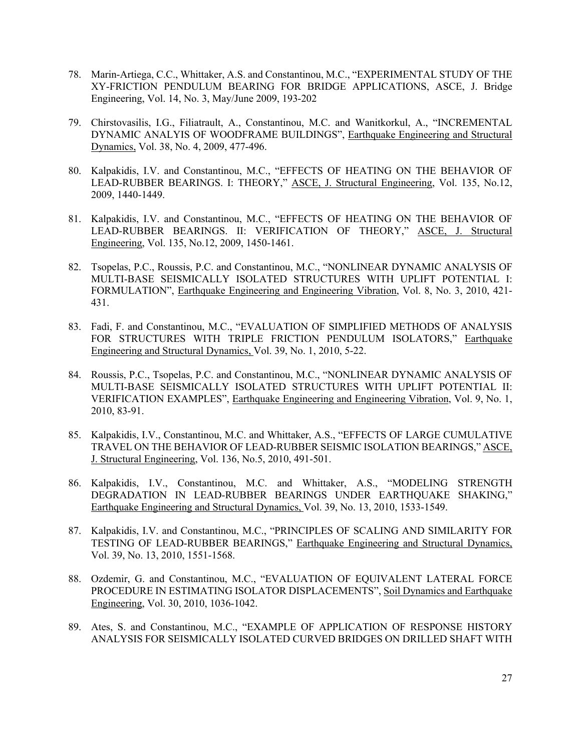78. Marin-Artiega, C.C., Whittaker, A.S. and Constantinou, M.C., "EXPERIMENTAL STUDY OF THE XY-FRICTION PENDULUM BEARING FOR BRIDGE APPLICATIONS, ASCE, J. Bridge Engineering, Vol. 14, No. 3, May/June 2009, 193-202

79. Chirstovasilis, I.G., Filiatrault, A., Constantinou, M.C. and Wanitkorkul, A., "INCREMENTAL DYNAMIC ANALYIS OF WOODFRAME BUILDINGS", Earthquake Engineering and Structural Dynamics, Vol. 38, No. 4, 2009, 477-496.

80. Kalpakidis, I.V. and Constantinou, M.C., "EFFECTS OF HEATING ON THE BEHAVIOR OF LEAD-RUBBER BEARINGS. I: THEORY," ASCE, J. Structural Engineering, Vol. 135, No.12, 2009, 1440-1449.

81. Kalpakidis, I.V. and Constantinou, M.C., "EFFECTS OF HEATING ON THE BEHAVIOR OF LEAD-RUBBER BEARINGS. II: VERIFICATION OF THEORY," ASCE, J. Structural Engineering, Vol. 135, No.12, 2009, 1450-1461.

82. Tsopelas, P.C., Roussis, P.C. and Constantinou, M.C., "NONLINEAR DYNAMIC ANALYSIS OF MULTI-BASE SEISMICALLY ISOLATED STRUCTURES WITH UPLIFT POTENTIAL I: FORMULATION", Earthquake Engineering and Engineering Vibration, Vol. 8, No. 3, 2010, 421-431.

83. Fadi, F. and Constantinou, M.C., "EVALUATION OF SIMPLIFIED METHODS OF ANALYSIS FOR STRUCTURES WITH TRIPLE FRICTION PENDULUM ISOLATORS," Earthquake Engineering and Structural Dynamics, Vol. 39, No. 1, 2010, 5-22.

84. Roussis, P.C., Tsopelas, P.C. and Constantinou, M.C., "NONLINEAR DYNAMIC ANALYSIS OF MULTI-BASE SEISMICALLY ISOLATED STRUCTURES WITH UPLIFT POTENTIAL II: VERIFICATION EXAMPLES", Earthquake Engineering and Engineering Vibration, Vol. 9, No. 1, 2010, 83-91.

85. Kalpakidis, I.V., Constantinou, M.C. and Whittaker, A.S., "EFFECTS OF LARGE CUMULATIVE TRAVEL ON THE BEHAVIOR OF LEAD-RUBBER SEISMIC ISOLATION BEARINGS," ASCE, J. Structural Engineering, Vol. 136, No.5, 2010, 491-501.

86. Kalpakidis, I.V., Constantinou, M.C. and Whittaker, A.S., "MODELING STRENGTH DEGRADATION IN LEAD-RUBBER BEARINGS UNDER EARTHQUAKE SHAKING," Earthquake Engineering and Structural Dynamics, Vol. 39, No. 13, 2010, 1533-1549.

87. Kalpakidis, I.V. and Constantinou, M.C., "PRINCIPLES OF SCALING AND SIMILARITY FOR TESTING OF LEAD-RUBBER BEARINGS," Earthquake Engineering and Structural Dynamics, Vol. 39, No. 13, 2010, 1551-1568.

88. Ozdemir, G. and Constantinou, M.C., "EVALUATION OF EQUIVALENT LATERAL FORCE PROCEDURE IN ESTIMATING ISOLATOR DISPLACEMENTS", Soil Dynamics and Earthquake Engineering, Vol. 30, 2010, 1036-1042.

89. Ates, S. and Constantinou, M.C., "EXAMPLE OF APPLICATION OF RESPONSE HISTORY ANALYSIS FOR SEISMICALLY ISOLATED CURVED BRIDGES ON DRILLED SHAFT WITH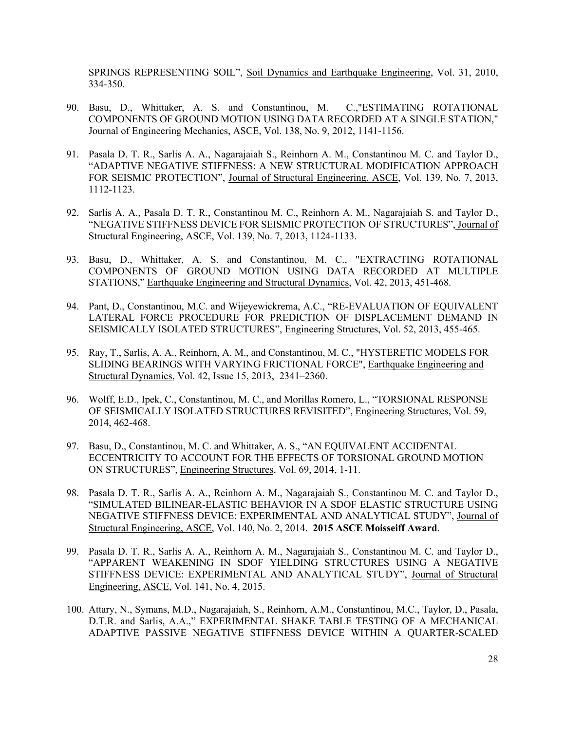SPRINGS REPRESENTING SOIL", Soil Dynamics and Earthquake Engineering, Vol. 31, 2010, 334-350.

90. Basu, D., Whittaker, A. S. and Constantinou, M. C.,"ESTIMATING ROTATIONAL COMPONENTS OF GROUND MOTION USING DATA RECORDED AT A SINGLE STATION," Journal of Engineering Mechanics, ASCE, Vol. 138, No. 9, 2012, 1141-1156.

91. Pasala D. T. R., Sarlis A. A., Nagarajaiah S., Reinhorn A. M., Constantinou M. C. and Taylor D., "ADAPTIVE NEGATIVE STIFFNESS: A NEW STRUCTURAL MODIFICATION APPROACH FOR SEISMIC PROTECTION", Journal of Structural Engineering, ASCE, Vol. 139, No. 7, 2013, 1112-1123.

92. Sarlis A. A., Pasala D. T. R., Constantinou M. C., Reinhorn A. M., Nagarajaiah S. and Taylor D., "NEGATIVE STIFFNESS DEVICE FOR SEISMIC PROTECTION OF STRUCTURES", Journal of Structural Engineering, ASCE, Vol. 139, No. 7, 2013, 1124-1133.

93. Basu, D., Whittaker, A. S. and Constantinou, M. C., "EXTRACTING ROTATIONAL COMPONENTS OF GROUND MOTION USING DATA RECORDED AT MULTIPLE STATIONS," Earthquake Engineering and Structural Dynamics, Vol. 42, 2013, 451-468.

94. Pant, D., Constantinou, M.C. and Wijeyewickrema, A.C., "RE-EVALUATION OF EQUIVALENT LATERAL FORCE PROCEDURE FOR PREDICTION OF DISPLACEMENT DEMAND IN SEISMICALLY ISOLATED STRUCTURES", Engineering Structures, Vol. 52, 2013, 455-465.

95. Ray, T., Sarlis, A. A., Reinhorn, A. M., and Constantinou, M. C., "HYSTERETIC MODELS FOR SLIDING BEARINGS WITH VARYING FRICTIONAL FORCE", Earthquake Engineering and Structural Dynamics, Vol. 42, Issue 15, 2013, 2341–2360.

96. Wolff, E.D., Ipek, C., Constantinou, M. C., and Morillas Romero, L., "TORSIONAL RESPONSE OF SEISMICALLY ISOLATED STRUCTURES REVISITED", Engineering Structures, Vol. 59, 2014, 462-468.

97. Basu, D., Constantinou, M. C. and Whittaker, A. S., "AN EQUIVALENT ACCIDENTAL ECCENTRICITY TO ACCOUNT FOR THE EFFECTS OF TORSIONAL GROUND MOTION ON STRUCTURES", Engineering Structures, Vol. 69, 2014, 1-11.

98. Pasala D. T. R., Sarlis A. A., Reinhorn A. M., Nagarajaiah S., Constantinou M. C. and Taylor D., "SIMULATED BILINEAR-ELASTIC BEHAVIOR IN A SDOF ELASTIC STRUCTURE USING NEGATIVE STIFFNESS DEVICE: EXPERIMENTAL AND ANALYTICAL STUDY", Journal of Structural Engineering, ASCE, Vol. 140, No. 2, 2014. **2015 ASCE Moisseiff Award**.

99. Pasala D. T. R., Sarlis A. A., Reinhorn A. M., Nagarajaiah S., Constantinou M. C. and Taylor D., "APPARENT WEAKENING IN SDOF YIELDING STRUCTURES USING A NEGATIVE STIFFNESS DEVICE: EXPERIMENTAL AND ANALYTICAL STUDY", Journal of Structural Engineering, ASCE, Vol. 141, No. 4, 2015.

100. Attary, N., Symans, M.D., Nagarajaiah, S., Reinhorn, A.M., Constantinou, M.C., Taylor, D., Pasala, D.T.R. and Sarlis, A.A.," EXPERIMENTAL SHAKE TABLE TESTING OF A MECHANICAL ADAPTIVE PASSIVE NEGATIVE STIFFNESS DEVICE WITHIN A QUARTER-SCALED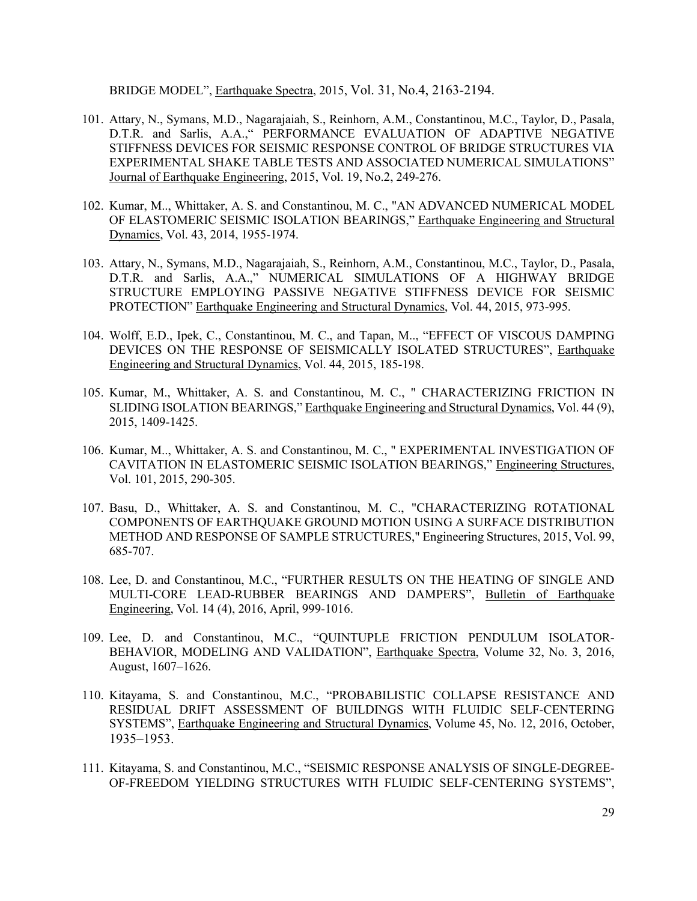BRIDGE MODEL", Earthquake Spectra, 2015, Vol. 31, No.4, 2163-2194.

101. Attary, N., Symans, M.D., Nagarajaiah, S., Reinhorn, A.M., Constantinou, M.C., Taylor, D., Pasala, D.T.R. and Sarlis, A.A.," PERFORMANCE EVALUATION OF ADAPTIVE NEGATIVE STIFFNESS DEVICES FOR SEISMIC RESPONSE CONTROL OF BRIDGE STRUCTURES VIA EXPERIMENTAL SHAKE TABLE TESTS AND ASSOCIATED NUMERICAL SIMULATIONS" Journal of Earthquake Engineering, 2015, Vol. 19, No.2, 249-276.

102. Kumar, M.., Whittaker, A. S. and Constantinou, M. C., "AN ADVANCED NUMERICAL MODEL OF ELASTOMERIC SEISMIC ISOLATION BEARINGS," Earthquake Engineering and Structural Dynamics, Vol. 43, 2014, 1955-1974.

103. Attary, N., Symans, M.D., Nagarajaiah, S., Reinhorn, A.M., Constantinou, M.C., Taylor, D., Pasala, D.T.R. and Sarlis, A.A.," NUMERICAL SIMULATIONS OF A HIGHWAY BRIDGE STRUCTURE EMPLOYING PASSIVE NEGATIVE STIFFNESS DEVICE FOR SEISMIC PROTECTION" Earthquake Engineering and Structural Dynamics, Vol. 44, 2015, 973-995.

104. Wolff, E.D., Ipek, C., Constantinou, M. C., and Tapan, M.., "EFFECT OF VISCOUS DAMPING DEVICES ON THE RESPONSE OF SEISMICALLY ISOLATED STRUCTURES", Earthquake Engineering and Structural Dynamics, Vol. 44, 2015, 185-198.

105. Kumar, M., Whittaker, A. S. and Constantinou, M. C., " CHARACTERIZING FRICTION IN SLIDING ISOLATION BEARINGS," Earthquake Engineering and Structural Dynamics, Vol. 44 (9), 2015, 1409-1425.

106. Kumar, M.., Whittaker, A. S. and Constantinou, M. C., " EXPERIMENTAL INVESTIGATION OF CAVITATION IN ELASTOMERIC SEISMIC ISOLATION BEARINGS," Engineering Structures, Vol. 101, 2015, 290-305.

107. Basu, D., Whittaker, A. S. and Constantinou, M. C., "CHARACTERIZING ROTATIONAL COMPONENTS OF EARTHQUAKE GROUND MOTION USING A SURFACE DISTRIBUTION METHOD AND RESPONSE OF SAMPLE STRUCTURES," Engineering Structures, 2015, Vol. 99, 685-707.

108. Lee, D. and Constantinou, M.C., "FURTHER RESULTS ON THE HEATING OF SINGLE AND MULTI-CORE LEAD-RUBBER BEARINGS AND DAMPERS", Bulletin of Earthquake Engineering, Vol. 14 (4), 2016, April, 999-1016.

109. Lee, D. and Constantinou, M.C., "QUINTUPLE FRICTION PENDULUM ISOLATOR-BEHAVIOR, MODELING AND VALIDATION", Earthquake Spectra, Volume 32, No. 3, 2016, August, 1607–1626.

110. Kitayama, S. and Constantinou, M.C., "PROBABILISTIC COLLAPSE RESISTANCE AND RESIDUAL DRIFT ASSESSMENT OF BUILDINGS WITH FLUIDIC SELF-CENTERING SYSTEMS", Earthquake Engineering and Structural Dynamics, Volume 45, No. 12, 2016, October, 1935–1953.

111. Kitayama, S. and Constantinou, M.C., "SEISMIC RESPONSE ANALYSIS OF SINGLE-DEGREE-OF-FREEDOM YIELDING STRUCTURES WITH FLUIDIC SELF-CENTERING SYSTEMS",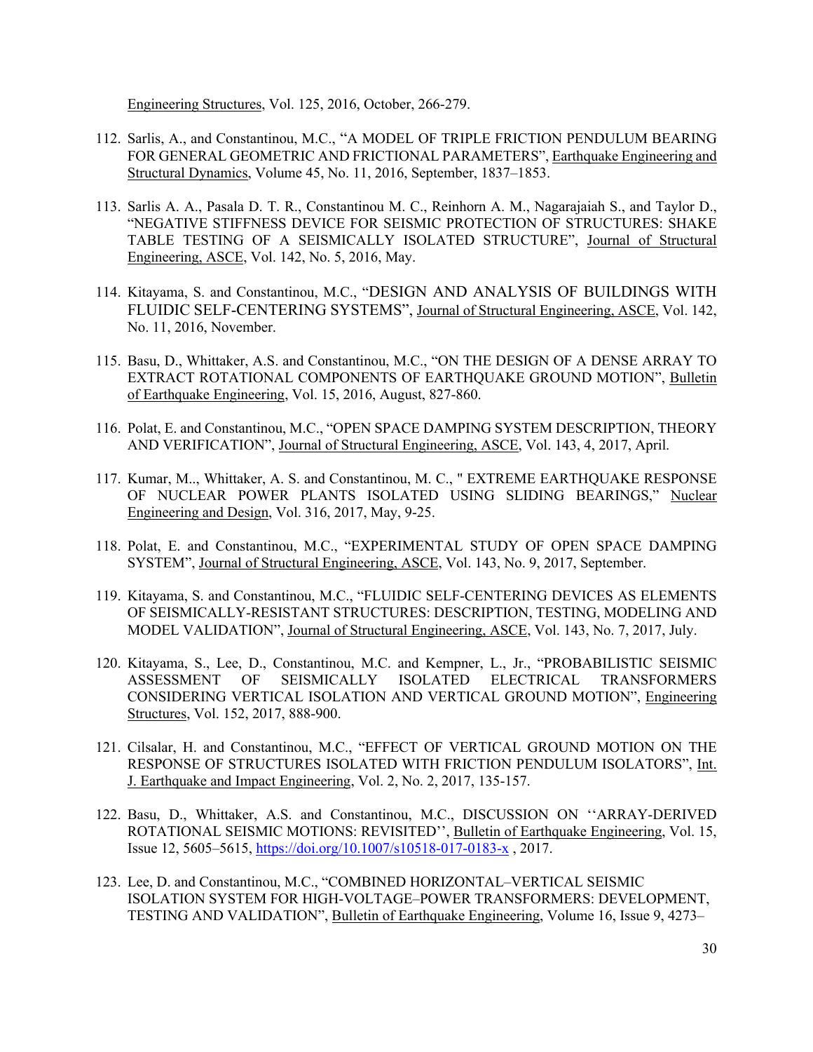Engineering Structures, Vol. 125, 2016, October, 266-279.

112. Sarlis, A., and Constantinou, M.C., “A MODEL OF TRIPLE FRICTION PENDULUM BEARING FOR GENERAL GEOMETRIC AND FRICTIONAL PARAMETERS”, Earthquake Engineering and Structural Dynamics, Volume 45, No. 11, 2016, September, 1837–1853.

113. Sarlis A. A., Pasala D. T. R., Constantinou M. C., Reinhorn A. M., Nagarajaiah S., and Taylor D., “NEGATIVE STIFFNESS DEVICE FOR SEISMIC PROTECTION OF STRUCTURES: SHAKE TABLE TESTING OF A SEISMICALLY ISOLATED STRUCTURE”, Journal of Structural Engineering, ASCE, Vol. 142, No. 5, 2016, May.

114. Kitayama, S. and Constantinou, M.C., “DESIGN AND ANALYSIS OF BUILDINGS WITH FLUIDIC SELF-CENTERING SYSTEMS”, Journal of Structural Engineering, ASCE, Vol. 142, No. 11, 2016, November.

115. Basu, D., Whittaker, A.S. and Constantinou, M.C., “ON THE DESIGN OF A DENSE ARRAY TO EXTRACT ROTATIONAL COMPONENTS OF EARTHQUAKE GROUND MOTION”, Bulletin of Earthquake Engineering, Vol. 15, 2016, August, 827-860.

116. Polat, E. and Constantinou, M.C., “OPEN SPACE DAMPING SYSTEM DESCRIPTION, THEORY AND VERIFICATION”, Journal of Structural Engineering, ASCE, Vol. 143, 4, 2017, April.

117. Kumar, M.., Whittaker, A. S. and Constantinou, M. C., " EXTREME EARTHQUAKE RESPONSE OF NUCLEAR POWER PLANTS ISOLATED USING SLIDING BEARINGS," Nuclear Engineering and Design, Vol. 316, 2017, May, 9-25.

118. Polat, E. and Constantinou, M.C., “EXPERIMENTAL STUDY OF OPEN SPACE DAMPING SYSTEM”, Journal of Structural Engineering, ASCE, Vol. 143, No. 9, 2017, September.

119. Kitayama, S. and Constantinou, M.C., “FLUIDIC SELF-CENTERING DEVICES AS ELEMENTS OF SEISMICALLY-RESISTANT STRUCTURES: DESCRIPTION, TESTING, MODELING AND MODEL VALIDATION”, Journal of Structural Engineering, ASCE, Vol. 143, No. 7, 2017, July.

120. Kitayama, S., Lee, D., Constantinou, M.C. and Kempner, L., Jr., “PROBABILISTIC SEISMIC ASSESSMENT OF SEISMICALLY ISOLATED ELECTRICAL TRANSFORMERS CONSIDERING VERTICAL ISOLATION AND VERTICAL GROUND MOTION”, Engineering Structures, Vol. 152, 2017, 888-900.

121. Cilsalar, H. and Constantinou, M.C., “EFFECT OF VERTICAL GROUND MOTION ON THE RESPONSE OF STRUCTURES ISOLATED WITH FRICTION PENDULUM ISOLATORS”, Int. J. Earthquake and Impact Engineering, Vol. 2, No. 2, 2017, 135-157.

122. Basu, D., Whittaker, A.S. and Constantinou, M.C., DISCUSSION ON ‘‘ARRAY-DERIVED ROTATIONAL SEISMIC MOTIONS: REVISITED’’, Bulletin of Earthquake Engineering, Vol. 15, Issue 12, 5605–5615, https://doi.org/10.1007/s10518-017-0183-x , 2017.

123. Lee, D. and Constantinou, M.C., “COMBINED HORIZONTAL–VERTICAL SEISMIC ISOLATION SYSTEM FOR HIGH-VOLTAGE–POWER TRANSFORMERS: DEVELOPMENT, TESTING AND VALIDATION”, Bulletin of Earthquake Engineering, Volume 16, Issue 9, 4273–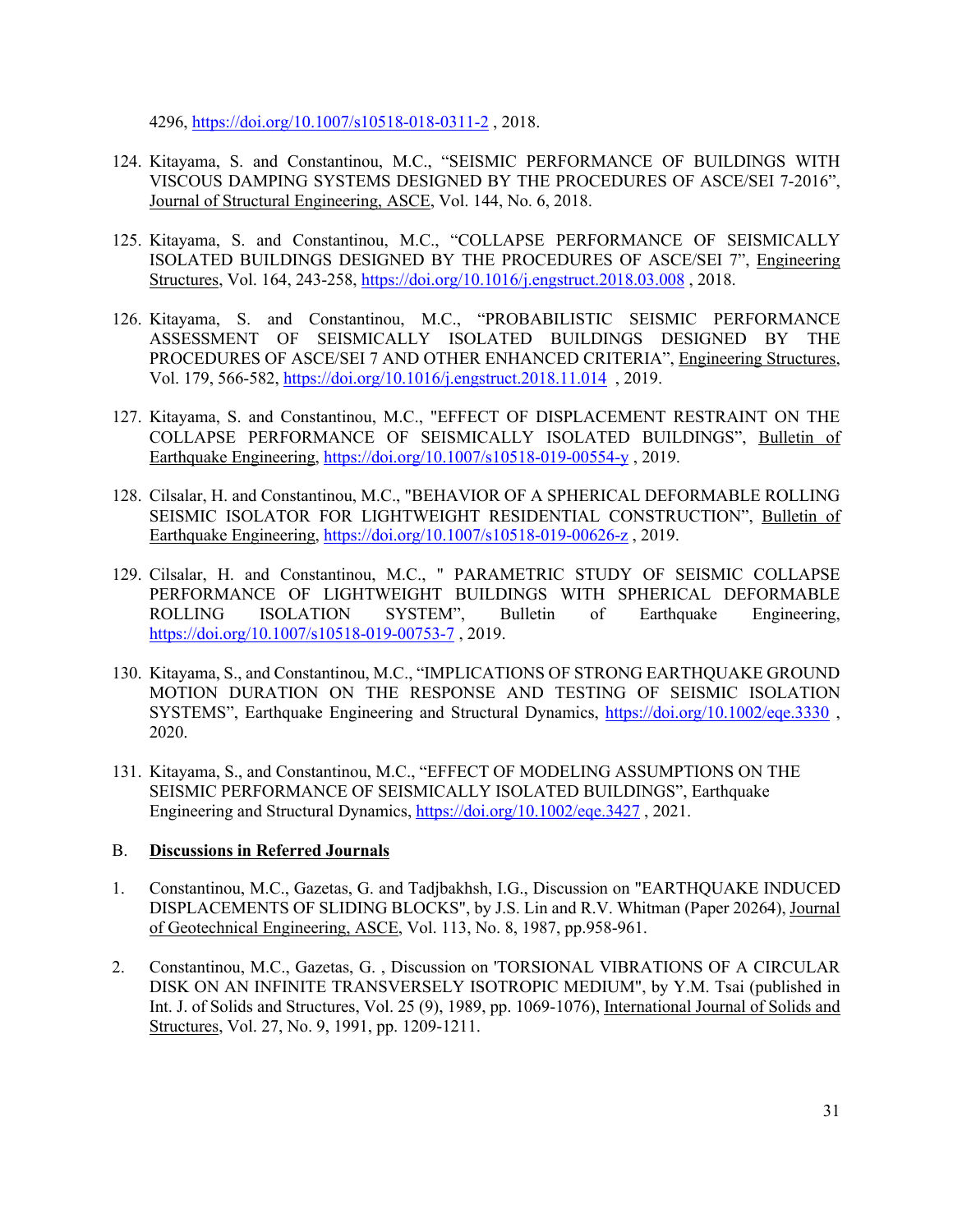4296, https://doi.org/10.1007/s10518-018-0311-2 , 2018.

124. Kitayama, S. and Constantinou, M.C., "SEISMIC PERFORMANCE OF BUILDINGS WITH VISCOUS DAMPING SYSTEMS DESIGNED BY THE PROCEDURES OF ASCE/SEI 7-2016", Journal of Structural Engineering, ASCE, Vol. 144, No. 6, 2018.

125. Kitayama, S. and Constantinou, M.C., "COLLAPSE PERFORMANCE OF SEISMICALLY ISOLATED BUILDINGS DESIGNED BY THE PROCEDURES OF ASCE/SEI 7", Engineering Structures, Vol. 164, 243-258, https://doi.org/10.1016/j.engstruct.2018.03.008 , 2018.

126. Kitayama, S. and Constantinou, M.C., "PROBABILISTIC SEISMIC PERFORMANCE ASSESSMENT OF SEISMICALLY ISOLATED BUILDINGS DESIGNED BY THE PROCEDURES OF ASCE/SEI 7 AND OTHER ENHANCED CRITERIA", Engineering Structures, Vol. 179, 566-582, https://doi.org/10.1016/j.engstruct.2018.11.014 , 2019.

127. Kitayama, S. and Constantinou, M.C., "EFFECT OF DISPLACEMENT RESTRAINT ON THE COLLAPSE PERFORMANCE OF SEISMICALLY ISOLATED BUILDINGS", Bulletin of Earthquake Engineering, https://doi.org/10.1007/s10518-019-00554-y , 2019.

128. Cilsalar, H. and Constantinou, M.C., "BEHAVIOR OF A SPHERICAL DEFORMABLE ROLLING SEISMIC ISOLATOR FOR LIGHTWEIGHT RESIDENTIAL CONSTRUCTION", Bulletin of Earthquake Engineering, https://doi.org/10.1007/s10518-019-00626-z , 2019.

129. Cilsalar, H. and Constantinou, M.C., " PARAMETRIC STUDY OF SEISMIC COLLAPSE PERFORMANCE OF LIGHTWEIGHT BUILDINGS WITH SPHERICAL DEFORMABLE ROLLING ISOLATION SYSTEM", Bulletin of Earthquake Engineering, https://doi.org/10.1007/s10518-019-00753-7 , 2019.

130. Kitayama, S., and Constantinou, M.C., "IMPLICATIONS OF STRONG EARTHQUAKE GROUND MOTION DURATION ON THE RESPONSE AND TESTING OF SEISMIC ISOLATION SYSTEMS", Earthquake Engineering and Structural Dynamics, https://doi.org/10.1002/eqe.3330 , 2020.

131. Kitayama, S., and Constantinou, M.C., "EFFECT OF MODELING ASSUMPTIONS ON THE SEISMIC PERFORMANCE OF SEISMICALLY ISOLATED BUILDINGS", Earthquake Engineering and Structural Dynamics, https://doi.org/10.1002/eqe.3427 , 2021.

B. **Discussions in Referred Journals**

1. Constantinou, M.C., Gazetas, G. and Tadjbakhsh, I.G., Discussion on "EARTHQUAKE INDUCED DISPLACEMENTS OF SLIDING BLOCKS", by J.S. Lin and R.V. Whitman (Paper 20264), Journal of Geotechnical Engineering, ASCE, Vol. 113, No. 8, 1987, pp.958-961.

2. Constantinou, M.C., Gazetas, G. , Discussion on 'TORSIONAL VIBRATIONS OF A CIRCULAR DISK ON AN INFINITE TRANSVERSELY ISOTROPIC MEDIUM", by Y.M. Tsai (published in Int. J. of Solids and Structures, Vol. 25 (9), 1989, pp. 1069-1076), International Journal of Solids and Structures, Vol. 27, No. 9, 1991, pp. 1209-1211.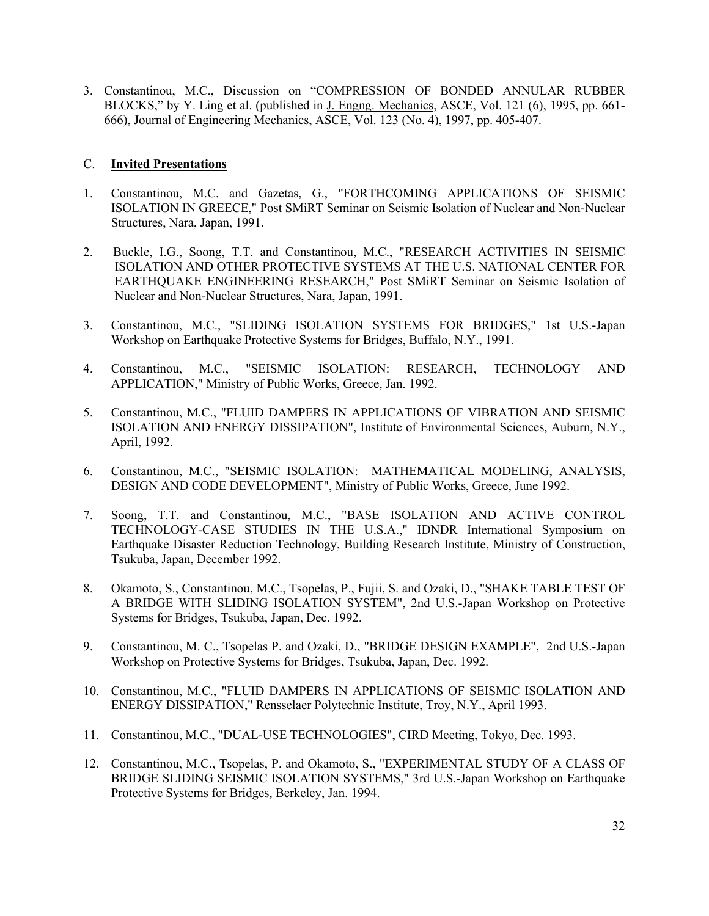3. Constantinou, M.C., Discussion on "COMPRESSION OF BONDED ANNULAR RUBBER BLOCKS," by Y. Ling et al. (published in J. Engng. Mechanics, ASCE, Vol. 121 (6), 1995, pp. 661-666), Journal of Engineering Mechanics, ASCE, Vol. 123 (No. 4), 1997, pp. 405-407.

## C. **Invited Presentations**

1. Constantinou, M.C. and Gazetas, G., "FORTHCOMING APPLICATIONS OF SEISMIC ISOLATION IN GREECE," Post SMiRT Seminar on Seismic Isolation of Nuclear and Non-Nuclear Structures, Nara, Japan, 1991.

2. Buckle, I.G., Soong, T.T. and Constantinou, M.C., "RESEARCH ACTIVITIES IN SEISMIC ISOLATION AND OTHER PROTECTIVE SYSTEMS AT THE U.S. NATIONAL CENTER FOR EARTHQUAKE ENGINEERING RESEARCH," Post SMiRT Seminar on Seismic Isolation of Nuclear and Non-Nuclear Structures, Nara, Japan, 1991.

3. Constantinou, M.C., "SLIDING ISOLATION SYSTEMS FOR BRIDGES," 1st U.S.-Japan Workshop on Earthquake Protective Systems for Bridges, Buffalo, N.Y., 1991.

4. Constantinou, M.C., "SEISMIC ISOLATION: RESEARCH, TECHNOLOGY AND APPLICATION," Ministry of Public Works, Greece, Jan. 1992.

5. Constantinou, M.C., "FLUID DAMPERS IN APPLICATIONS OF VIBRATION AND SEISMIC ISOLATION AND ENERGY DISSIPATION", Institute of Environmental Sciences, Auburn, N.Y., April, 1992.

6. Constantinou, M.C., "SEISMIC ISOLATION: MATHEMATICAL MODELING, ANALYSIS, DESIGN AND CODE DEVELOPMENT", Ministry of Public Works, Greece, June 1992.

7. Soong, T.T. and Constantinou, M.C., "BASE ISOLATION AND ACTIVE CONTROL TECHNOLOGY-CASE STUDIES IN THE U.S.A.," IDNDR International Symposium on Earthquake Disaster Reduction Technology, Building Research Institute, Ministry of Construction, Tsukuba, Japan, December 1992.

8. Okamoto, S., Constantinou, M.C., Tsopelas, P., Fujii, S. and Ozaki, D., "SHAKE TABLE TEST OF A BRIDGE WITH SLIDING ISOLATION SYSTEM", 2nd U.S.-Japan Workshop on Protective Systems for Bridges, Tsukuba, Japan, Dec. 1992.

9. Constantinou, M. C., Tsopelas P. and Ozaki, D., "BRIDGE DESIGN EXAMPLE", 2nd U.S.-Japan Workshop on Protective Systems for Bridges, Tsukuba, Japan, Dec. 1992.

10. Constantinou, M.C., "FLUID DAMPERS IN APPLICATIONS OF SEISMIC ISOLATION AND ENERGY DISSIPATION," Rensselaer Polytechnic Institute, Troy, N.Y., April 1993.

11. Constantinou, M.C., "DUAL-USE TECHNOLOGIES", CIRD Meeting, Tokyo, Dec. 1993.

12. Constantinou, M.C., Tsopelas, P. and Okamoto, S., "EXPERIMENTAL STUDY OF A CLASS OF BRIDGE SLIDING SEISMIC ISOLATION SYSTEMS," 3rd U.S.-Japan Workshop on Earthquake Protective Systems for Bridges, Berkeley, Jan. 1994.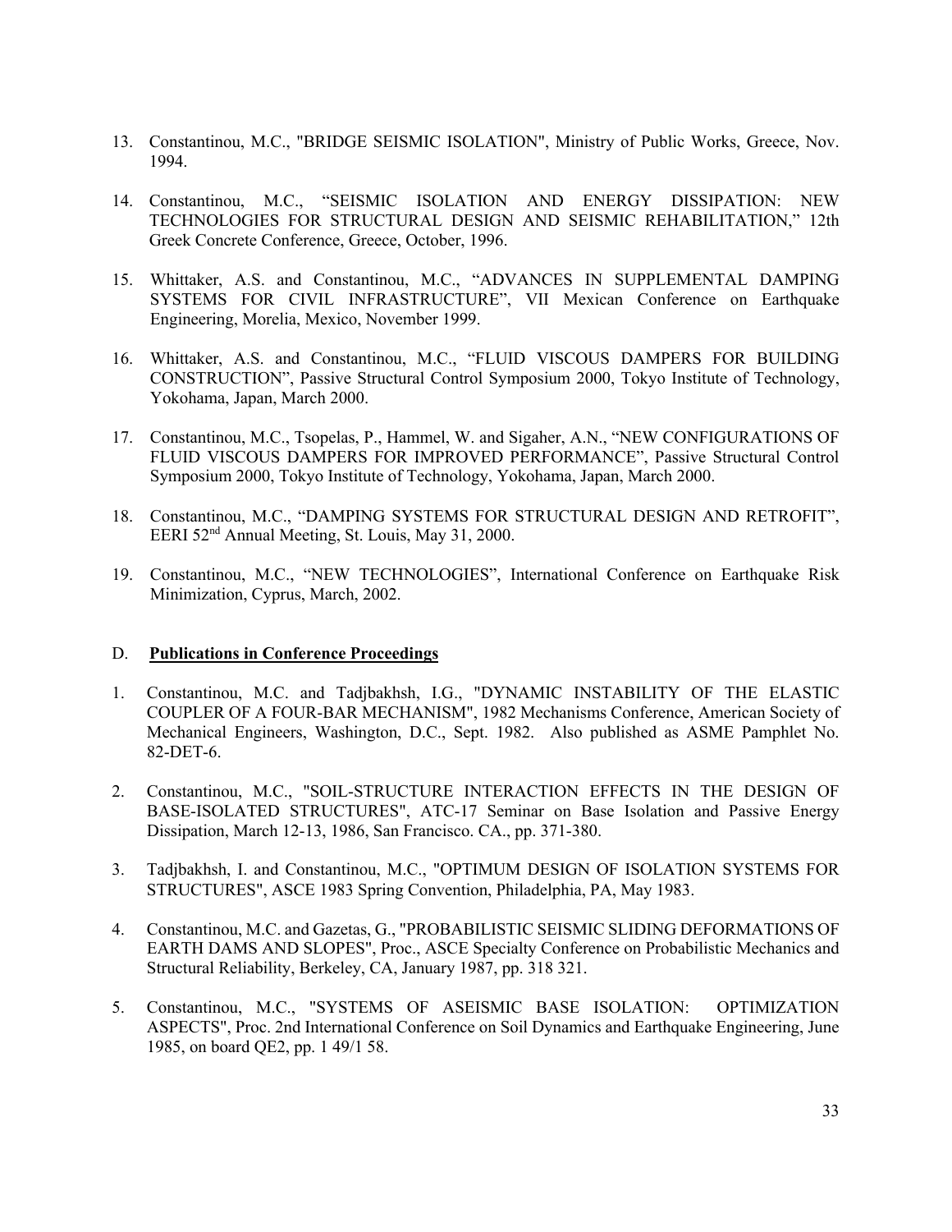13. Constantinou, M.C., "BRIDGE SEISMIC ISOLATION", Ministry of Public Works, Greece, Nov. 1994.

14. Constantinou, M.C., "SEISMIC ISOLATION AND ENERGY DISSIPATION: NEW TECHNOLOGIES FOR STRUCTURAL DESIGN AND SEISMIC REHABILITATION," 12th Greek Concrete Conference, Greece, October, 1996.

15. Whittaker, A.S. and Constantinou, M.C., "ADVANCES IN SUPPLEMENTAL DAMPING SYSTEMS FOR CIVIL INFRASTRUCTURE", VII Mexican Conference on Earthquake Engineering, Morelia, Mexico, November 1999.

16. Whittaker, A.S. and Constantinou, M.C., "FLUID VISCOUS DAMPERS FOR BUILDING CONSTRUCTION", Passive Structural Control Symposium 2000, Tokyo Institute of Technology, Yokohama, Japan, March 2000.

17. Constantinou, M.C., Tsopelas, P., Hammel, W. and Sigaher, A.N., "NEW CONFIGURATIONS OF FLUID VISCOUS DAMPERS FOR IMPROVED PERFORMANCE", Passive Structural Control Symposium 2000, Tokyo Institute of Technology, Yokohama, Japan, March 2000.

18. Constantinou, M.C., "DAMPING SYSTEMS FOR STRUCTURAL DESIGN AND RETROFIT", EERI 52nd Annual Meeting, St. Louis, May 31, 2000.

19. Constantinou, M.C., "NEW TECHNOLOGIES", International Conference on Earthquake Risk Minimization, Cyprus, March, 2002.

D. **Publications in Conference Proceedings**

1. Constantinou, M.C. and Tadjbakhsh, I.G., "DYNAMIC INSTABILITY OF THE ELASTIC COUPLER OF A FOUR-BAR MECHANISM", 1982 Mechanisms Conference, American Society of Mechanical Engineers, Washington, D.C., Sept. 1982. Also published as ASME Pamphlet No. 82-DET-6.

2. Constantinou, M.C., "SOIL-STRUCTURE INTERACTION EFFECTS IN THE DESIGN OF BASE-ISOLATED STRUCTURES", ATC-17 Seminar on Base Isolation and Passive Energy Dissipation, March 12-13, 1986, San Francisco. CA., pp. 371-380.

3. Tadjbakhsh, I. and Constantinou, M.C., "OPTIMUM DESIGN OF ISOLATION SYSTEMS FOR STRUCTURES", ASCE 1983 Spring Convention, Philadelphia, PA, May 1983.

4. Constantinou, M.C. and Gazetas, G., "PROBABILISTIC SEISMIC SLIDING DEFORMATIONS OF EARTH DAMS AND SLOPES", Proc., ASCE Specialty Conference on Probabilistic Mechanics and Structural Reliability, Berkeley, CA, January 1987, pp. 318 321.

5. Constantinou, M.C., "SYSTEMS OF ASEISMIC BASE ISOLATION: OPTIMIZATION ASPECTS", Proc. 2nd International Conference on Soil Dynamics and Earthquake Engineering, June 1985, on board QE2, pp. 1 49/1 58.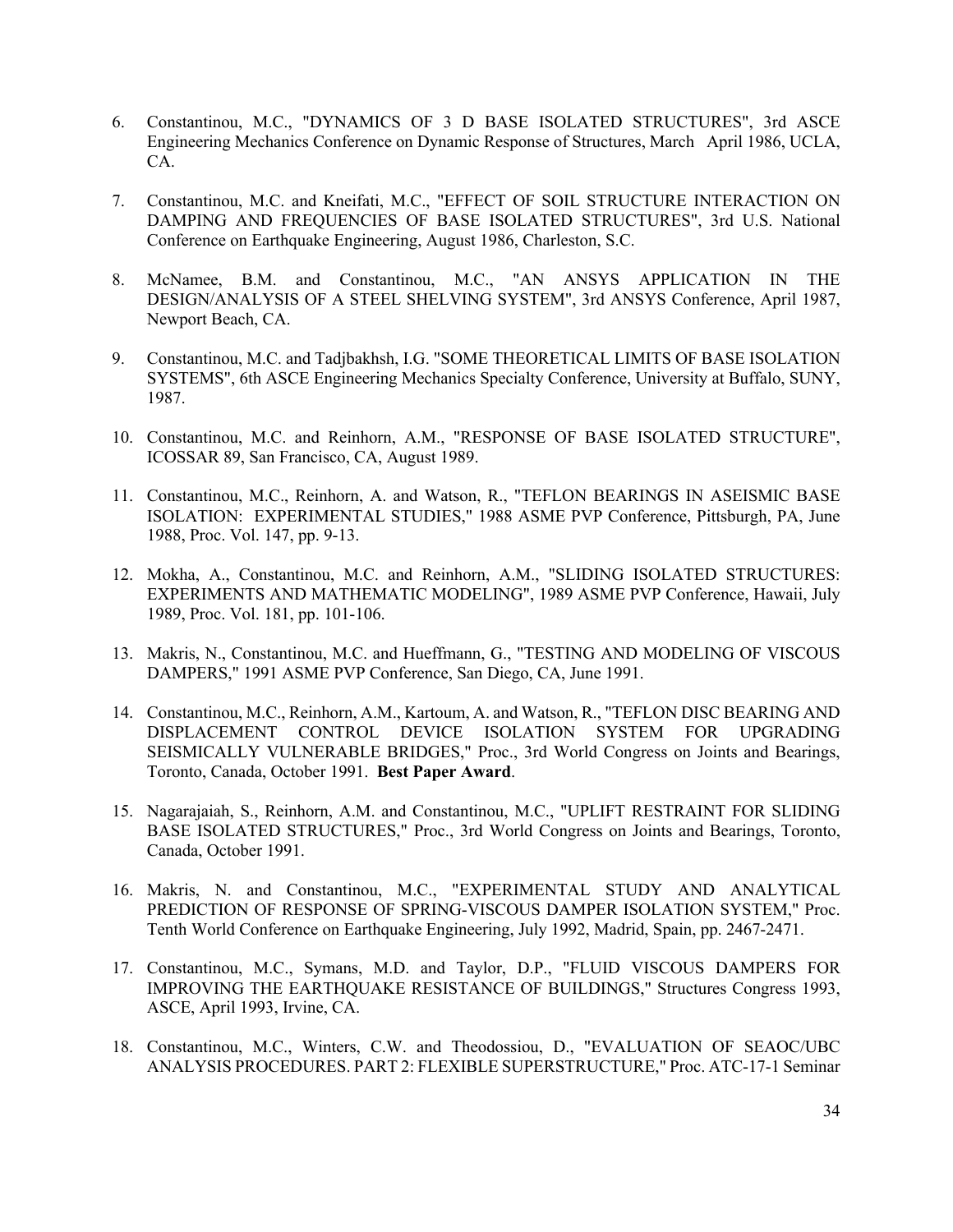6. Constantinou, M.C., "DYNAMICS OF 3 D BASE ISOLATED STRUCTURES", 3rd ASCE Engineering Mechanics Conference on Dynamic Response of Structures, March April 1986, UCLA, CA.

7. Constantinou, M.C. and Kneifati, M.C., "EFFECT OF SOIL STRUCTURE INTERACTION ON DAMPING AND FREQUENCIES OF BASE ISOLATED STRUCTURES", 3rd U.S. National Conference on Earthquake Engineering, August 1986, Charleston, S.C.

8. McNamee, B.M. and Constantinou, M.C., "AN ANSYS APPLICATION IN THE DESIGN/ANALYSIS OF A STEEL SHELVING SYSTEM", 3rd ANSYS Conference, April 1987, Newport Beach, CA.

9. Constantinou, M.C. and Tadjbakhsh, I.G. "SOME THEORETICAL LIMITS OF BASE ISOLATION SYSTEMS", 6th ASCE Engineering Mechanics Specialty Conference, University at Buffalo, SUNY, 1987.

10. Constantinou, M.C. and Reinhorn, A.M., "RESPONSE OF BASE ISOLATED STRUCTURE", ICOSSAR 89, San Francisco, CA, August 1989.

11. Constantinou, M.C., Reinhorn, A. and Watson, R., "TEFLON BEARINGS IN ASEISMIC BASE ISOLATION: EXPERIMENTAL STUDIES," 1988 ASME PVP Conference, Pittsburgh, PA, June 1988, Proc. Vol. 147, pp. 9-13.

12. Mokha, A., Constantinou, M.C. and Reinhorn, A.M., "SLIDING ISOLATED STRUCTURES: EXPERIMENTS AND MATHEMATIC MODELING", 1989 ASME PVP Conference, Hawaii, July 1989, Proc. Vol. 181, pp. 101-106.

13. Makris, N., Constantinou, M.C. and Hueffmann, G., "TESTING AND MODELING OF VISCOUS DAMPERS," 1991 ASME PVP Conference, San Diego, CA, June 1991.

14. Constantinou, M.C., Reinhorn, A.M., Kartoum, A. and Watson, R., "TEFLON DISC BEARING AND DISPLACEMENT CONTROL DEVICE ISOLATION SYSTEM FOR UPGRADING SEISMICALLY VULNERABLE BRIDGES," Proc., 3rd World Congress on Joints and Bearings, Toronto, Canada, October 1991. **Best Paper Award**.

15. Nagarajaiah, S., Reinhorn, A.M. and Constantinou, M.C., "UPLIFT RESTRAINT FOR SLIDING BASE ISOLATED STRUCTURES," Proc., 3rd World Congress on Joints and Bearings, Toronto, Canada, October 1991.

16. Makris, N. and Constantinou, M.C., "EXPERIMENTAL STUDY AND ANALYTICAL PREDICTION OF RESPONSE OF SPRING-VISCOUS DAMPER ISOLATION SYSTEM," Proc. Tenth World Conference on Earthquake Engineering, July 1992, Madrid, Spain, pp. 2467-2471.

17. Constantinou, M.C., Symans, M.D. and Taylor, D.P., "FLUID VISCOUS DAMPERS FOR IMPROVING THE EARTHQUAKE RESISTANCE OF BUILDINGS," Structures Congress 1993, ASCE, April 1993, Irvine, CA.

18. Constantinou, M.C., Winters, C.W. and Theodossiou, D., "EVALUATION OF SEAOC/UBC ANALYSIS PROCEDURES. PART 2: FLEXIBLE SUPERSTRUCTURE," Proc. ATC-17-1 Seminar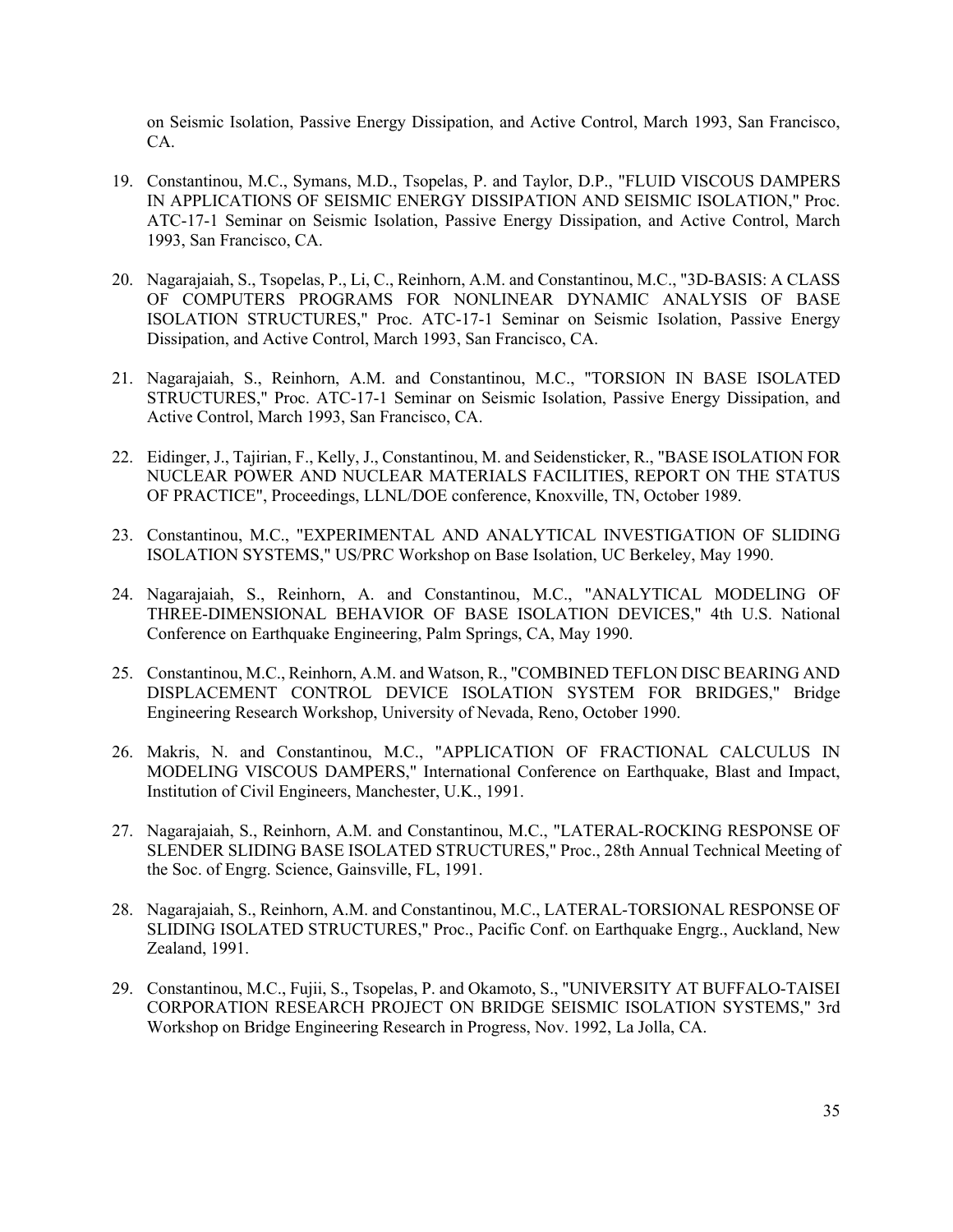on Seismic Isolation, Passive Energy Dissipation, and Active Control, March 1993, San Francisco, CA.

19. Constantinou, M.C., Symans, M.D., Tsopelas, P. and Taylor, D.P., "FLUID VISCOUS DAMPERS IN APPLICATIONS OF SEISMIC ENERGY DISSIPATION AND SEISMIC ISOLATION," Proc. ATC-17-1 Seminar on Seismic Isolation, Passive Energy Dissipation, and Active Control, March 1993, San Francisco, CA.

20. Nagarajaiah, S., Tsopelas, P., Li, C., Reinhorn, A.M. and Constantinou, M.C., "3D-BASIS: A CLASS OF COMPUTERS PROGRAMS FOR NONLINEAR DYNAMIC ANALYSIS OF BASE ISOLATION STRUCTURES," Proc. ATC-17-1 Seminar on Seismic Isolation, Passive Energy Dissipation, and Active Control, March 1993, San Francisco, CA.

21. Nagarajaiah, S., Reinhorn, A.M. and Constantinou, M.C., "TORSION IN BASE ISOLATED STRUCTURES," Proc. ATC-17-1 Seminar on Seismic Isolation, Passive Energy Dissipation, and Active Control, March 1993, San Francisco, CA.

22. Eidinger, J., Tajirian, F., Kelly, J., Constantinou, M. and Seidensticker, R., "BASE ISOLATION FOR NUCLEAR POWER AND NUCLEAR MATERIALS FACILITIES, REPORT ON THE STATUS OF PRACTICE", Proceedings, LLNL/DOE conference, Knoxville, TN, October 1989.

23. Constantinou, M.C., "EXPERIMENTAL AND ANALYTICAL INVESTIGATION OF SLIDING ISOLATION SYSTEMS," US/PRC Workshop on Base Isolation, UC Berkeley, May 1990.

24. Nagarajaiah, S., Reinhorn, A. and Constantinou, M.C., "ANALYTICAL MODELING OF THREE-DIMENSIONAL BEHAVIOR OF BASE ISOLATION DEVICES," 4th U.S. National Conference on Earthquake Engineering, Palm Springs, CA, May 1990.

25. Constantinou, M.C., Reinhorn, A.M. and Watson, R., "COMBINED TEFLON DISC BEARING AND DISPLACEMENT CONTROL DEVICE ISOLATION SYSTEM FOR BRIDGES," Bridge Engineering Research Workshop, University of Nevada, Reno, October 1990.

26. Makris, N. and Constantinou, M.C., "APPLICATION OF FRACTIONAL CALCULUS IN MODELING VISCOUS DAMPERS," International Conference on Earthquake, Blast and Impact, Institution of Civil Engineers, Manchester, U.K., 1991.

27. Nagarajaiah, S., Reinhorn, A.M. and Constantinou, M.C., "LATERAL-ROCKING RESPONSE OF SLENDER SLIDING BASE ISOLATED STRUCTURES," Proc., 28th Annual Technical Meeting of the Soc. of Engrg. Science, Gainsville, FL, 1991.

28. Nagarajaiah, S., Reinhorn, A.M. and Constantinou, M.C., LATERAL-TORSIONAL RESPONSE OF SLIDING ISOLATED STRUCTURES," Proc., Pacific Conf. on Earthquake Engrg., Auckland, New Zealand, 1991.

29. Constantinou, M.C., Fujii, S., Tsopelas, P. and Okamoto, S., "UNIVERSITY AT BUFFALO-TAISEI CORPORATION RESEARCH PROJECT ON BRIDGE SEISMIC ISOLATION SYSTEMS," 3rd Workshop on Bridge Engineering Research in Progress, Nov. 1992, La Jolla, CA.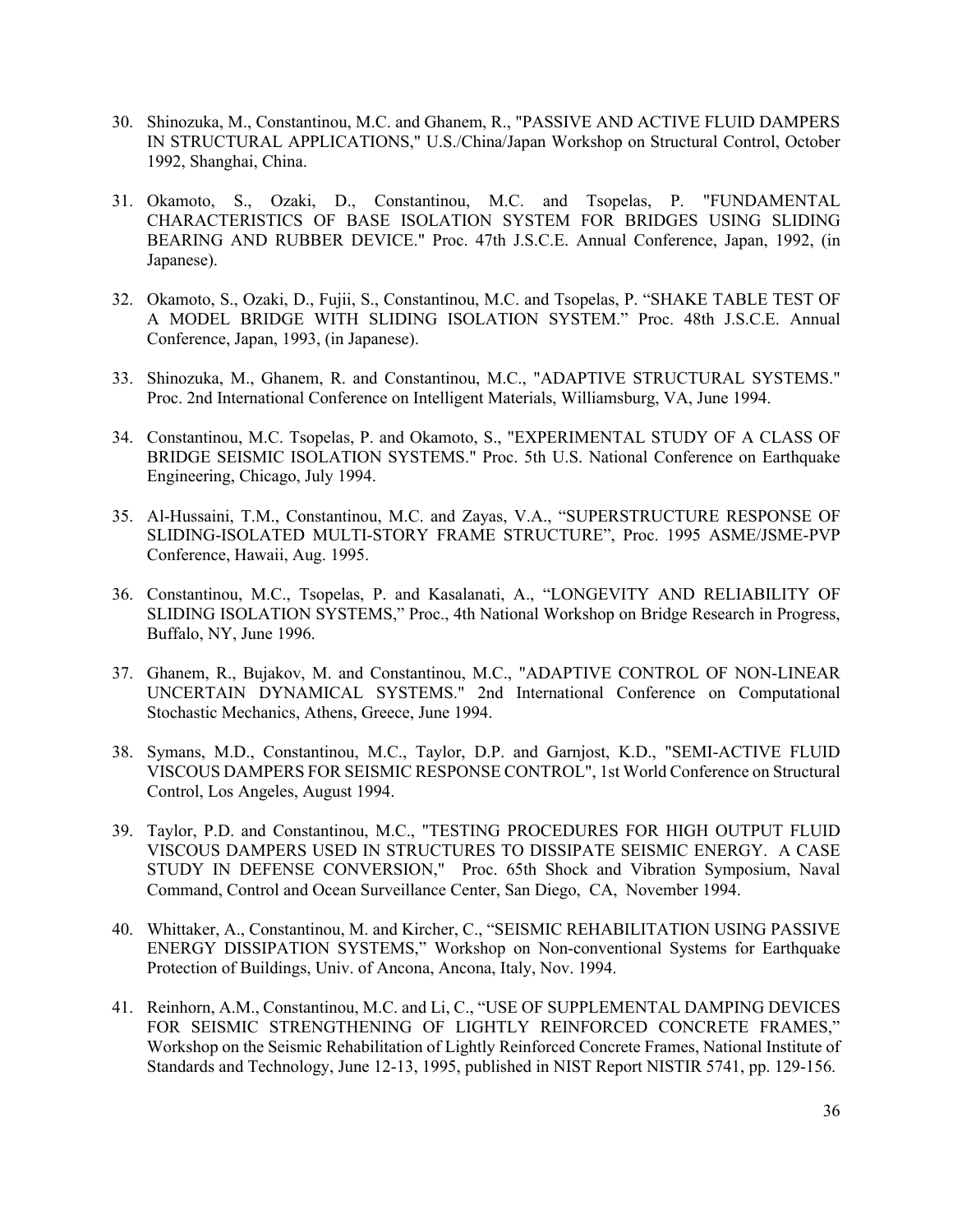30. Shinozuka, M., Constantinou, M.C. and Ghanem, R., "PASSIVE AND ACTIVE FLUID DAMPERS IN STRUCTURAL APPLICATIONS," U.S./China/Japan Workshop on Structural Control, October 1992, Shanghai, China.

31. Okamoto, S., Ozaki, D., Constantinou, M.C. and Tsopelas, P. "FUNDAMENTAL CHARACTERISTICS OF BASE ISOLATION SYSTEM FOR BRIDGES USING SLIDING BEARING AND RUBBER DEVICE." Proc. 47th J.S.C.E. Annual Conference, Japan, 1992, (in Japanese).

32. Okamoto, S., Ozaki, D., Fujii, S., Constantinou, M.C. and Tsopelas, P. "SHAKE TABLE TEST OF A MODEL BRIDGE WITH SLIDING ISOLATION SYSTEM." Proc. 48th J.S.C.E. Annual Conference, Japan, 1993, (in Japanese).

33. Shinozuka, M., Ghanem, R. and Constantinou, M.C., "ADAPTIVE STRUCTURAL SYSTEMS." Proc. 2nd International Conference on Intelligent Materials, Williamsburg, VA, June 1994.

34. Constantinou, M.C. Tsopelas, P. and Okamoto, S., "EXPERIMENTAL STUDY OF A CLASS OF BRIDGE SEISMIC ISOLATION SYSTEMS." Proc. 5th U.S. National Conference on Earthquake Engineering, Chicago, July 1994.

35. Al-Hussaini, T.M., Constantinou, M.C. and Zayas, V.A., "SUPERSTRUCTURE RESPONSE OF SLIDING-ISOLATED MULTI-STORY FRAME STRUCTURE", Proc. 1995 ASME/JSME-PVP Conference, Hawaii, Aug. 1995.

36. Constantinou, M.C., Tsopelas, P. and Kasalanati, A., "LONGEVITY AND RELIABILITY OF SLIDING ISOLATION SYSTEMS," Proc., 4th National Workshop on Bridge Research in Progress, Buffalo, NY, June 1996.

37. Ghanem, R., Bujakov, M. and Constantinou, M.C., "ADAPTIVE CONTROL OF NON-LINEAR UNCERTAIN DYNAMICAL SYSTEMS." 2nd International Conference on Computational Stochastic Mechanics, Athens, Greece, June 1994.

38. Symans, M.D., Constantinou, M.C., Taylor, D.P. and Garnjost, K.D., "SEMI-ACTIVE FLUID VISCOUS DAMPERS FOR SEISMIC RESPONSE CONTROL", 1st World Conference on Structural Control, Los Angeles, August 1994.

39. Taylor, P.D. and Constantinou, M.C., "TESTING PROCEDURES FOR HIGH OUTPUT FLUID VISCOUS DAMPERS USED IN STRUCTURES TO DISSIPATE SEISMIC ENERGY. A CASE STUDY IN DEFENSE CONVERSION," Proc. 65th Shock and Vibration Symposium, Naval Command, Control and Ocean Surveillance Center, San Diego, CA, November 1994.

40. Whittaker, A., Constantinou, M. and Kircher, C., "SEISMIC REHABILITATION USING PASSIVE ENERGY DISSIPATION SYSTEMS," Workshop on Non-conventional Systems for Earthquake Protection of Buildings, Univ. of Ancona, Ancona, Italy, Nov. 1994.

41. Reinhorn, A.M., Constantinou, M.C. and Li, C., "USE OF SUPPLEMENTAL DAMPING DEVICES FOR SEISMIC STRENGTHENING OF LIGHTLY REINFORCED CONCRETE FRAMES," Workshop on the Seismic Rehabilitation of Lightly Reinforced Concrete Frames, National Institute of Standards and Technology, June 12-13, 1995, published in NIST Report NISTIR 5741, pp. 129-156.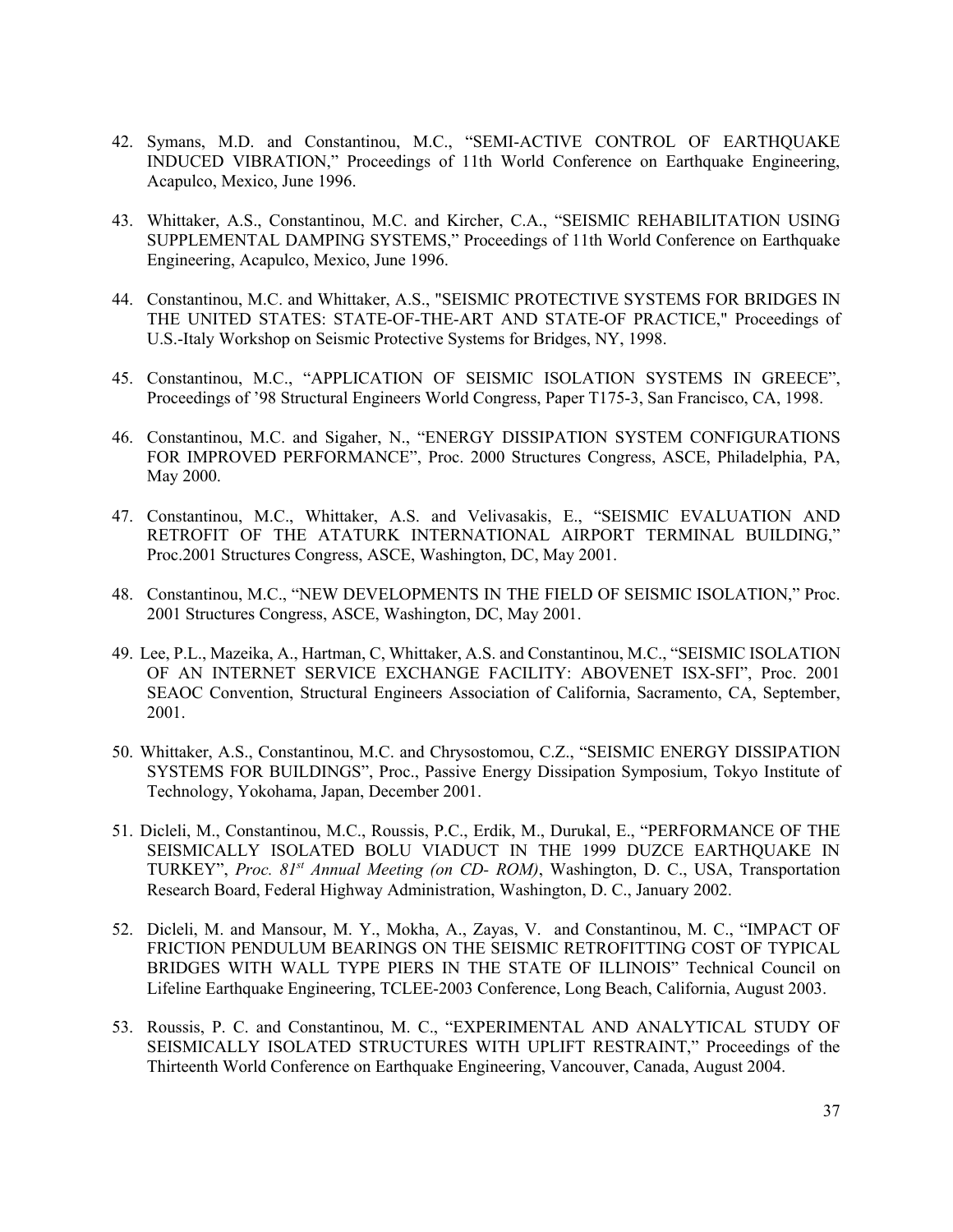42. Symans, M.D. and Constantinou, M.C., "SEMI-ACTIVE CONTROL OF EARTHQUAKE INDUCED VIBRATION," Proceedings of 11th World Conference on Earthquake Engineering, Acapulco, Mexico, June 1996.

43. Whittaker, A.S., Constantinou, M.C. and Kircher, C.A., "SEISMIC REHABILITATION USING SUPPLEMENTAL DAMPING SYSTEMS," Proceedings of 11th World Conference on Earthquake Engineering, Acapulco, Mexico, June 1996.

44. Constantinou, M.C. and Whittaker, A.S., "SEISMIC PROTECTIVE SYSTEMS FOR BRIDGES IN THE UNITED STATES: STATE-OF-THE-ART AND STATE-OF PRACTICE," Proceedings of U.S.-Italy Workshop on Seismic Protective Systems for Bridges, NY, 1998.

45. Constantinou, M.C., "APPLICATION OF SEISMIC ISOLATION SYSTEMS IN GREECE", Proceedings of '98 Structural Engineers World Congress, Paper T175-3, San Francisco, CA, 1998.

46. Constantinou, M.C. and Sigaher, N., "ENERGY DISSIPATION SYSTEM CONFIGURATIONS FOR IMPROVED PERFORMANCE", Proc. 2000 Structures Congress, ASCE, Philadelphia, PA, May 2000.

47. Constantinou, M.C., Whittaker, A.S. and Velivasakis, E., "SEISMIC EVALUATION AND RETROFIT OF THE ATATURK INTERNATIONAL AIRPORT TERMINAL BUILDING," Proc.2001 Structures Congress, ASCE, Washington, DC, May 2001.

48. Constantinou, M.C., "NEW DEVELOPMENTS IN THE FIELD OF SEISMIC ISOLATION," Proc. 2001 Structures Congress, ASCE, Washington, DC, May 2001.

49. Lee, P.L., Mazeika, A., Hartman, C, Whittaker, A.S. and Constantinou, M.C., "SEISMIC ISOLATION OF AN INTERNET SERVICE EXCHANGE FACILITY: ABOVENET ISX-SFI", Proc. 2001 SEAOC Convention, Structural Engineers Association of California, Sacramento, CA, September, 2001.

50. Whittaker, A.S., Constantinou, M.C. and Chrysostomou, C.Z., "SEISMIC ENERGY DISSIPATION SYSTEMS FOR BUILDINGS", Proc., Passive Energy Dissipation Symposium, Tokyo Institute of Technology, Yokohama, Japan, December 2001.

51. Dicleli, M., Constantinou, M.C., Roussis, P.C., Erdik, M., Durukal, E., "PERFORMANCE OF THE SEISMICALLY ISOLATED BOLU VIADUCT IN THE 1999 DUZCE EARTHQUAKE IN TURKEY", *Proc. 81st Annual Meeting (on CD- ROM)*, Washington, D. C., USA, Transportation Research Board, Federal Highway Administration, Washington, D. C., January 2002.

52. Dicleli, M. and Mansour, M. Y., Mokha, A., Zayas, V. and Constantinou, M. C., "IMPACT OF FRICTION PENDULUM BEARINGS ON THE SEISMIC RETROFITTING COST OF TYPICAL BRIDGES WITH WALL TYPE PIERS IN THE STATE OF ILLINOIS" Technical Council on Lifeline Earthquake Engineering, TCLEE-2003 Conference, Long Beach, California, August 2003.

53. Roussis, P. C. and Constantinou, M. C., "EXPERIMENTAL AND ANALYTICAL STUDY OF SEISMICALLY ISOLATED STRUCTURES WITH UPLIFT RESTRAINT," Proceedings of the Thirteenth World Conference on Earthquake Engineering, Vancouver, Canada, August 2004.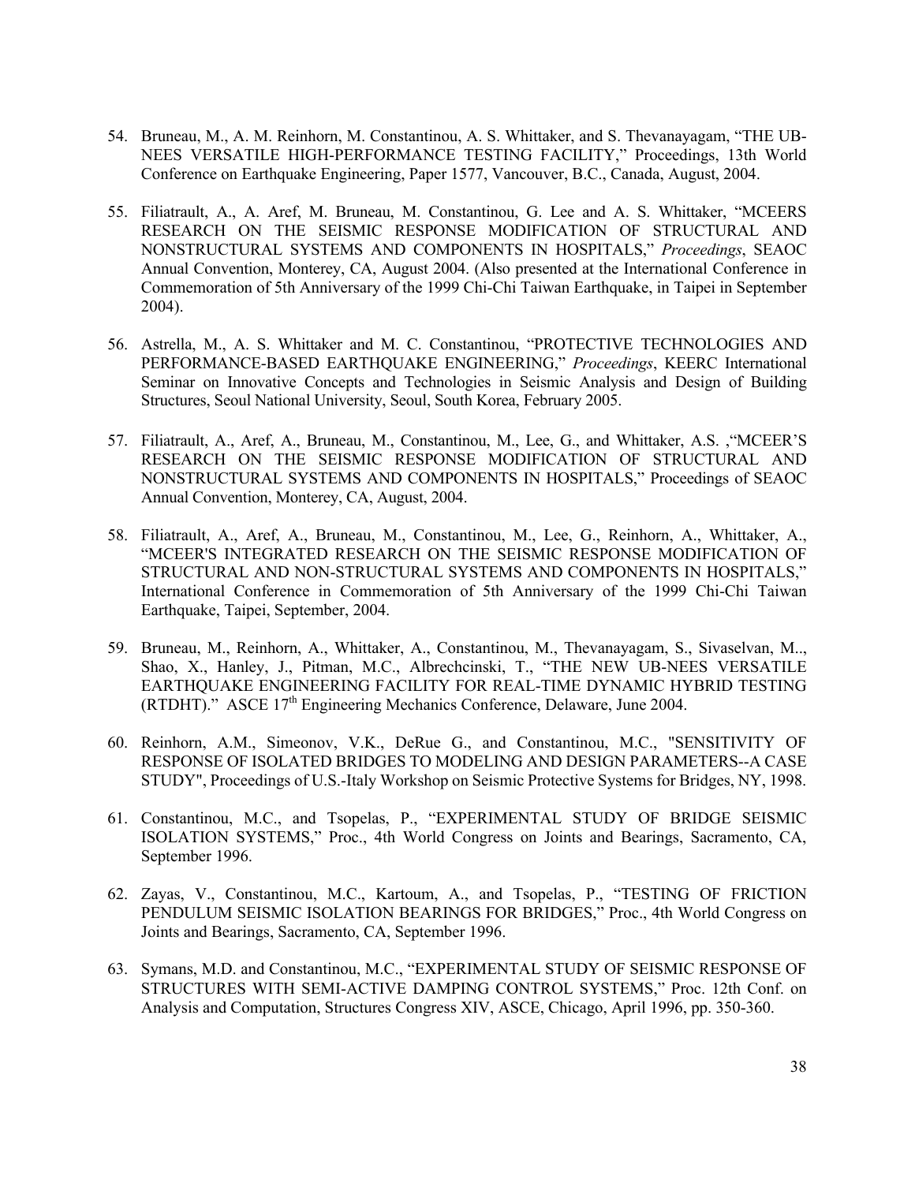54. Bruneau, M., A. M. Reinhorn, M. Constantinou, A. S. Whittaker, and S. Thevanayagam, "THE UB-NEES VERSATILE HIGH-PERFORMANCE TESTING FACILITY," Proceedings, 13th World Conference on Earthquake Engineering, Paper 1577, Vancouver, B.C., Canada, August, 2004.

55. Filiatrault, A., A. Aref, M. Bruneau, M. Constantinou, G. Lee and A. S. Whittaker, "MCEERS RESEARCH ON THE SEISMIC RESPONSE MODIFICATION OF STRUCTURAL AND NONSTRUCTURAL SYSTEMS AND COMPONENTS IN HOSPITALS," *Proceedings*, SEAOC Annual Convention, Monterey, CA, August 2004. (Also presented at the International Conference in Commemoration of 5th Anniversary of the 1999 Chi-Chi Taiwan Earthquake, in Taipei in September 2004).

56. Astrella, M., A. S. Whittaker and M. C. Constantinou, "PROTECTIVE TECHNOLOGIES AND PERFORMANCE-BASED EARTHQUAKE ENGINEERING," *Proceedings*, KEERC International Seminar on Innovative Concepts and Technologies in Seismic Analysis and Design of Building Structures, Seoul National University, Seoul, South Korea, February 2005.

57. Filiatrault, A., Aref, A., Bruneau, M., Constantinou, M., Lee, G., and Whittaker, A.S. ,"MCEER'S RESEARCH ON THE SEISMIC RESPONSE MODIFICATION OF STRUCTURAL AND NONSTRUCTURAL SYSTEMS AND COMPONENTS IN HOSPITALS," Proceedings of SEAOC Annual Convention, Monterey, CA, August, 2004.

58. Filiatrault, A., Aref, A., Bruneau, M., Constantinou, M., Lee, G., Reinhorn, A., Whittaker, A., "MCEER'S INTEGRATED RESEARCH ON THE SEISMIC RESPONSE MODIFICATION OF STRUCTURAL AND NON-STRUCTURAL SYSTEMS AND COMPONENTS IN HOSPITALS," International Conference in Commemoration of 5th Anniversary of the 1999 Chi-Chi Taiwan Earthquake, Taipei, September, 2004.

59. Bruneau, M., Reinhorn, A., Whittaker, A., Constantinou, M., Thevanayagam, S., Sivaselvan, M.., Shao, X., Hanley, J., Pitman, M.C., Albrechcinski, T., "THE NEW UB-NEES VERSATILE EARTHQUAKE ENGINEERING FACILITY FOR REAL-TIME DYNAMIC HYBRID TESTING (RTDHT)." ASCE 17th Engineering Mechanics Conference, Delaware, June 2004.

60. Reinhorn, A.M., Simeonov, V.K., DeRue G., and Constantinou, M.C., "SENSITIVITY OF RESPONSE OF ISOLATED BRIDGES TO MODELING AND DESIGN PARAMETERS--A CASE STUDY", Proceedings of U.S.-Italy Workshop on Seismic Protective Systems for Bridges, NY, 1998.

61. Constantinou, M.C., and Tsopelas, P., "EXPERIMENTAL STUDY OF BRIDGE SEISMIC ISOLATION SYSTEMS," Proc., 4th World Congress on Joints and Bearings, Sacramento, CA, September 1996.

62. Zayas, V., Constantinou, M.C., Kartoum, A., and Tsopelas, P., "TESTING OF FRICTION PENDULUM SEISMIC ISOLATION BEARINGS FOR BRIDGES," Proc., 4th World Congress on Joints and Bearings, Sacramento, CA, September 1996.

63. Symans, M.D. and Constantinou, M.C., "EXPERIMENTAL STUDY OF SEISMIC RESPONSE OF STRUCTURES WITH SEMI-ACTIVE DAMPING CONTROL SYSTEMS," Proc. 12th Conf. on Analysis and Computation, Structures Congress XIV, ASCE, Chicago, April 1996, pp. 350-360.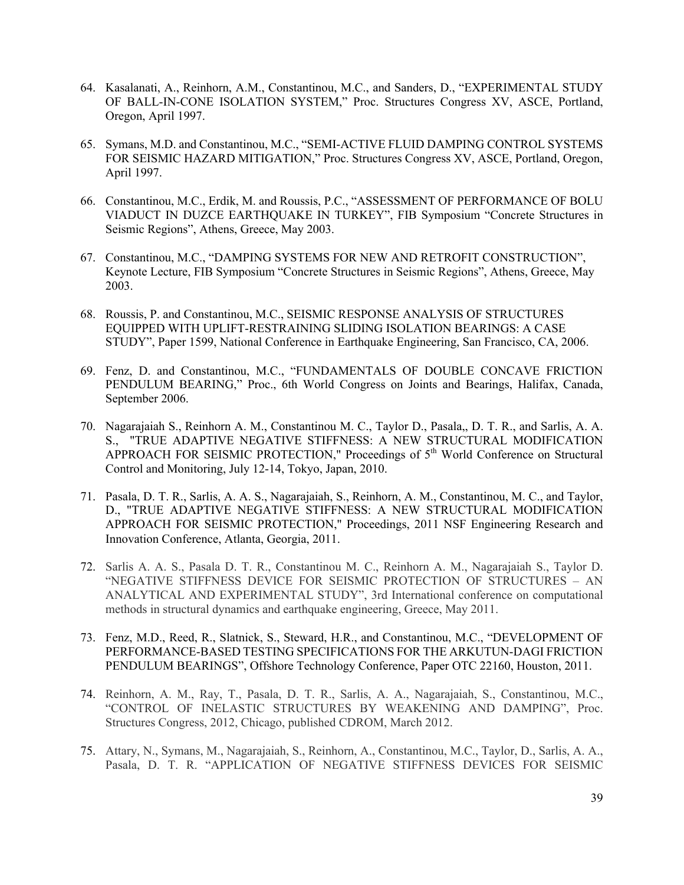64. Kasalanati, A., Reinhorn, A.M., Constantinou, M.C., and Sanders, D., "EXPERIMENTAL STUDY OF BALL-IN-CONE ISOLATION SYSTEM," Proc. Structures Congress XV, ASCE, Portland, Oregon, April 1997.

65. Symans, M.D. and Constantinou, M.C., "SEMI-ACTIVE FLUID DAMPING CONTROL SYSTEMS FOR SEISMIC HAZARD MITIGATION," Proc. Structures Congress XV, ASCE, Portland, Oregon, April 1997.

66. Constantinou, M.C., Erdik, M. and Roussis, P.C., "ASSESSMENT OF PERFORMANCE OF BOLU VIADUCT IN DUZCE EARTHQUAKE IN TURKEY", FIB Symposium "Concrete Structures in Seismic Regions", Athens, Greece, May 2003.

67. Constantinou, M.C., "DAMPING SYSTEMS FOR NEW AND RETROFIT CONSTRUCTION", Keynote Lecture, FIB Symposium "Concrete Structures in Seismic Regions", Athens, Greece, May 2003.

68. Roussis, P. and Constantinou, M.C., SEISMIC RESPONSE ANALYSIS OF STRUCTURES EQUIPPED WITH UPLIFT-RESTRAINING SLIDING ISOLATION BEARINGS: A CASE STUDY", Paper 1599, National Conference in Earthquake Engineering, San Francisco, CA, 2006.

69. Fenz, D. and Constantinou, M.C., "FUNDAMENTALS OF DOUBLE CONCAVE FRICTION PENDULUM BEARING," Proc., 6th World Congress on Joints and Bearings, Halifax, Canada, September 2006.

70. Nagarajaiah S., Reinhorn A. M., Constantinou M. C., Taylor D., Pasala,, D. T. R., and Sarlis, A. A. S., "TRUE ADAPTIVE NEGATIVE STIFFNESS: A NEW STRUCTURAL MODIFICATION APPROACH FOR SEISMIC PROTECTION," Proceedings of 5th World Conference on Structural Control and Monitoring, July 12-14, Tokyo, Japan, 2010.

71. Pasala, D. T. R., Sarlis, A. A. S., Nagarajaiah, S., Reinhorn, A. M., Constantinou, M. C., and Taylor, D., "TRUE ADAPTIVE NEGATIVE STIFFNESS: A NEW STRUCTURAL MODIFICATION APPROACH FOR SEISMIC PROTECTION," Proceedings, 2011 NSF Engineering Research and Innovation Conference, Atlanta, Georgia, 2011.

72. Sarlis A. A. S., Pasala D. T. R., Constantinou M. C., Reinhorn A. M., Nagarajaiah S., Taylor D. "NEGATIVE STIFFNESS DEVICE FOR SEISMIC PROTECTION OF STRUCTURES – AN ANALYTICAL AND EXPERIMENTAL STUDY", 3rd International conference on computational methods in structural dynamics and earthquake engineering, Greece, May 2011.

73. Fenz, M.D., Reed, R., Slatnick, S., Steward, H.R., and Constantinou, M.C., "DEVELOPMENT OF PERFORMANCE-BASED TESTING SPECIFICATIONS FOR THE ARKUTUN-DAGI FRICTION PENDULUM BEARINGS", Offshore Technology Conference, Paper OTC 22160, Houston, 2011.

74. Reinhorn, A. M., Ray, T., Pasala, D. T. R., Sarlis, A. A., Nagarajaiah, S., Constantinou, M.C., "CONTROL OF INELASTIC STRUCTURES BY WEAKENING AND DAMPING", Proc. Structures Congress, 2012, Chicago, published CDROM, March 2012.

75. Attary, N., Symans, M., Nagarajaiah, S., Reinhorn, A., Constantinou, M.C., Taylor, D., Sarlis, A. A., Pasala, D. T. R. "APPLICATION OF NEGATIVE STIFFNESS DEVICES FOR SEISMIC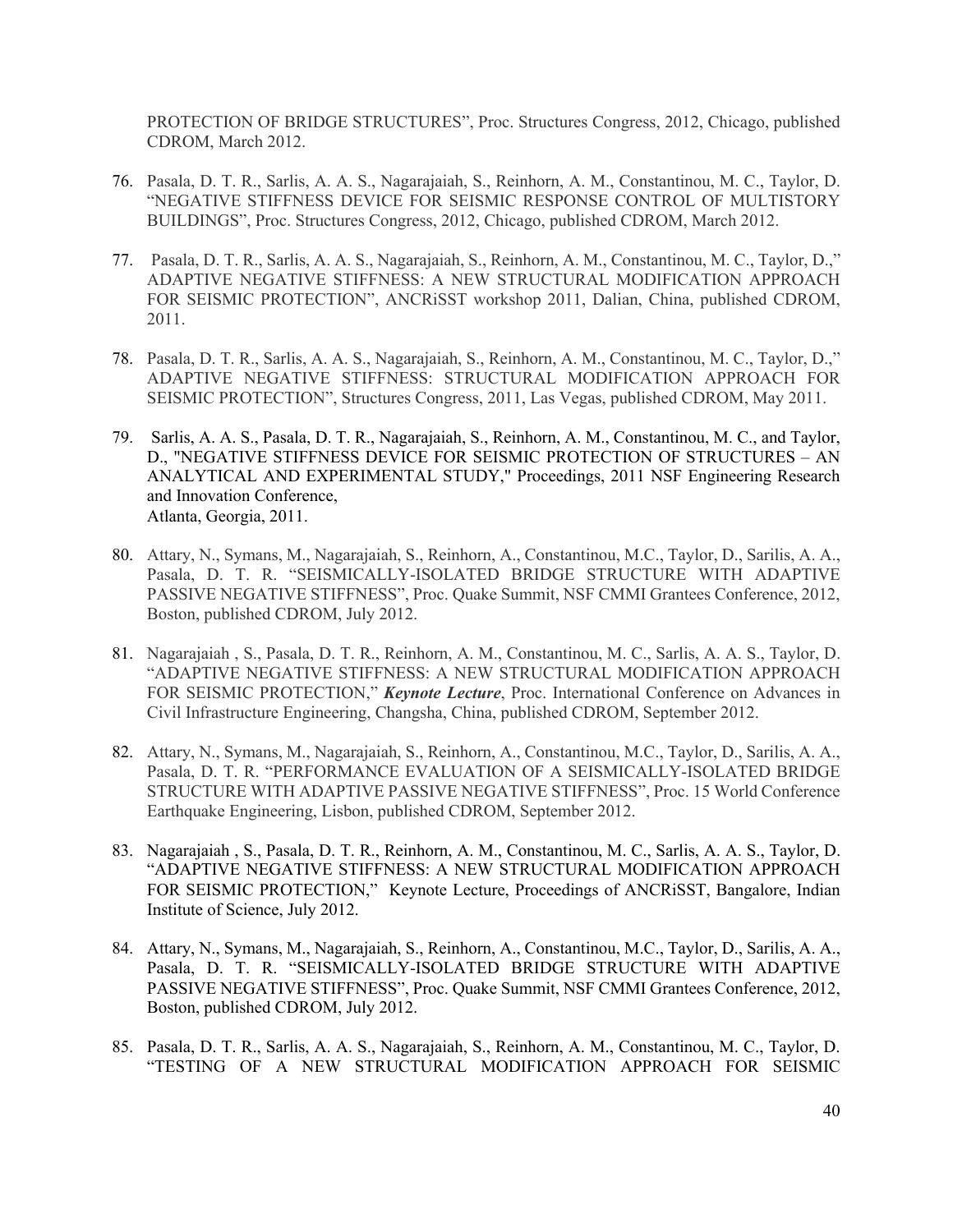PROTECTION OF BRIDGE STRUCTURES", Proc. Structures Congress, 2012, Chicago, published CDROM, March 2012.

76. Pasala, D. T. R., Sarlis, A. A. S., Nagarajaiah, S., Reinhorn, A. M., Constantinou, M. C., Taylor, D. "NEGATIVE STIFFNESS DEVICE FOR SEISMIC RESPONSE CONTROL OF MULTISTORY BUILDINGS", Proc. Structures Congress, 2012, Chicago, published CDROM, March 2012.

77. Pasala, D. T. R., Sarlis, A. A. S., Nagarajaiah, S., Reinhorn, A. M., Constantinou, M. C., Taylor, D.," ADAPTIVE NEGATIVE STIFFNESS: A NEW STRUCTURAL MODIFICATION APPROACH FOR SEISMIC PROTECTION", ANCRiSST workshop 2011, Dalian, China, published CDROM, 2011.

78. Pasala, D. T. R., Sarlis, A. A. S., Nagarajaiah, S., Reinhorn, A. M., Constantinou, M. C., Taylor, D.," ADAPTIVE NEGATIVE STIFFNESS: STRUCTURAL MODIFICATION APPROACH FOR SEISMIC PROTECTION", Structures Congress, 2011, Las Vegas, published CDROM, May 2011.

79. Sarlis, A. A. S., Pasala, D. T. R., Nagarajaiah, S., Reinhorn, A. M., Constantinou, M. C., and Taylor, D., "NEGATIVE STIFFNESS DEVICE FOR SEISMIC PROTECTION OF STRUCTURES – AN ANALYTICAL AND EXPERIMENTAL STUDY," Proceedings, 2011 NSF Engineering Research and Innovation Conference,
Atlanta, Georgia, 2011.

80. Attary, N., Symans, M., Nagarajaiah, S., Reinhorn, A., Constantinou, M.C., Taylor, D., Sarilis, A. A., Pasala, D. T. R. "SEISMICALLY-ISOLATED BRIDGE STRUCTURE WITH ADAPTIVE PASSIVE NEGATIVE STIFFNESS", Proc. Quake Summit, NSF CMMI Grantees Conference, 2012, Boston, published CDROM, July 2012.

81. Nagarajaiah , S., Pasala, D. T. R., Reinhorn, A. M., Constantinou, M. C., Sarlis, A. A. S., Taylor, D. "ADAPTIVE NEGATIVE STIFFNESS: A NEW STRUCTURAL MODIFICATION APPROACH FOR SEISMIC PROTECTION," ***Keynote Lecture***, Proc. International Conference on Advances in Civil Infrastructure Engineering, Changsha, China, published CDROM, September 2012.

82. Attary, N., Symans, M., Nagarajaiah, S., Reinhorn, A., Constantinou, M.C., Taylor, D., Sarilis, A. A., Pasala, D. T. R. "PERFORMANCE EVALUATION OF A SEISMICALLY-ISOLATED BRIDGE STRUCTURE WITH ADAPTIVE PASSIVE NEGATIVE STIFFNESS", Proc. 15 World Conference Earthquake Engineering, Lisbon, published CDROM, September 2012.

83. Nagarajaiah , S., Pasala, D. T. R., Reinhorn, A. M., Constantinou, M. C., Sarlis, A. A. S., Taylor, D. "ADAPTIVE NEGATIVE STIFFNESS: A NEW STRUCTURAL MODIFICATION APPROACH FOR SEISMIC PROTECTION," Keynote Lecture, Proceedings of ANCRiSST, Bangalore, Indian Institute of Science, July 2012.

84. Attary, N., Symans, M., Nagarajaiah, S., Reinhorn, A., Constantinou, M.C., Taylor, D., Sarilis, A. A., Pasala, D. T. R. "SEISMICALLY-ISOLATED BRIDGE STRUCTURE WITH ADAPTIVE PASSIVE NEGATIVE STIFFNESS", Proc. Quake Summit, NSF CMMI Grantees Conference, 2012, Boston, published CDROM, July 2012.

85. Pasala, D. T. R., Sarlis, A. A. S., Nagarajaiah, S., Reinhorn, A. M., Constantinou, M. C., Taylor, D. "TESTING OF A NEW STRUCTURAL MODIFICATION APPROACH FOR SEISMIC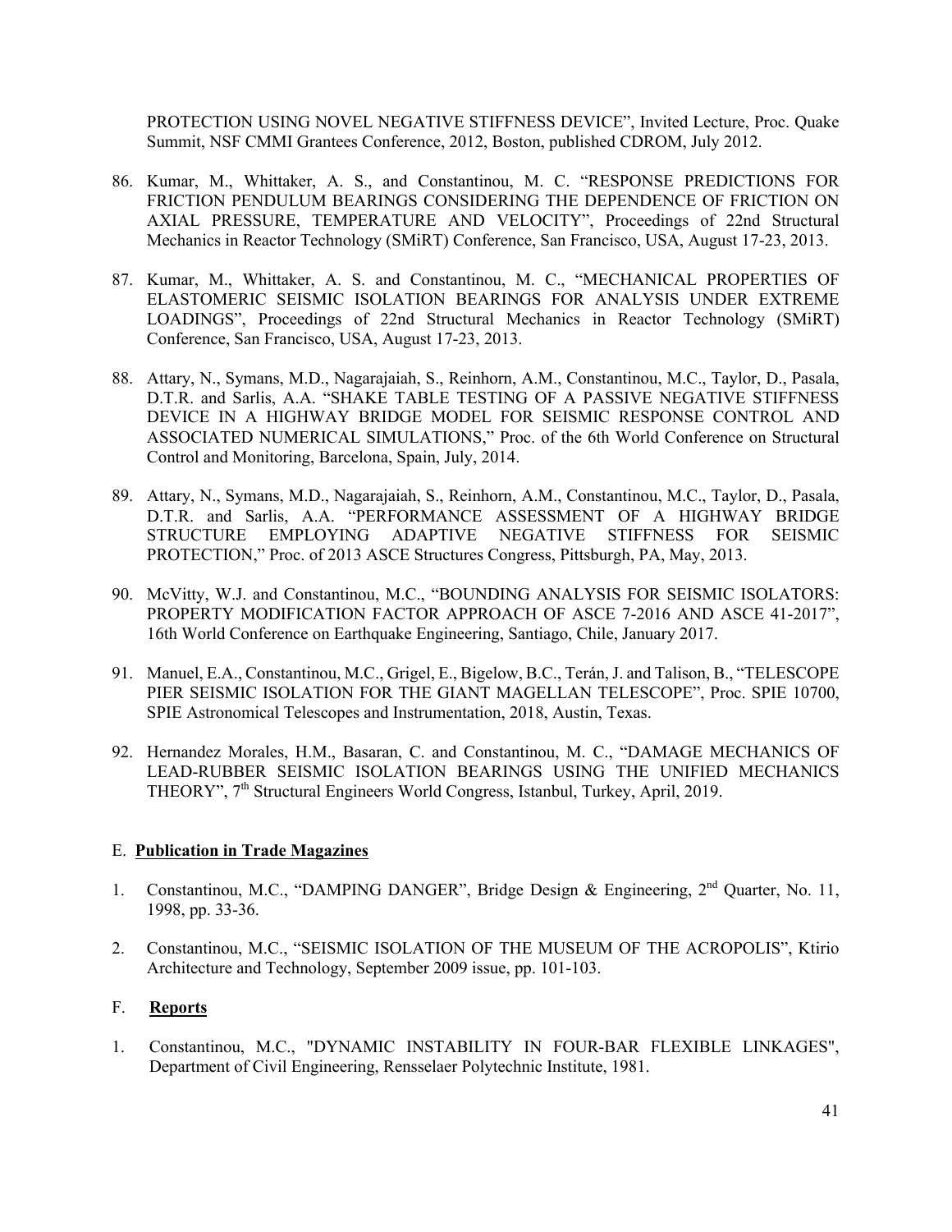PROTECTION USING NOVEL NEGATIVE STIFFNESS DEVICE", Invited Lecture, Proc. Quake Summit, NSF CMMI Grantees Conference, 2012, Boston, published CDROM, July 2012.

86. Kumar, M., Whittaker, A. S., and Constantinou, M. C. "RESPONSE PREDICTIONS FOR FRICTION PENDULUM BEARINGS CONSIDERING THE DEPENDENCE OF FRICTION ON AXIAL PRESSURE, TEMPERATURE AND VELOCITY", Proceedings of 22nd Structural Mechanics in Reactor Technology (SMiRT) Conference, San Francisco, USA, August 17-23, 2013.

87. Kumar, M., Whittaker, A. S. and Constantinou, M. C., "MECHANICAL PROPERTIES OF ELASTOMERIC SEISMIC ISOLATION BEARINGS FOR ANALYSIS UNDER EXTREME LOADINGS", Proceedings of 22nd Structural Mechanics in Reactor Technology (SMiRT) Conference, San Francisco, USA, August 17-23, 2013.

88. Attary, N., Symans, M.D., Nagarajaiah, S., Reinhorn, A.M., Constantinou, M.C., Taylor, D., Pasala, D.T.R. and Sarlis, A.A. "SHAKE TABLE TESTING OF A PASSIVE NEGATIVE STIFFNESS DEVICE IN A HIGHWAY BRIDGE MODEL FOR SEISMIC RESPONSE CONTROL AND ASSOCIATED NUMERICAL SIMULATIONS," Proc. of the 6th World Conference on Structural Control and Monitoring, Barcelona, Spain, July, 2014.

89. Attary, N., Symans, M.D., Nagarajaiah, S., Reinhorn, A.M., Constantinou, M.C., Taylor, D., Pasala, D.T.R. and Sarlis, A.A. "PERFORMANCE ASSESSMENT OF A HIGHWAY BRIDGE STRUCTURE EMPLOYING ADAPTIVE NEGATIVE STIFFNESS FOR SEISMIC PROTECTION," Proc. of 2013 ASCE Structures Congress, Pittsburgh, PA, May, 2013.

90. McVitty, W.J. and Constantinou, M.C., "BOUNDING ANALYSIS FOR SEISMIC ISOLATORS: PROPERTY MODIFICATION FACTOR APPROACH OF ASCE 7-2016 AND ASCE 41-2017", 16th World Conference on Earthquake Engineering, Santiago, Chile, January 2017.

91. Manuel, E.A., Constantinou, M.C., Grigel, E., Bigelow, B.C., Terán, J. and Talison, B., "TELESCOPE PIER SEISMIC ISOLATION FOR THE GIANT MAGELLAN TELESCOPE", Proc. SPIE 10700, SPIE Astronomical Telescopes and Instrumentation, 2018, Austin, Texas.

92. Hernandez Morales, H.M., Basaran, C. and Constantinou, M. C., "DAMAGE MECHANICS OF LEAD-RUBBER SEISMIC ISOLATION BEARINGS USING THE UNIFIED MECHANICS THEORY", 7th Structural Engineers World Congress, Istanbul, Turkey, April, 2019.

## E. **Publication in Trade Magazines**

1. Constantinou, M.C., "DAMPING DANGER", Bridge Design & Engineering, 2nd Quarter, No. 11, 1998, pp. 33-36.

2. Constantinou, M.C., "SEISMIC ISOLATION OF THE MUSEUM OF THE ACROPOLIS", Ktirio Architecture and Technology, September 2009 issue, pp. 101-103.

## F. **Reports**

1. Constantinou, M.C., "DYNAMIC INSTABILITY IN FOUR-BAR FLEXIBLE LINKAGES", Department of Civil Engineering, Rensselaer Polytechnic Institute, 1981.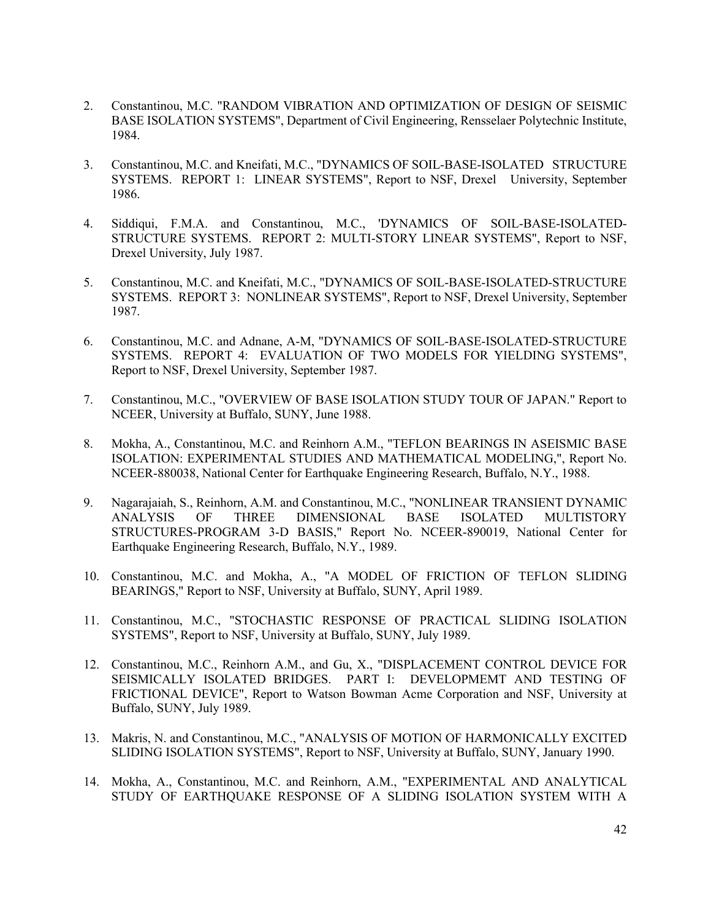2. Constantinou, M.C. "RANDOM VIBRATION AND OPTIMIZATION OF DESIGN OF SEISMIC BASE ISOLATION SYSTEMS", Department of Civil Engineering, Rensselaer Polytechnic Institute, 1984.

3. Constantinou, M.C. and Kneifati, M.C., "DYNAMICS OF SOIL-BASE-ISOLATED STRUCTURE SYSTEMS. REPORT 1: LINEAR SYSTEMS", Report to NSF, Drexel University, September 1986.

4. Siddiqui, F.M.A. and Constantinou, M.C., 'DYNAMICS OF SOIL-BASE-ISOLATED-STRUCTURE SYSTEMS. REPORT 2: MULTI-STORY LINEAR SYSTEMS", Report to NSF, Drexel University, July 1987.

5. Constantinou, M.C. and Kneifati, M.C., "DYNAMICS OF SOIL-BASE-ISOLATED-STRUCTURE SYSTEMS. REPORT 3: NONLINEAR SYSTEMS", Report to NSF, Drexel University, September 1987.

6. Constantinou, M.C. and Adnane, A-M, "DYNAMICS OF SOIL-BASE-ISOLATED-STRUCTURE SYSTEMS. REPORT 4: EVALUATION OF TWO MODELS FOR YIELDING SYSTEMS", Report to NSF, Drexel University, September 1987.

7. Constantinou, M.C., "OVERVIEW OF BASE ISOLATION STUDY TOUR OF JAPAN." Report to NCEER, University at Buffalo, SUNY, June 1988.

8. Mokha, A., Constantinou, M.C. and Reinhorn A.M., "TEFLON BEARINGS IN ASEISMIC BASE ISOLATION: EXPERIMENTAL STUDIES AND MATHEMATICAL MODELING,", Report No. NCEER-880038, National Center for Earthquake Engineering Research, Buffalo, N.Y., 1988.

9. Nagarajaiah, S., Reinhorn, A.M. and Constantinou, M.C., "NONLINEAR TRANSIENT DYNAMIC ANALYSIS OF THREE DIMENSIONAL BASE ISOLATED MULTISTORY STRUCTURES-PROGRAM 3-D BASIS," Report No. NCEER-890019, National Center for Earthquake Engineering Research, Buffalo, N.Y., 1989.

10. Constantinou, M.C. and Mokha, A., "A MODEL OF FRICTION OF TEFLON SLIDING BEARINGS," Report to NSF, University at Buffalo, SUNY, April 1989.

11. Constantinou, M.C., "STOCHASTIC RESPONSE OF PRACTICAL SLIDING ISOLATION SYSTEMS", Report to NSF, University at Buffalo, SUNY, July 1989.

12. Constantinou, M.C., Reinhorn A.M., and Gu, X., "DISPLACEMENT CONTROL DEVICE FOR SEISMICALLY ISOLATED BRIDGES. PART I: DEVELOPMEMT AND TESTING OF FRICTIONAL DEVICE", Report to Watson Bowman Acme Corporation and NSF, University at Buffalo, SUNY, July 1989.

13. Makris, N. and Constantinou, M.C., "ANALYSIS OF MOTION OF HARMONICALLY EXCITED SLIDING ISOLATION SYSTEMS", Report to NSF, University at Buffalo, SUNY, January 1990.

14. Mokha, A., Constantinou, M.C. and Reinhorn, A.M., "EXPERIMENTAL AND ANALYTICAL STUDY OF EARTHQUAKE RESPONSE OF A SLIDING ISOLATION SYSTEM WITH A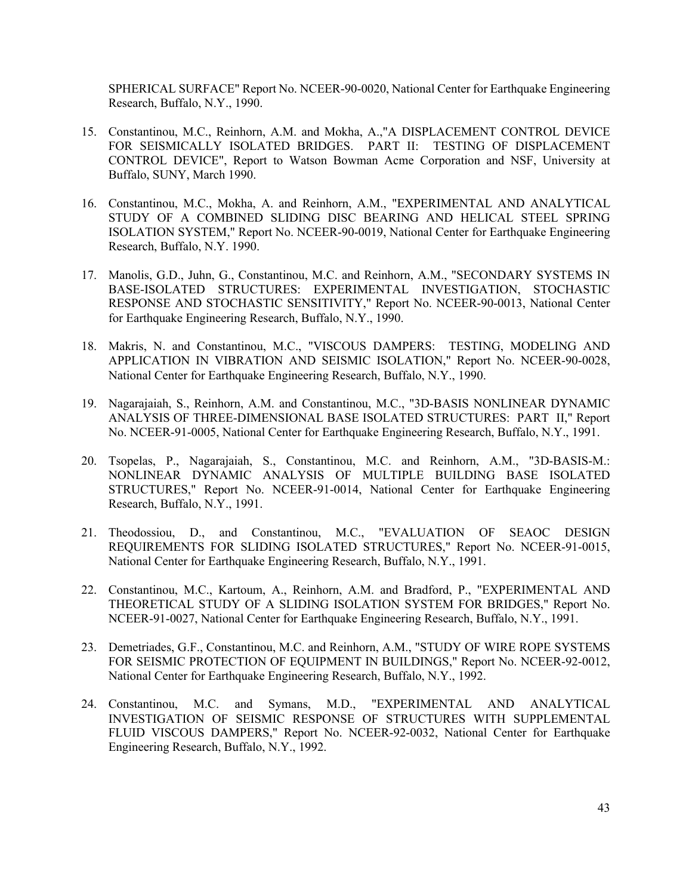SPHERICAL SURFACE" Report No. NCEER-90-0020, National Center for Earthquake Engineering Research, Buffalo, N.Y., 1990.

15. Constantinou, M.C., Reinhorn, A.M. and Mokha, A.,"A DISPLACEMENT CONTROL DEVICE FOR SEISMICALLY ISOLATED BRIDGES. PART II: TESTING OF DISPLACEMENT CONTROL DEVICE", Report to Watson Bowman Acme Corporation and NSF, University at Buffalo, SUNY, March 1990.

16. Constantinou, M.C., Mokha, A. and Reinhorn, A.M., "EXPERIMENTAL AND ANALYTICAL STUDY OF A COMBINED SLIDING DISC BEARING AND HELICAL STEEL SPRING ISOLATION SYSTEM," Report No. NCEER-90-0019, National Center for Earthquake Engineering Research, Buffalo, N.Y. 1990.

17. Manolis, G.D., Juhn, G., Constantinou, M.C. and Reinhorn, A.M., "SECONDARY SYSTEMS IN BASE-ISOLATED STRUCTURES: EXPERIMENTAL INVESTIGATION, STOCHASTIC RESPONSE AND STOCHASTIC SENSITIVITY," Report No. NCEER-90-0013, National Center for Earthquake Engineering Research, Buffalo, N.Y., 1990.

18. Makris, N. and Constantinou, M.C., "VISCOUS DAMPERS: TESTING, MODELING AND APPLICATION IN VIBRATION AND SEISMIC ISOLATION," Report No. NCEER-90-0028, National Center for Earthquake Engineering Research, Buffalo, N.Y., 1990.

19. Nagarajaiah, S., Reinhorn, A.M. and Constantinou, M.C., "3D-BASIS NONLINEAR DYNAMIC ANALYSIS OF THREE-DIMENSIONAL BASE ISOLATED STRUCTURES: PART II," Report No. NCEER-91-0005, National Center for Earthquake Engineering Research, Buffalo, N.Y., 1991.

20. Tsopelas, P., Nagarajaiah, S., Constantinou, M.C. and Reinhorn, A.M., "3D-BASIS-M.: NONLINEAR DYNAMIC ANALYSIS OF MULTIPLE BUILDING BASE ISOLATED STRUCTURES," Report No. NCEER-91-0014, National Center for Earthquake Engineering Research, Buffalo, N.Y., 1991.

21. Theodossiou, D., and Constantinou, M.C., "EVALUATION OF SEAOC DESIGN REQUIREMENTS FOR SLIDING ISOLATED STRUCTURES," Report No. NCEER-91-0015, National Center for Earthquake Engineering Research, Buffalo, N.Y., 1991.

22. Constantinou, M.C., Kartoum, A., Reinhorn, A.M. and Bradford, P., "EXPERIMENTAL AND THEORETICAL STUDY OF A SLIDING ISOLATION SYSTEM FOR BRIDGES," Report No. NCEER-91-0027, National Center for Earthquake Engineering Research, Buffalo, N.Y., 1991.

23. Demetriades, G.F., Constantinou, M.C. and Reinhorn, A.M., "STUDY OF WIRE ROPE SYSTEMS FOR SEISMIC PROTECTION OF EQUIPMENT IN BUILDINGS," Report No. NCEER-92-0012, National Center for Earthquake Engineering Research, Buffalo, N.Y., 1992.

24. Constantinou, M.C. and Symans, M.D., "EXPERIMENTAL AND ANALYTICAL INVESTIGATION OF SEISMIC RESPONSE OF STRUCTURES WITH SUPPLEMENTAL FLUID VISCOUS DAMPERS," Report No. NCEER-92-0032, National Center for Earthquake Engineering Research, Buffalo, N.Y., 1992.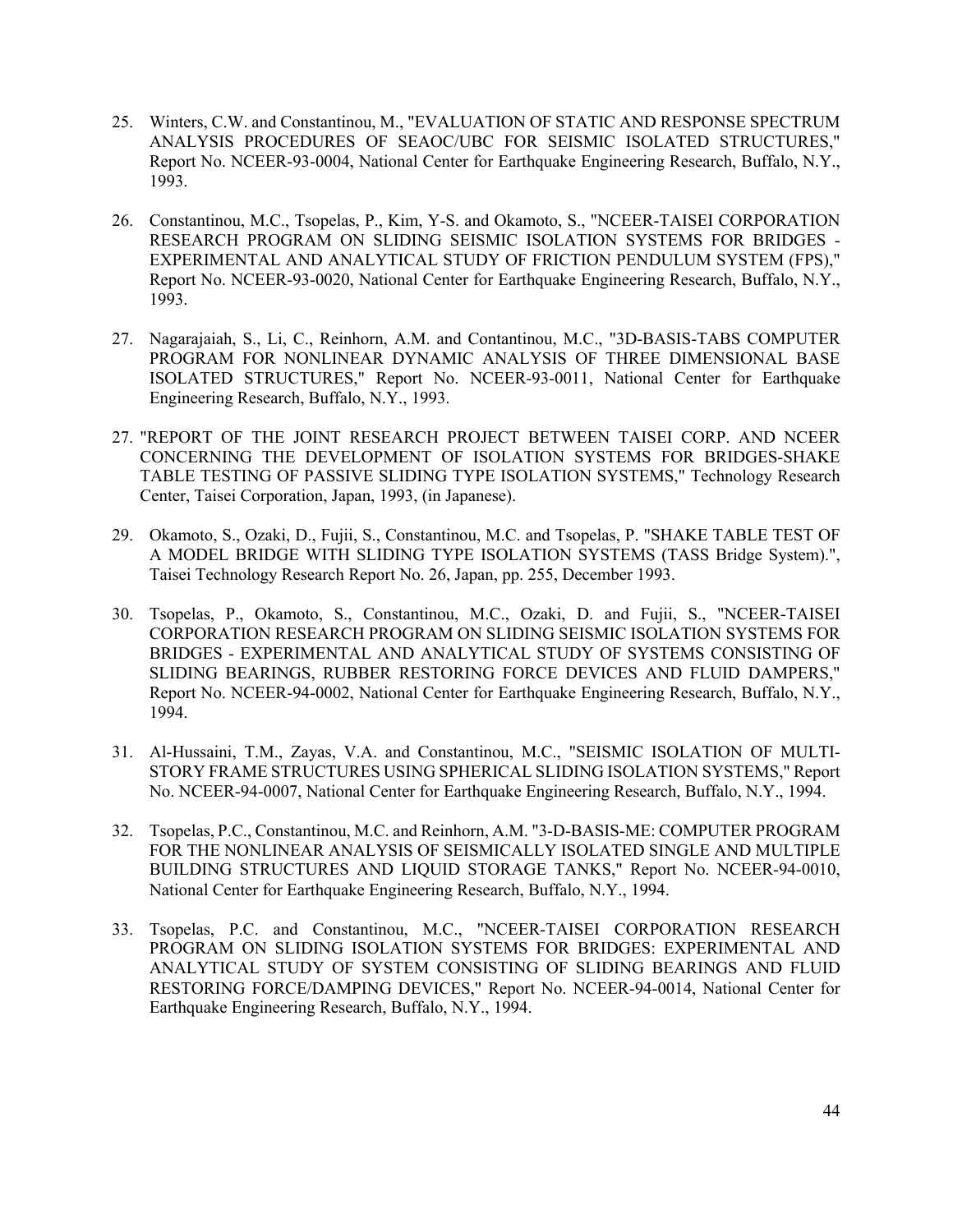25. Winters, C.W. and Constantinou, M., "EVALUATION OF STATIC AND RESPONSE SPECTRUM ANALYSIS PROCEDURES OF SEAOC/UBC FOR SEISMIC ISOLATED STRUCTURES," Report No. NCEER-93-0004, National Center for Earthquake Engineering Research, Buffalo, N.Y., 1993.

26. Constantinou, M.C., Tsopelas, P., Kim, Y-S. and Okamoto, S., "NCEER-TAISEI CORPORATION RESEARCH PROGRAM ON SLIDING SEISMIC ISOLATION SYSTEMS FOR BRIDGES - EXPERIMENTAL AND ANALYTICAL STUDY OF FRICTION PENDULUM SYSTEM (FPS)," Report No. NCEER-93-0020, National Center for Earthquake Engineering Research, Buffalo, N.Y., 1993.

27. Nagarajaiah, S., Li, C., Reinhorn, A.M. and Contantinou, M.C., "3D-BASIS-TABS COMPUTER PROGRAM FOR NONLINEAR DYNAMIC ANALYSIS OF THREE DIMENSIONAL BASE ISOLATED STRUCTURES," Report No. NCEER-93-0011, National Center for Earthquake Engineering Research, Buffalo, N.Y., 1993.

27. "REPORT OF THE JOINT RESEARCH PROJECT BETWEEN TAISEI CORP. AND NCEER CONCERNING THE DEVELOPMENT OF ISOLATION SYSTEMS FOR BRIDGES-SHAKE TABLE TESTING OF PASSIVE SLIDING TYPE ISOLATION SYSTEMS," Technology Research Center, Taisei Corporation, Japan, 1993, (in Japanese).

29. Okamoto, S., Ozaki, D., Fujii, S., Constantinou, M.C. and Tsopelas, P. "SHAKE TABLE TEST OF A MODEL BRIDGE WITH SLIDING TYPE ISOLATION SYSTEMS (TASS Bridge System).", Taisei Technology Research Report No. 26, Japan, pp. 255, December 1993.

30. Tsopelas, P., Okamoto, S., Constantinou, M.C., Ozaki, D. and Fujii, S., "NCEER-TAISEI CORPORATION RESEARCH PROGRAM ON SLIDING SEISMIC ISOLATION SYSTEMS FOR BRIDGES - EXPERIMENTAL AND ANALYTICAL STUDY OF SYSTEMS CONSISTING OF SLIDING BEARINGS, RUBBER RESTORING FORCE DEVICES AND FLUID DAMPERS," Report No. NCEER-94-0002, National Center for Earthquake Engineering Research, Buffalo, N.Y., 1994.

31. Al-Hussaini, T.M., Zayas, V.A. and Constantinou, M.C., "SEISMIC ISOLATION OF MULTI-STORY FRAME STRUCTURES USING SPHERICAL SLIDING ISOLATION SYSTEMS," Report No. NCEER-94-0007, National Center for Earthquake Engineering Research, Buffalo, N.Y., 1994.

32. Tsopelas, P.C., Constantinou, M.C. and Reinhorn, A.M. "3-D-BASIS-ME: COMPUTER PROGRAM FOR THE NONLINEAR ANALYSIS OF SEISMICALLY ISOLATED SINGLE AND MULTIPLE BUILDING STRUCTURES AND LIQUID STORAGE TANKS," Report No. NCEER-94-0010, National Center for Earthquake Engineering Research, Buffalo, N.Y., 1994.

33. Tsopelas, P.C. and Constantinou, M.C., "NCEER-TAISEI CORPORATION RESEARCH PROGRAM ON SLIDING ISOLATION SYSTEMS FOR BRIDGES: EXPERIMENTAL AND ANALYTICAL STUDY OF SYSTEM CONSISTING OF SLIDING BEARINGS AND FLUID RESTORING FORCE/DAMPING DEVICES," Report No. NCEER-94-0014, National Center for Earthquake Engineering Research, Buffalo, N.Y., 1994.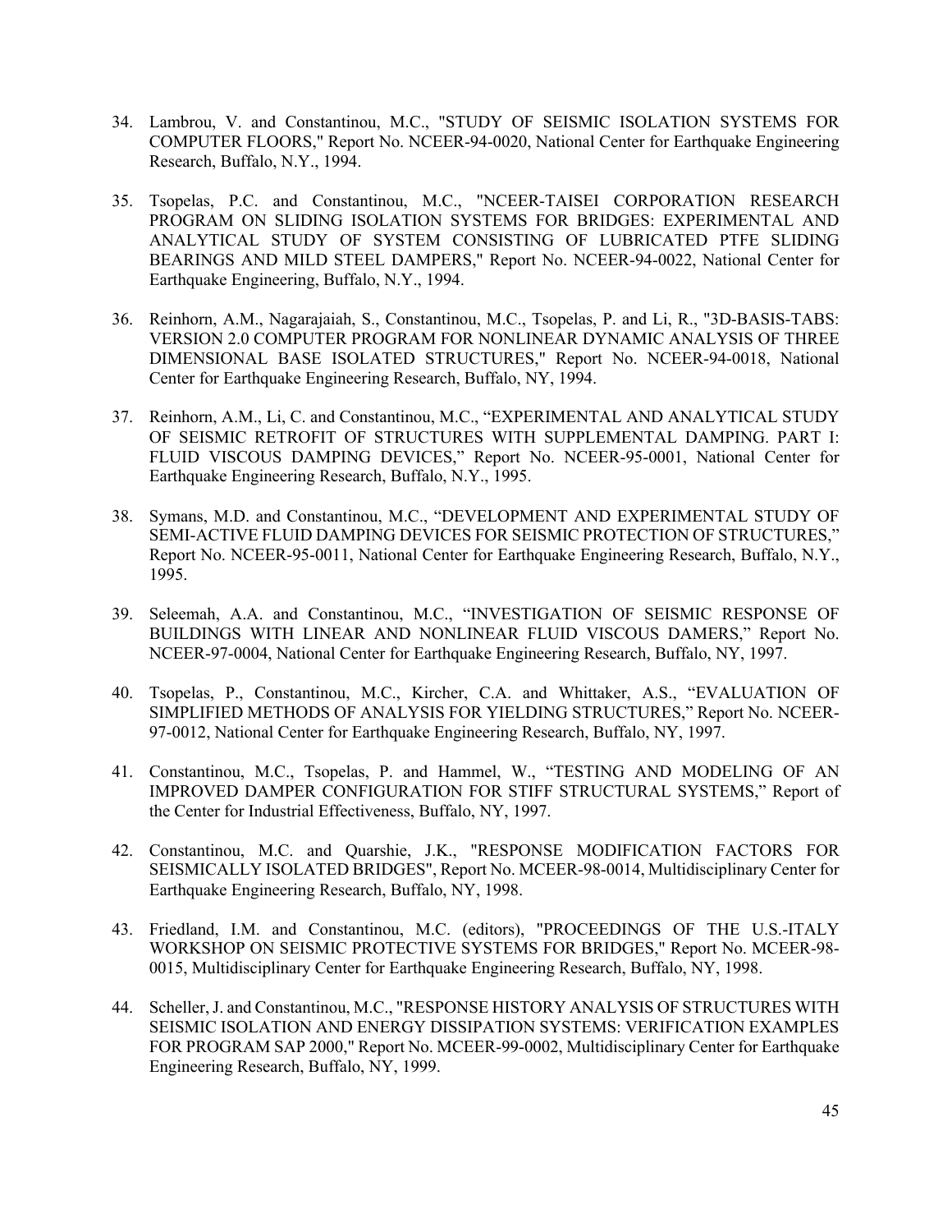34. Lambrou, V. and Constantinou, M.C., "STUDY OF SEISMIC ISOLATION SYSTEMS FOR COMPUTER FLOORS," Report No. NCEER-94-0020, National Center for Earthquake Engineering Research, Buffalo, N.Y., 1994.

35. Tsopelas, P.C. and Constantinou, M.C., "NCEER-TAISEI CORPORATION RESEARCH PROGRAM ON SLIDING ISOLATION SYSTEMS FOR BRIDGES: EXPERIMENTAL AND ANALYTICAL STUDY OF SYSTEM CONSISTING OF LUBRICATED PTFE SLIDING BEARINGS AND MILD STEEL DAMPERS," Report No. NCEER-94-0022, National Center for Earthquake Engineering, Buffalo, N.Y., 1994.

36. Reinhorn, A.M., Nagarajaiah, S., Constantinou, M.C., Tsopelas, P. and Li, R., "3D-BASIS-TABS: VERSION 2.0 COMPUTER PROGRAM FOR NONLINEAR DYNAMIC ANALYSIS OF THREE DIMENSIONAL BASE ISOLATED STRUCTURES," Report No. NCEER-94-0018, National Center for Earthquake Engineering Research, Buffalo, NY, 1994.

37. Reinhorn, A.M., Li, C. and Constantinou, M.C., "EXPERIMENTAL AND ANALYTICAL STUDY OF SEISMIC RETROFIT OF STRUCTURES WITH SUPPLEMENTAL DAMPING. PART I: FLUID VISCOUS DAMPING DEVICES," Report No. NCEER-95-0001, National Center for Earthquake Engineering Research, Buffalo, N.Y., 1995.

38. Symans, M.D. and Constantinou, M.C., "DEVELOPMENT AND EXPERIMENTAL STUDY OF SEMI-ACTIVE FLUID DAMPING DEVICES FOR SEISMIC PROTECTION OF STRUCTURES," Report No. NCEER-95-0011, National Center for Earthquake Engineering Research, Buffalo, N.Y., 1995.

39. Seleemah, A.A. and Constantinou, M.C., "INVESTIGATION OF SEISMIC RESPONSE OF BUILDINGS WITH LINEAR AND NONLINEAR FLUID VISCOUS DAMERS," Report No. NCEER-97-0004, National Center for Earthquake Engineering Research, Buffalo, NY, 1997.

40. Tsopelas, P., Constantinou, M.C., Kircher, C.A. and Whittaker, A.S., "EVALUATION OF SIMPLIFIED METHODS OF ANALYSIS FOR YIELDING STRUCTURES," Report No. NCEER-97-0012, National Center for Earthquake Engineering Research, Buffalo, NY, 1997.

41. Constantinou, M.C., Tsopelas, P. and Hammel, W., "TESTING AND MODELING OF AN IMPROVED DAMPER CONFIGURATION FOR STIFF STRUCTURAL SYSTEMS," Report of the Center for Industrial Effectiveness, Buffalo, NY, 1997.

42. Constantinou, M.C. and Quarshie, J.K., "RESPONSE MODIFICATION FACTORS FOR SEISMICALLY ISOLATED BRIDGES", Report No. MCEER-98-0014, Multidisciplinary Center for Earthquake Engineering Research, Buffalo, NY, 1998.

43. Friedland, I.M. and Constantinou, M.C. (editors), "PROCEEDINGS OF THE U.S.-ITALY WORKSHOP ON SEISMIC PROTECTIVE SYSTEMS FOR BRIDGES," Report No. MCEER-98-0015, Multidisciplinary Center for Earthquake Engineering Research, Buffalo, NY, 1998.

44. Scheller, J. and Constantinou, M.C., "RESPONSE HISTORY ANALYSIS OF STRUCTURES WITH SEISMIC ISOLATION AND ENERGY DISSIPATION SYSTEMS: VERIFICATION EXAMPLES FOR PROGRAM SAP 2000," Report No. MCEER-99-0002, Multidisciplinary Center for Earthquake Engineering Research, Buffalo, NY, 1999.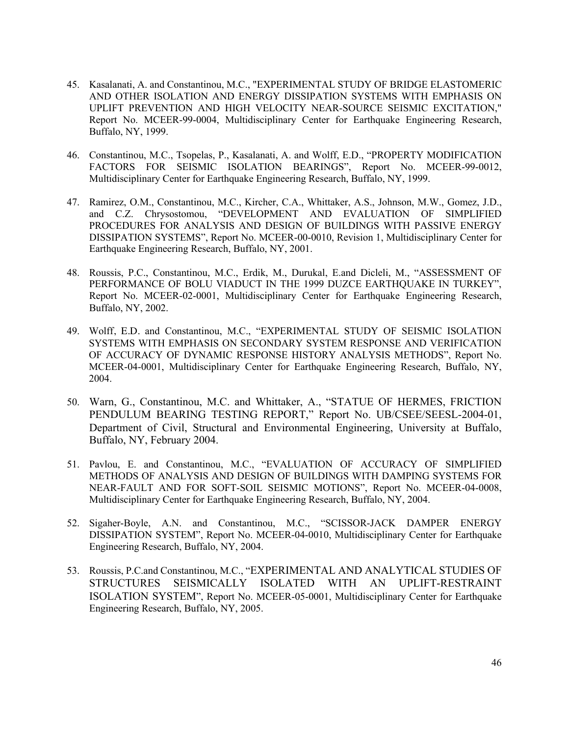45. Kasalanati, A. and Constantinou, M.C., "EXPERIMENTAL STUDY OF BRIDGE ELASTOMERIC AND OTHER ISOLATION AND ENERGY DISSIPATION SYSTEMS WITH EMPHASIS ON UPLIFT PREVENTION AND HIGH VELOCITY NEAR-SOURCE SEISMIC EXCITATION," Report No. MCEER-99-0004, Multidisciplinary Center for Earthquake Engineering Research, Buffalo, NY, 1999.

46. Constantinou, M.C., Tsopelas, P., Kasalanati, A. and Wolff, E.D., "PROPERTY MODIFICATION FACTORS FOR SEISMIC ISOLATION BEARINGS", Report No. MCEER-99-0012, Multidisciplinary Center for Earthquake Engineering Research, Buffalo, NY, 1999.

47. Ramirez, O.M., Constantinou, M.C., Kircher, C.A., Whittaker, A.S., Johnson, M.W., Gomez, J.D., and C.Z. Chrysostomou, "DEVELOPMENT AND EVALUATION OF SIMPLIFIED PROCEDURES FOR ANALYSIS AND DESIGN OF BUILDINGS WITH PASSIVE ENERGY DISSIPATION SYSTEMS", Report No. MCEER-00-0010, Revision 1, Multidisciplinary Center for Earthquake Engineering Research, Buffalo, NY, 2001.

48. Roussis, P.C., Constantinou, M.C., Erdik, M., Durukal, E.and Dicleli, M., "ASSESSMENT OF PERFORMANCE OF BOLU VIADUCT IN THE 1999 DUZCE EARTHQUAKE IN TURKEY", Report No. MCEER-02-0001, Multidisciplinary Center for Earthquake Engineering Research, Buffalo, NY, 2002.

49. Wolff, E.D. and Constantinou, M.C., "EXPERIMENTAL STUDY OF SEISMIC ISOLATION SYSTEMS WITH EMPHASIS ON SECONDARY SYSTEM RESPONSE AND VERIFICATION OF ACCURACY OF DYNAMIC RESPONSE HISTORY ANALYSIS METHODS", Report No. MCEER-04-0001, Multidisciplinary Center for Earthquake Engineering Research, Buffalo, NY, 2004.

50. Warn, G., Constantinou, M.C. and Whittaker, A., "STATUE OF HERMES, FRICTION PENDULUM BEARING TESTING REPORT," Report No. UB/CSEE/SEESL-2004-01, Department of Civil, Structural and Environmental Engineering, University at Buffalo, Buffalo, NY, February 2004.

51. Pavlou, E. and Constantinou, M.C., "EVALUATION OF ACCURACY OF SIMPLIFIED METHODS OF ANALYSIS AND DESIGN OF BUILDINGS WITH DAMPING SYSTEMS FOR NEAR-FAULT AND FOR SOFT-SOIL SEISMIC MOTIONS", Report No. MCEER-04-0008, Multidisciplinary Center for Earthquake Engineering Research, Buffalo, NY, 2004.

52. Sigaher-Boyle, A.N. and Constantinou, M.C., "SCISSOR-JACK DAMPER ENERGY DISSIPATION SYSTEM", Report No. MCEER-04-0010, Multidisciplinary Center for Earthquake Engineering Research, Buffalo, NY, 2004.

53. Roussis, P.C.and Constantinou, M.C., "EXPERIMENTAL AND ANALYTICAL STUDIES OF STRUCTURES SEISMICALLY ISOLATED WITH AN UPLIFT-RESTRAINT ISOLATION SYSTEM", Report No. MCEER-05-0001, Multidisciplinary Center for Earthquake Engineering Research, Buffalo, NY, 2005.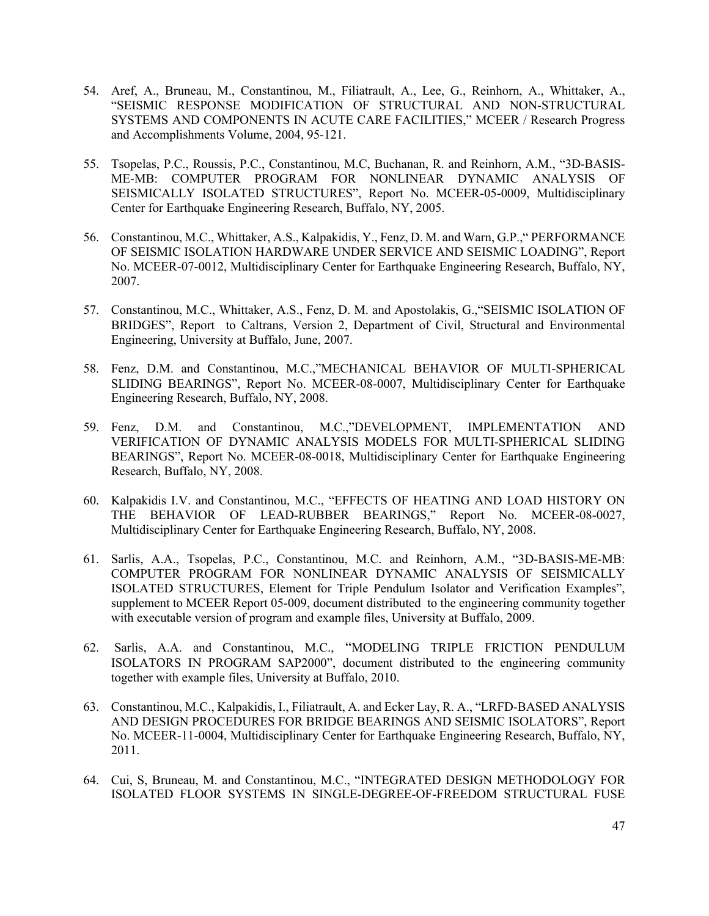54. Aref, A., Bruneau, M., Constantinou, M., Filiatrault, A., Lee, G., Reinhorn, A., Whittaker, A., “SEISMIC RESPONSE MODIFICATION OF STRUCTURAL AND NON-STRUCTURAL SYSTEMS AND COMPONENTS IN ACUTE CARE FACILITIES,” MCEER / Research Progress and Accomplishments Volume, 2004, 95-121.

55. Tsopelas, P.C., Roussis, P.C., Constantinou, M.C, Buchanan, R. and Reinhorn, A.M., “3D-BASIS-ME-MB: COMPUTER PROGRAM FOR NONLINEAR DYNAMIC ANALYSIS OF SEISMICALLY ISOLATED STRUCTURES”, Report No. MCEER-05-0009, Multidisciplinary Center for Earthquake Engineering Research, Buffalo, NY, 2005.

56. Constantinou, M.C., Whittaker, A.S., Kalpakidis, Y., Fenz, D. M. and Warn, G.P.,“ PERFORMANCE OF SEISMIC ISOLATION HARDWARE UNDER SERVICE AND SEISMIC LOADING”, Report No. MCEER-07-0012, Multidisciplinary Center for Earthquake Engineering Research, Buffalo, NY, 2007.

57. Constantinou, M.C., Whittaker, A.S., Fenz, D. M. and Apostolakis, G.,“SEISMIC ISOLATION OF BRIDGES”, Report to Caltrans, Version 2, Department of Civil, Structural and Environmental Engineering, University at Buffalo, June, 2007.

58. Fenz, D.M. and Constantinou, M.C.,”MECHANICAL BEHAVIOR OF MULTI-SPHERICAL SLIDING BEARINGS”, Report No. MCEER-08-0007, Multidisciplinary Center for Earthquake Engineering Research, Buffalo, NY, 2008.

59. Fenz, D.M. and Constantinou, M.C.,”DEVELOPMENT, IMPLEMENTATION AND VERIFICATION OF DYNAMIC ANALYSIS MODELS FOR MULTI-SPHERICAL SLIDING BEARINGS”, Report No. MCEER-08-0018, Multidisciplinary Center for Earthquake Engineering Research, Buffalo, NY, 2008.

60. Kalpakidis I.V. and Constantinou, M.C., “EFFECTS OF HEATING AND LOAD HISTORY ON THE BEHAVIOR OF LEAD-RUBBER BEARINGS,” Report No. MCEER-08-0027, Multidisciplinary Center for Earthquake Engineering Research, Buffalo, NY, 2008.

61. Sarlis, A.A., Tsopelas, P.C., Constantinou, M.C. and Reinhorn, A.M., “3D-BASIS-ME-MB: COMPUTER PROGRAM FOR NONLINEAR DYNAMIC ANALYSIS OF SEISMICALLY ISOLATED STRUCTURES, Element for Triple Pendulum Isolator and Verification Examples”, supplement to MCEER Report 05-009, document distributed to the engineering community together with executable version of program and example files, University at Buffalo, 2009.

62. Sarlis, A.A. and Constantinou, M.C., “MODELING TRIPLE FRICTION PENDULUM ISOLATORS IN PROGRAM SAP2000”, document distributed to the engineering community together with example files, University at Buffalo, 2010.

63. Constantinou, M.C., Kalpakidis, I., Filiatrault, A. and Ecker Lay, R. A., “LRFD-BASED ANALYSIS AND DESIGN PROCEDURES FOR BRIDGE BEARINGS AND SEISMIC ISOLATORS”, Report No. MCEER-11-0004, Multidisciplinary Center for Earthquake Engineering Research, Buffalo, NY, 2011.

64. Cui, S, Bruneau, M. and Constantinou, M.C., “INTEGRATED DESIGN METHODOLOGY FOR ISOLATED FLOOR SYSTEMS IN SINGLE-DEGREE-OF-FREEDOM STRUCTURAL FUSE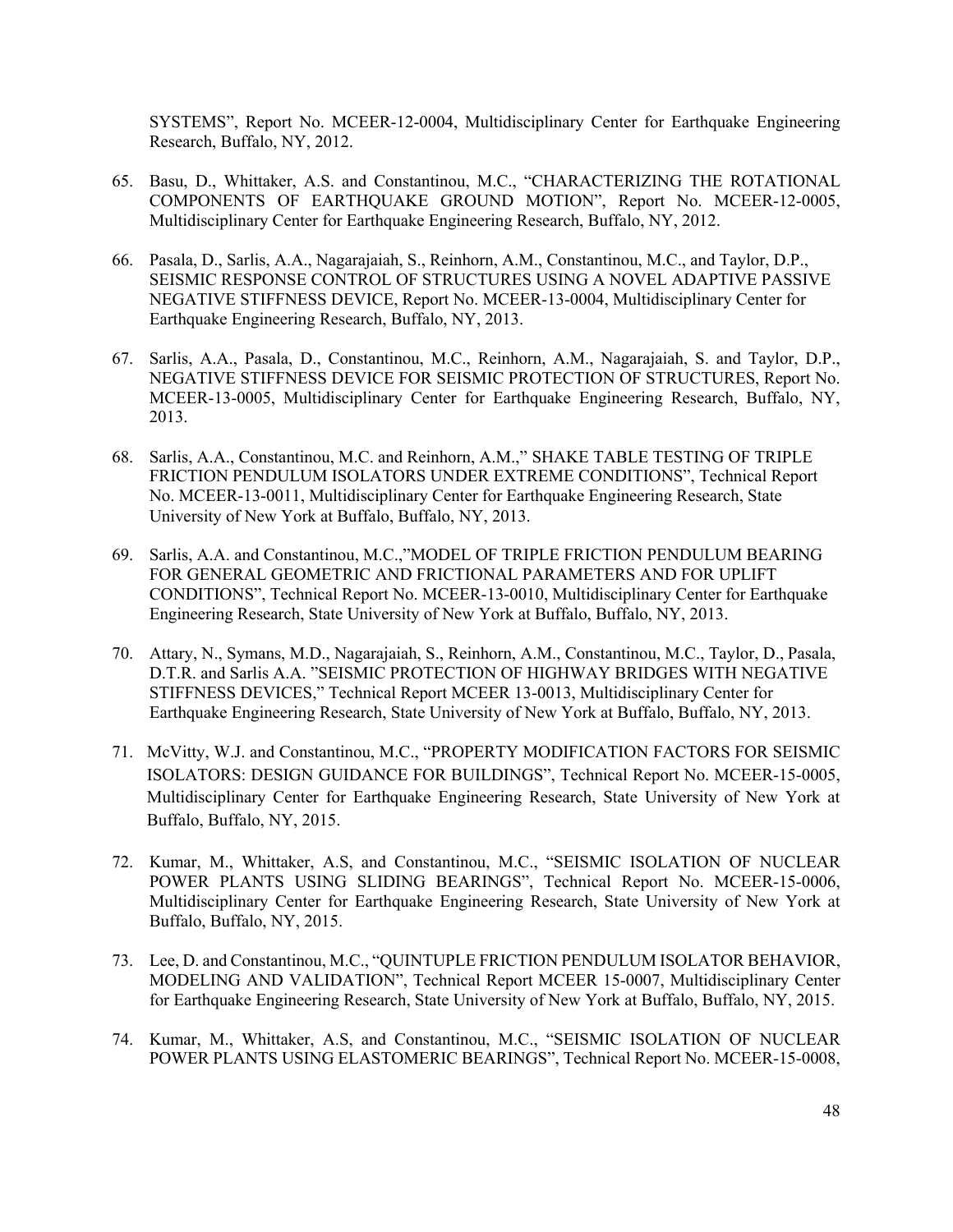SYSTEMS", Report No. MCEER-12-0004, Multidisciplinary Center for Earthquake Engineering Research, Buffalo, NY, 2012.

65. Basu, D., Whittaker, A.S. and Constantinou, M.C., "CHARACTERIZING THE ROTATIONAL COMPONENTS OF EARTHQUAKE GROUND MOTION", Report No. MCEER-12-0005, Multidisciplinary Center for Earthquake Engineering Research, Buffalo, NY, 2012.

66. Pasala, D., Sarlis, A.A., Nagarajaiah, S., Reinhorn, A.M., Constantinou, M.C., and Taylor, D.P., SEISMIC RESPONSE CONTROL OF STRUCTURES USING A NOVEL ADAPTIVE PASSIVE NEGATIVE STIFFNESS DEVICE, Report No. MCEER-13-0004, Multidisciplinary Center for Earthquake Engineering Research, Buffalo, NY, 2013.

67. Sarlis, A.A., Pasala, D., Constantinou, M.C., Reinhorn, A.M., Nagarajaiah, S. and Taylor, D.P., NEGATIVE STIFFNESS DEVICE FOR SEISMIC PROTECTION OF STRUCTURES, Report No. MCEER-13-0005, Multidisciplinary Center for Earthquake Engineering Research, Buffalo, NY, 2013.

68. Sarlis, A.A., Constantinou, M.C. and Reinhorn, A.M.," SHAKE TABLE TESTING OF TRIPLE FRICTION PENDULUM ISOLATORS UNDER EXTREME CONDITIONS", Technical Report No. MCEER-13-0011, Multidisciplinary Center for Earthquake Engineering Research, State University of New York at Buffalo, Buffalo, NY, 2013.

69. Sarlis, A.A. and Constantinou, M.C.,"MODEL OF TRIPLE FRICTION PENDULUM BEARING FOR GENERAL GEOMETRIC AND FRICTIONAL PARAMETERS AND FOR UPLIFT CONDITIONS", Technical Report No. MCEER-13-0010, Multidisciplinary Center for Earthquake Engineering Research, State University of New York at Buffalo, Buffalo, NY, 2013.

70. Attary, N., Symans, M.D., Nagarajaiah, S., Reinhorn, A.M., Constantinou, M.C., Taylor, D., Pasala, D.T.R. and Sarlis A.A. "SEISMIC PROTECTION OF HIGHWAY BRIDGES WITH NEGATIVE STIFFNESS DEVICES," Technical Report MCEER 13-0013, Multidisciplinary Center for Earthquake Engineering Research, State University of New York at Buffalo, Buffalo, NY, 2013.

71. McVitty, W.J. and Constantinou, M.C., "PROPERTY MODIFICATION FACTORS FOR SEISMIC ISOLATORS: DESIGN GUIDANCE FOR BUILDINGS", Technical Report No. MCEER-15-0005, Multidisciplinary Center for Earthquake Engineering Research, State University of New York at Buffalo, Buffalo, NY, 2015.

72. Kumar, M., Whittaker, A.S, and Constantinou, M.C., "SEISMIC ISOLATION OF NUCLEAR POWER PLANTS USING SLIDING BEARINGS", Technical Report No. MCEER-15-0006, Multidisciplinary Center for Earthquake Engineering Research, State University of New York at Buffalo, Buffalo, NY, 2015.

73. Lee, D. and Constantinou, M.C., "QUINTUPLE FRICTION PENDULUM ISOLATOR BEHAVIOR, MODELING AND VALIDATION", Technical Report MCEER 15-0007, Multidisciplinary Center for Earthquake Engineering Research, State University of New York at Buffalo, Buffalo, NY, 2015.

74. Kumar, M., Whittaker, A.S, and Constantinou, M.C., "SEISMIC ISOLATION OF NUCLEAR POWER PLANTS USING ELASTOMERIC BEARINGS", Technical Report No. MCEER-15-0008,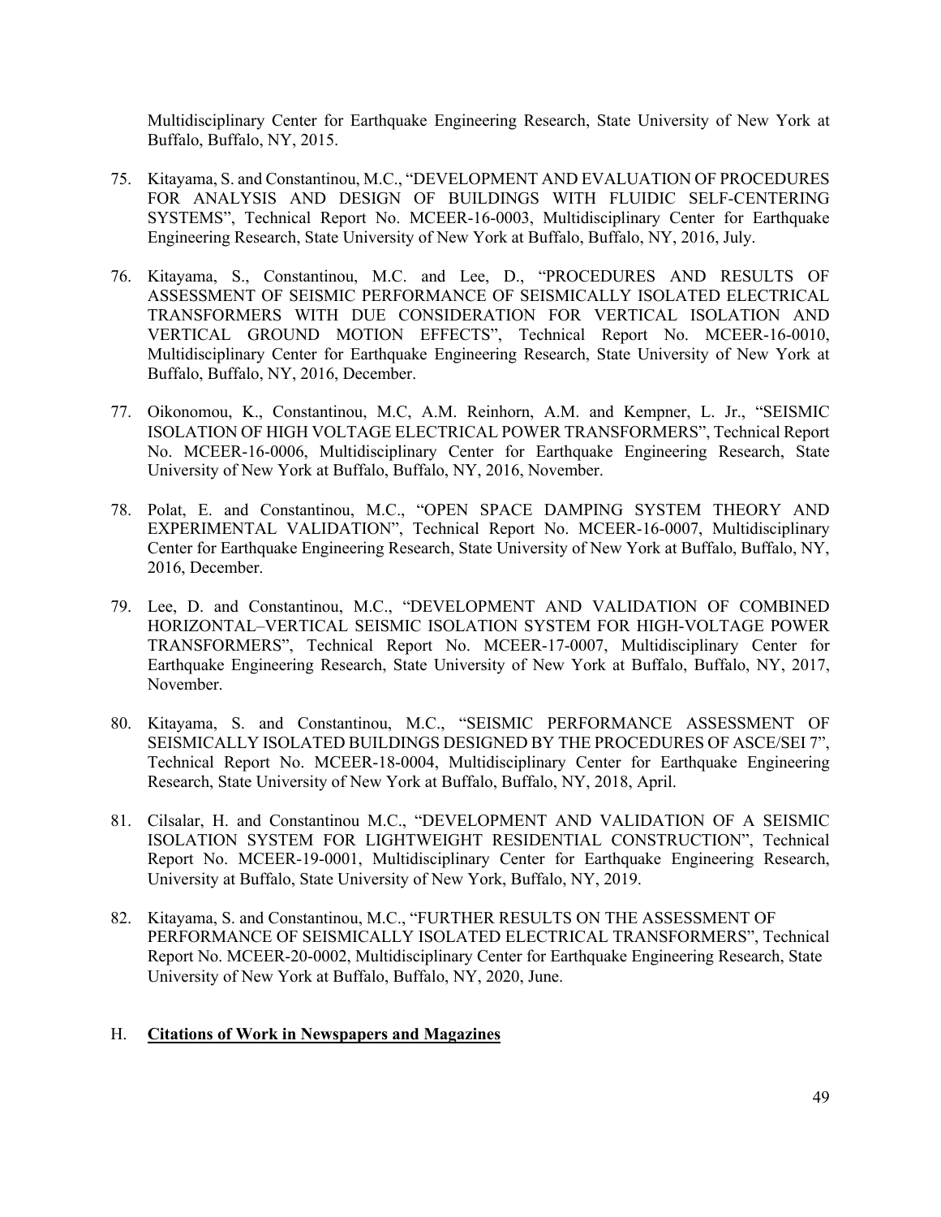Multidisciplinary Center for Earthquake Engineering Research, State University of New York at Buffalo, Buffalo, NY, 2015.

75. Kitayama, S. and Constantinou, M.C., "DEVELOPMENT AND EVALUATION OF PROCEDURES FOR ANALYSIS AND DESIGN OF BUILDINGS WITH FLUIDIC SELF-CENTERING SYSTEMS", Technical Report No. MCEER-16-0003, Multidisciplinary Center for Earthquake Engineering Research, State University of New York at Buffalo, Buffalo, NY, 2016, July.

76. Kitayama, S., Constantinou, M.C. and Lee, D., "PROCEDURES AND RESULTS OF ASSESSMENT OF SEISMIC PERFORMANCE OF SEISMICALLY ISOLATED ELECTRICAL TRANSFORMERS WITH DUE CONSIDERATION FOR VERTICAL ISOLATION AND VERTICAL GROUND MOTION EFFECTS", Technical Report No. MCEER-16-0010, Multidisciplinary Center for Earthquake Engineering Research, State University of New York at Buffalo, Buffalo, NY, 2016, December.

77. Oikonomou, K., Constantinou, M.C, A.M. Reinhorn, A.M. and Kempner, L. Jr., "SEISMIC ISOLATION OF HIGH VOLTAGE ELECTRICAL POWER TRANSFORMERS", Technical Report No. MCEER-16-0006, Multidisciplinary Center for Earthquake Engineering Research, State University of New York at Buffalo, Buffalo, NY, 2016, November.

78. Polat, E. and Constantinou, M.C., "OPEN SPACE DAMPING SYSTEM THEORY AND EXPERIMENTAL VALIDATION", Technical Report No. MCEER-16-0007, Multidisciplinary Center for Earthquake Engineering Research, State University of New York at Buffalo, Buffalo, NY, 2016, December.

79. Lee, D. and Constantinou, M.C., "DEVELOPMENT AND VALIDATION OF COMBINED HORIZONTAL–VERTICAL SEISMIC ISOLATION SYSTEM FOR HIGH-VOLTAGE POWER TRANSFORMERS", Technical Report No. MCEER-17-0007, Multidisciplinary Center for Earthquake Engineering Research, State University of New York at Buffalo, Buffalo, NY, 2017, November.

80. Kitayama, S. and Constantinou, M.C., "SEISMIC PERFORMANCE ASSESSMENT OF SEISMICALLY ISOLATED BUILDINGS DESIGNED BY THE PROCEDURES OF ASCE/SEI 7", Technical Report No. MCEER-18-0004, Multidisciplinary Center for Earthquake Engineering Research, State University of New York at Buffalo, Buffalo, NY, 2018, April.

81. Cilsalar, H. and Constantinou M.C., "DEVELOPMENT AND VALIDATION OF A SEISMIC ISOLATION SYSTEM FOR LIGHTWEIGHT RESIDENTIAL CONSTRUCTION", Technical Report No. MCEER-19-0001, Multidisciplinary Center for Earthquake Engineering Research, University at Buffalo, State University of New York, Buffalo, NY, 2019.

82. Kitayama, S. and Constantinou, M.C., "FURTHER RESULTS ON THE ASSESSMENT OF PERFORMANCE OF SEISMICALLY ISOLATED ELECTRICAL TRANSFORMERS", Technical Report No. MCEER-20-0002, Multidisciplinary Center for Earthquake Engineering Research, State University of New York at Buffalo, Buffalo, NY, 2020, June.

## H. **Citations of Work in Newspapers and Magazines**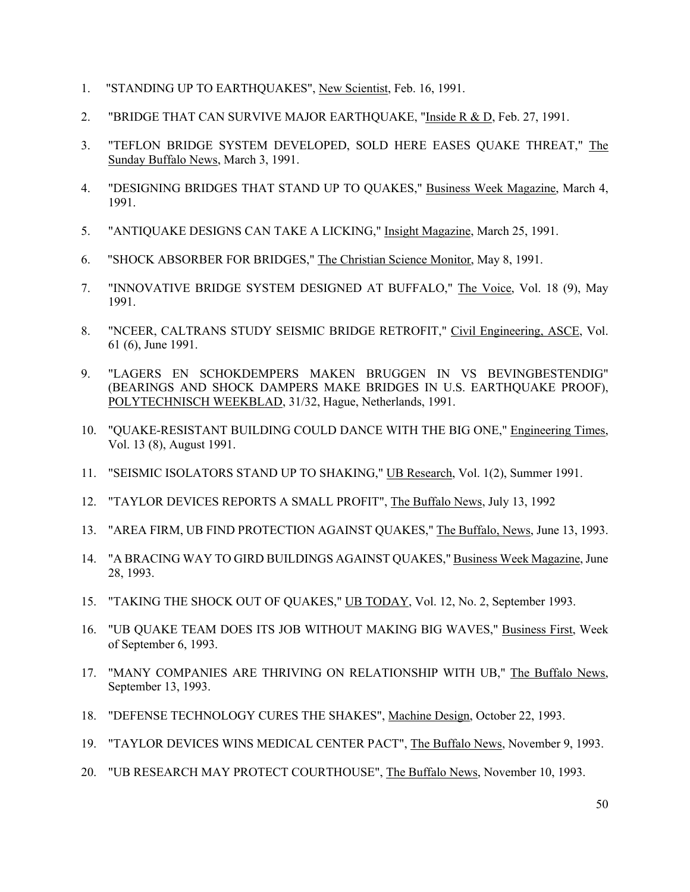1. "STANDING UP TO EARTHQUAKES", New Scientist, Feb. 16, 1991.

2. "BRIDGE THAT CAN SURVIVE MAJOR EARTHQUAKE, "Inside R & D, Feb. 27, 1991.

3. "TEFLON BRIDGE SYSTEM DEVELOPED, SOLD HERE EASES QUAKE THREAT," The Sunday Buffalo News, March 3, 1991.

4. "DESIGNING BRIDGES THAT STAND UP TO QUAKES," Business Week Magazine, March 4, 1991.

5. "ANTIQUAKE DESIGNS CAN TAKE A LICKING," Insight Magazine, March 25, 1991.

6. "SHOCK ABSORBER FOR BRIDGES," The Christian Science Monitor, May 8, 1991.

7. "INNOVATIVE BRIDGE SYSTEM DESIGNED AT BUFFALO," The Voice, Vol. 18 (9), May 1991.

8. "NCEER, CALTRANS STUDY SEISMIC BRIDGE RETROFIT," Civil Engineering, ASCE, Vol. 61 (6), June 1991.

9. "LAGERS EN SCHOKDEMPERS MAKEN BRUGGEN IN VS BEVINGBESTENDIG" (BEARINGS AND SHOCK DAMPERS MAKE BRIDGES IN U.S. EARTHQUAKE PROOF), POLYTECHNISCH WEEKBLAD, 31/32, Hague, Netherlands, 1991.

10. "QUAKE-RESISTANT BUILDING COULD DANCE WITH THE BIG ONE," Engineering Times, Vol. 13 (8), August 1991.

11. "SEISMIC ISOLATORS STAND UP TO SHAKING," UB Research, Vol. 1(2), Summer 1991.

12. "TAYLOR DEVICES REPORTS A SMALL PROFIT", The Buffalo News, July 13, 1992

13. "AREA FIRM, UB FIND PROTECTION AGAINST QUAKES," The Buffalo, News, June 13, 1993.

14. "A BRACING WAY TO GIRD BUILDINGS AGAINST QUAKES," Business Week Magazine, June 28, 1993.

15. "TAKING THE SHOCK OUT OF QUAKES," UB TODAY, Vol. 12, No. 2, September 1993.

16. "UB QUAKE TEAM DOES ITS JOB WITHOUT MAKING BIG WAVES," Business First, Week of September 6, 1993.

17. "MANY COMPANIES ARE THRIVING ON RELATIONSHIP WITH UB," The Buffalo News, September 13, 1993.

18. "DEFENSE TECHNOLOGY CURES THE SHAKES", Machine Design, October 22, 1993.

19. "TAYLOR DEVICES WINS MEDICAL CENTER PACT", The Buffalo News, November 9, 1993.

20. "UB RESEARCH MAY PROTECT COURTHOUSE", The Buffalo News, November 10, 1993.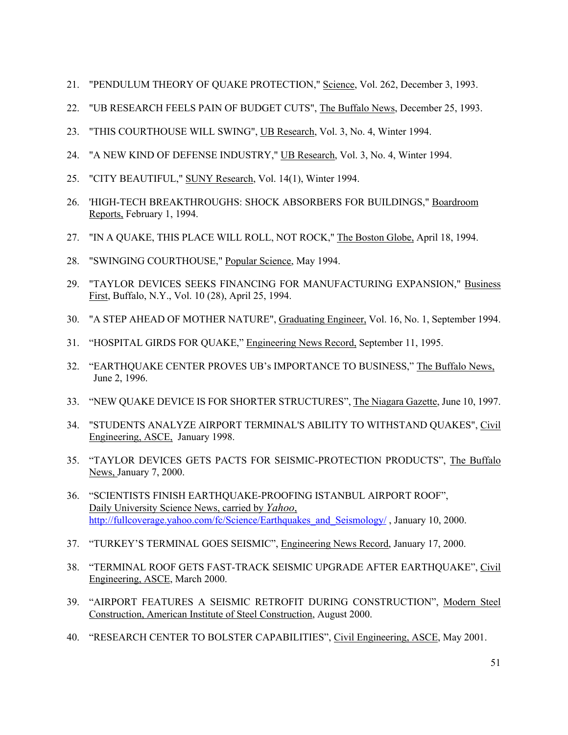21. "PENDULUM THEORY OF QUAKE PROTECTION," Science, Vol. 262, December 3, 1993.

22. "UB RESEARCH FEELS PAIN OF BUDGET CUTS", The Buffalo News, December 25, 1993.

23. "THIS COURTHOUSE WILL SWING", UB Research, Vol. 3, No. 4, Winter 1994.

24. "A NEW KIND OF DEFENSE INDUSTRY," UB Research, Vol. 3, No. 4, Winter 1994.

25. "CITY BEAUTIFUL," SUNY Research, Vol. 14(1), Winter 1994.

26. 'HIGH-TECH BREAKTHROUGHS: SHOCK ABSORBERS FOR BUILDINGS," Boardroom Reports, February 1, 1994.

27. "IN A QUAKE, THIS PLACE WILL ROLL, NOT ROCK," The Boston Globe, April 18, 1994.

28. "SWINGING COURTHOUSE," Popular Science, May 1994.

29. "TAYLOR DEVICES SEEKS FINANCING FOR MANUFACTURING EXPANSION," Business First, Buffalo, N.Y., Vol. 10 (28), April 25, 1994.

30. "A STEP AHEAD OF MOTHER NATURE", Graduating Engineer, Vol. 16, No. 1, September 1994.

31. "HOSPITAL GIRDS FOR QUAKE," Engineering News Record, September 11, 1995.

32. "EARTHQUAKE CENTER PROVES UB's IMPORTANCE TO BUSINESS," The Buffalo News, June 2, 1996.

33. "NEW QUAKE DEVICE IS FOR SHORTER STRUCTURES", The Niagara Gazette, June 10, 1997.

34. "STUDENTS ANALYZE AIRPORT TERMINAL'S ABILITY TO WITHSTAND QUAKES", Civil Engineering, ASCE, January 1998.

35. "TAYLOR DEVICES GETS PACTS FOR SEISMIC-PROTECTION PRODUCTS", The Buffalo News, January 7, 2000.

36. "SCIENTISTS FINISH EARTHQUAKE-PROOFING ISTANBUL AIRPORT ROOF", Daily University Science News, carried by *Yahoo*, http://fullcoverage.yahoo.com/fc/Science/Earthquakes_and_Seismology/ , January 10, 2000.

37. "TURKEY'S TERMINAL GOES SEISMIC", Engineering News Record, January 17, 2000.

38. "TERMINAL ROOF GETS FAST-TRACK SEISMIC UPGRADE AFTER EARTHQUAKE", Civil Engineering, ASCE, March 2000.

39. "AIRPORT FEATURES A SEISMIC RETROFIT DURING CONSTRUCTION", Modern Steel Construction, American Institute of Steel Construction, August 2000.

40. "RESEARCH CENTER TO BOLSTER CAPABILITIES", Civil Engineering, ASCE, May 2001.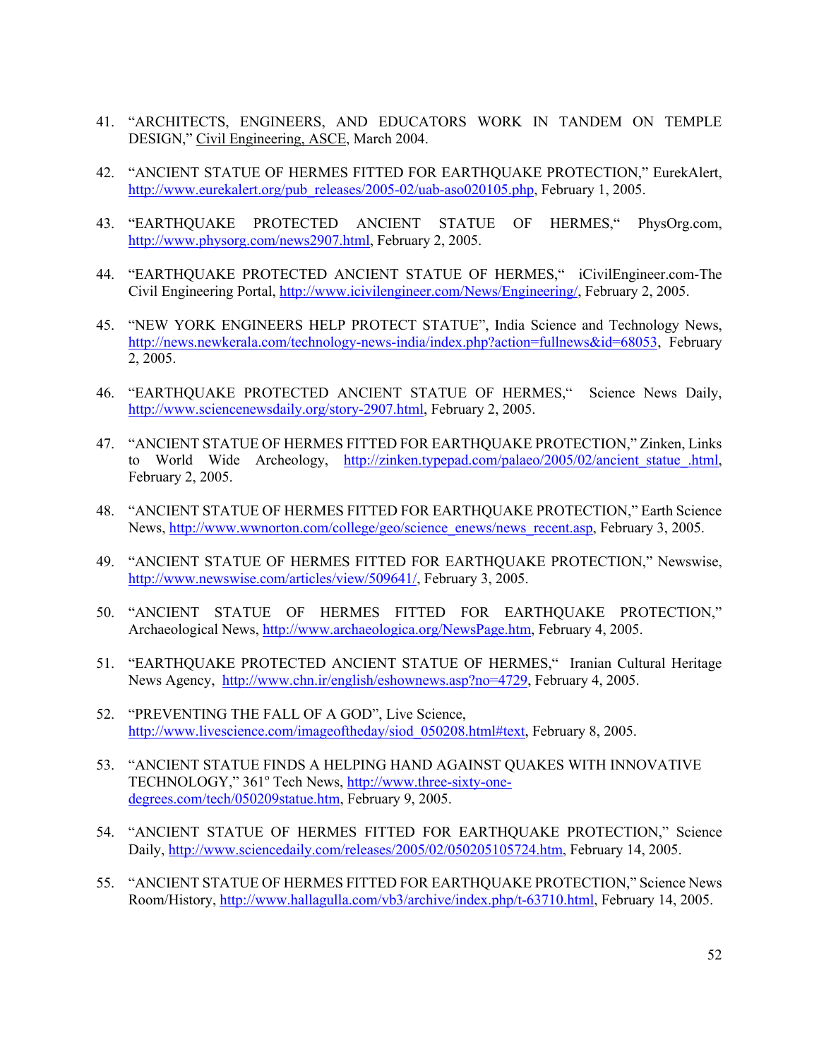41. "ARCHITECTS, ENGINEERS, AND EDUCATORS WORK IN TANDEM ON TEMPLE DESIGN," Civil Engineering, ASCE, March 2004.

42. "ANCIENT STATUE OF HERMES FITTED FOR EARTHQUAKE PROTECTION," EurekAlert, http://www.eurekalert.org/pub_releases/2005-02/uab-aso020105.php, February 1, 2005.

43. "EARTHQUAKE PROTECTED ANCIENT STATUE OF HERMES," PhysOrg.com, http://www.physorg.com/news2907.html, February 2, 2005.

44. "EARTHQUAKE PROTECTED ANCIENT STATUE OF HERMES," iCivilEngineer.com-The Civil Engineering Portal, http://www.icivilengineer.com/News/Engineering/, February 2, 2005.

45. "NEW YORK ENGINEERS HELP PROTECT STATUE", India Science and Technology News, http://news.newkerala.com/technology-news-india/index.php?action=fullnews&id=68053, February 2, 2005.

46. "EARTHQUAKE PROTECTED ANCIENT STATUE OF HERMES," Science News Daily, http://www.sciencenewsdaily.org/story-2907.html, February 2, 2005.

47. "ANCIENT STATUE OF HERMES FITTED FOR EARTHQUAKE PROTECTION," Zinken, Links to World Wide Archeology, http://zinken.typepad.com/palaeo/2005/02/ancient_statue_.html, February 2, 2005.

48. "ANCIENT STATUE OF HERMES FITTED FOR EARTHQUAKE PROTECTION," Earth Science News, http://www.wwnorton.com/college/geo/science_enews/news_recent.asp, February 3, 2005.

49. "ANCIENT STATUE OF HERMES FITTED FOR EARTHQUAKE PROTECTION," Newswise, http://www.newswise.com/articles/view/509641/, February 3, 2005.

50. "ANCIENT STATUE OF HERMES FITTED FOR EARTHQUAKE PROTECTION," Archaeological News, http://www.archaeologica.org/NewsPage.htm, February 4, 2005.

51. "EARTHQUAKE PROTECTED ANCIENT STATUE OF HERMES," Iranian Cultural Heritage News Agency, http://www.chn.ir/english/eshownews.asp?no=4729, February 4, 2005.

52. "PREVENTING THE FALL OF A GOD", Live Science, http://www.livescience.com/imageoftheday/siod_050208.html#text, February 8, 2005.

53. "ANCIENT STATUE FINDS A HELPING HAND AGAINST QUAKES WITH INNOVATIVE TECHNOLOGY," 361° Tech News, http://www.three-sixty-one-degrees.com/tech/050209statue.htm, February 9, 2005.

54. "ANCIENT STATUE OF HERMES FITTED FOR EARTHQUAKE PROTECTION," Science Daily, http://www.sciencedaily.com/releases/2005/02/050205105724.htm, February 14, 2005.

55. "ANCIENT STATUE OF HERMES FITTED FOR EARTHQUAKE PROTECTION," Science News Room/History, http://www.hallagulla.com/vb3/archive/index.php/t-63710.html, February 14, 2005.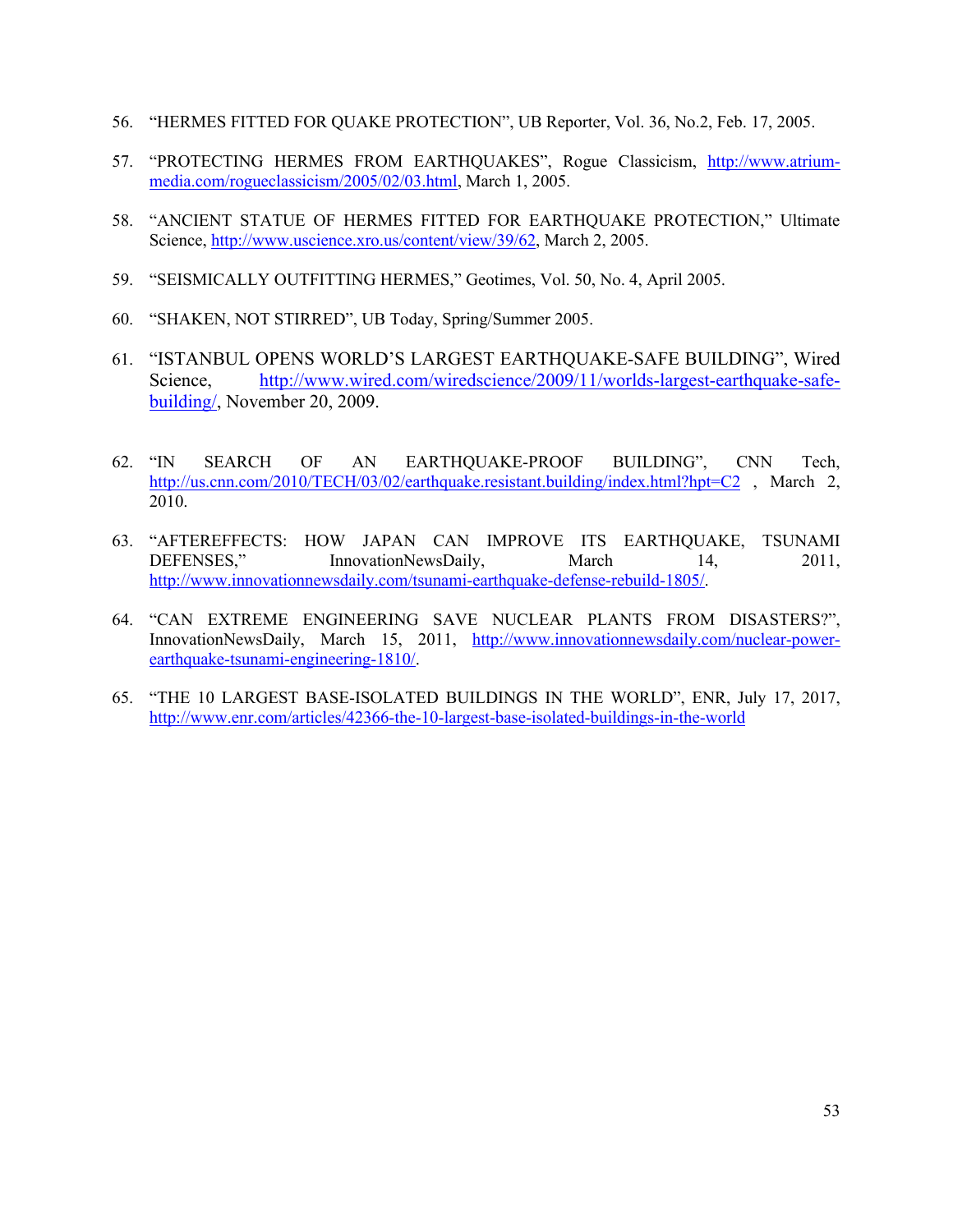56. "HERMES FITTED FOR QUAKE PROTECTION", UB Reporter, Vol. 36, No.2, Feb. 17, 2005.

57. "PROTECTING HERMES FROM EARTHQUAKES", Rogue Classicism, http://www.atrium-media.com/rogueclassicism/2005/02/03.html, March 1, 2005.

58. "ANCIENT STATUE OF HERMES FITTED FOR EARTHQUAKE PROTECTION," Ultimate Science, http://www.uscience.xro.us/content/view/39/62, March 2, 2005.

59. "SEISMICALLY OUTFITTING HERMES," Geotimes, Vol. 50, No. 4, April 2005.

60. "SHAKEN, NOT STIRRED", UB Today, Spring/Summer 2005.

61. "ISTANBUL OPENS WORLD'S LARGEST EARTHQUAKE-SAFE BUILDING", Wired Science, http://www.wired.com/wiredscience/2009/11/worlds-largest-earthquake-safe-building/, November 20, 2009.

62. "IN SEARCH OF AN EARTHQUAKE-PROOF BUILDING", CNN Tech, http://us.cnn.com/2010/TECH/03/02/earthquake.resistant.building/index.html?hpt=C2 , March 2, 2010.

63. "AFTEREFFECTS: HOW JAPAN CAN IMPROVE ITS EARTHQUAKE, TSUNAMI DEFENSES," InnovationNewsDaily, March 14, 2011, http://www.innovationnewsdaily.com/tsunami-earthquake-defense-rebuild-1805/.

64. "CAN EXTREME ENGINEERING SAVE NUCLEAR PLANTS FROM DISASTERS?", InnovationNewsDaily, March 15, 2011, http://www.innovationnewsdaily.com/nuclear-power-earthquake-tsunami-engineering-1810/.

65. "THE 10 LARGEST BASE-ISOLATED BUILDINGS IN THE WORLD", ENR, July 17, 2017, http://www.enr.com/articles/42366-the-10-largest-base-isolated-buildings-in-the-world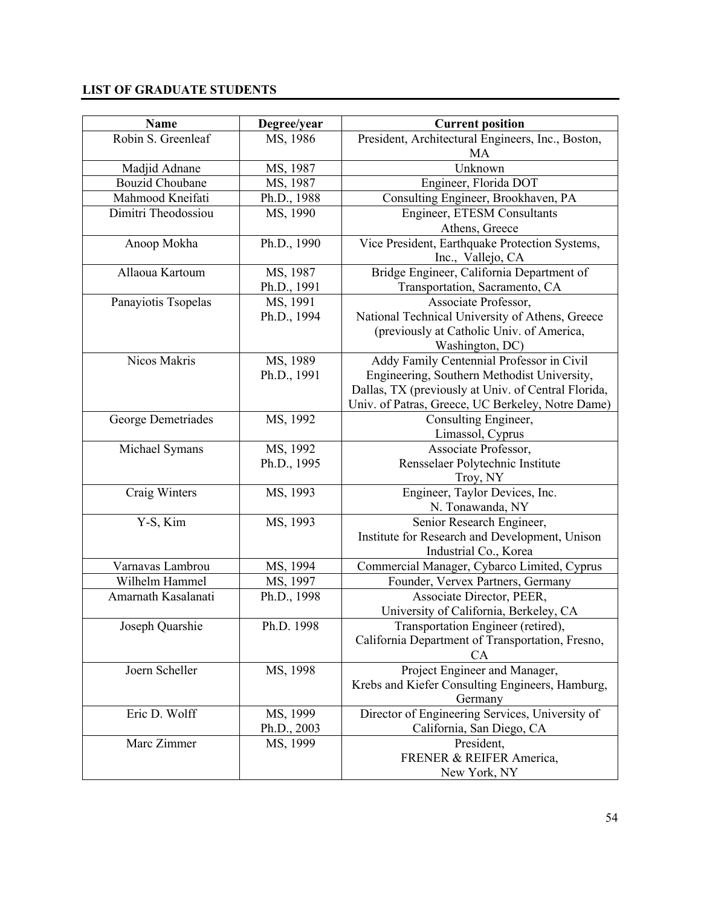**LIST OF GRADUATE STUDENTS**

| Name | Degree/year | Current position |
|---|---|---|
| Robin S. Greenleaf | MS, 1986 | President, Architectural Engineers, Inc., Boston, MA |
| Madjid Adnane | MS, 1987 | Unknown |
| Bouzid Choubane | MS, 1987 | Engineer, Florida DOT |
| Mahmood Kneifati | Ph.D., 1988 | Consulting Engineer, Brookhaven, PA |
| Dimitri Theodossiou | MS, 1990 | Engineer, ETESM Consultants Athens, Greece |
| Anoop Mokha | Ph.D., 1990 | Vice President, Earthquake Protection Systems, Inc., Vallejo, CA |
| Allaoua Kartoum | MS, 1987<br>Ph.D., 1991 | Bridge Engineer, California Department of Transportation, Sacramento, CA |
| Panayiotis Tsopelas | MS, 1991<br>Ph.D., 1994 | Associate Professor, National Technical University of Athens, Greece (previously at Catholic Univ. of America, Washington, DC) |
| Nicos Makris | MS, 1989<br>Ph.D., 1991 | Addy Family Centennial Professor in Civil Engineering, Southern Methodist University, Dallas, TX (previously at Univ. of Central Florida, Univ. of Patras, Greece, UC Berkeley, Notre Dame) |
| George Demetriades | MS, 1992 | Consulting Engineer, Limassol, Cyprus |
| Michael Symans | MS, 1992<br>Ph.D., 1995 | Associate Professor, Rensselaer Polytechnic Institute Troy, NY |
| Craig Winters | MS, 1993 | Engineer, Taylor Devices, Inc. N. Tonawanda, NY |
| Y-S, Kim | MS, 1993 | Senior Research Engineer, Institute for Research and Development, Unison Industrial Co., Korea |
| Varnavas Lambrou | MS, 1994 | Commercial Manager, Cybarco Limited, Cyprus |
| Wilhelm Hammel | MS, 1997 | Founder, Vervex Partners, Germany |
| Amarnath Kasalanati | Ph.D., 1998 | Associate Director, PEER, University of California, Berkeley, CA |
| Joseph Quarshie | Ph.D. 1998 | Transportation Engineer (retired), California Department of Transportation, Fresno, CA |
| Joern Scheller | MS, 1998 | Project Engineer and Manager, Krebs and Kiefer Consulting Engineers, Hamburg, Germany |
| Eric D. Wolff | MS, 1999<br>Ph.D., 2003 | Director of Engineering Services, University of California, San Diego, CA |
| Marc Zimmer | MS, 1999 | President, FRENER & REIFER America, New York, NY |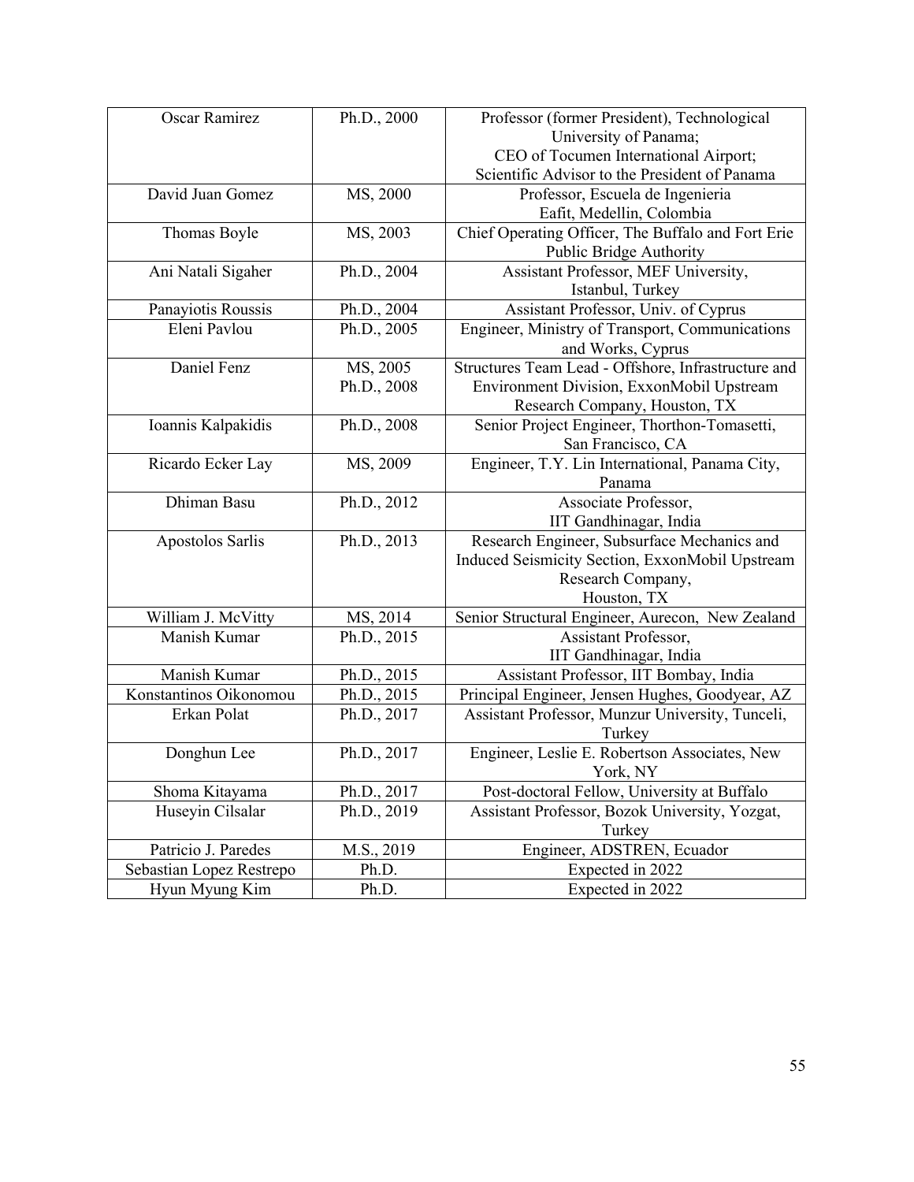| | | |
|---|---|---|
| Oscar Ramirez | Ph.D., 2000 | Professor (former President), Technological University of Panama; CEO of Tocumen International Airport; Scientific Advisor to the President of Panama |
| David Juan Gomez | MS, 2000 | Professor, Escuela de Ingenieria Eafit, Medellin, Colombia |
| Thomas Boyle | MS, 2003 | Chief Operating Officer, The Buffalo and Fort Erie Public Bridge Authority |
| Ani Natali Sigaher | Ph.D., 2004 | Assistant Professor, MEF University, Istanbul, Turkey |
| Panayiotis Roussis | Ph.D., 2004 | Assistant Professor, Univ. of Cyprus |
| Eleni Pavlou | Ph.D., 2005 | Engineer, Ministry of Transport, Communications and Works, Cyprus |
| Daniel Fenz | MS, 2005<br>Ph.D., 2008 | Structures Team Lead - Offshore, Infrastructure and Environment Division, ExxonMobil Upstream Research Company, Houston, TX |
| Ioannis Kalpakidis | Ph.D., 2008 | Senior Project Engineer, Thorthon-Tomasetti, San Francisco, CA |
| Ricardo Ecker Lay | MS, 2009 | Engineer, T.Y. Lin International, Panama City, Panama |
| Dhiman Basu | Ph.D., 2012 | Associate Professor, IIT Gandhinagar, India |
| Apostolos Sarlis | Ph.D., 2013 | Research Engineer, Subsurface Mechanics and Induced Seismicity Section, ExxonMobil Upstream Research Company, Houston, TX |
| William J. McVitty | MS, 2014 | Senior Structural Engineer, Aurecon, New Zealand |
| Manish Kumar | Ph.D., 2015 | Assistant Professor, IIT Gandhinagar, India |
| Manish Kumar | Ph.D., 2015 | Assistant Professor, IIT Bombay, India |
| Konstantinos Oikonomou | Ph.D., 2015 | Principal Engineer, Jensen Hughes, Goodyear, AZ |
| Erkan Polat | Ph.D., 2017 | Assistant Professor, Munzur University, Tunceli, Turkey |
| Donghun Lee | Ph.D., 2017 | Engineer, Leslie E. Robertson Associates, New York, NY |
| Shoma Kitayama | Ph.D., 2017 | Post-doctoral Fellow, University at Buffalo |
| Huseyin Cilsalar | Ph.D., 2019 | Assistant Professor, Bozok University, Yozgat, Turkey |
| Patricio J. Paredes | M.S., 2019 | Engineer, ADSTREN, Ecuador |
| Sebastian Lopez Restrepo | Ph.D. | Expected in 2022 |
| Hyun Myung Kim | Ph.D. | Expected in 2022 |